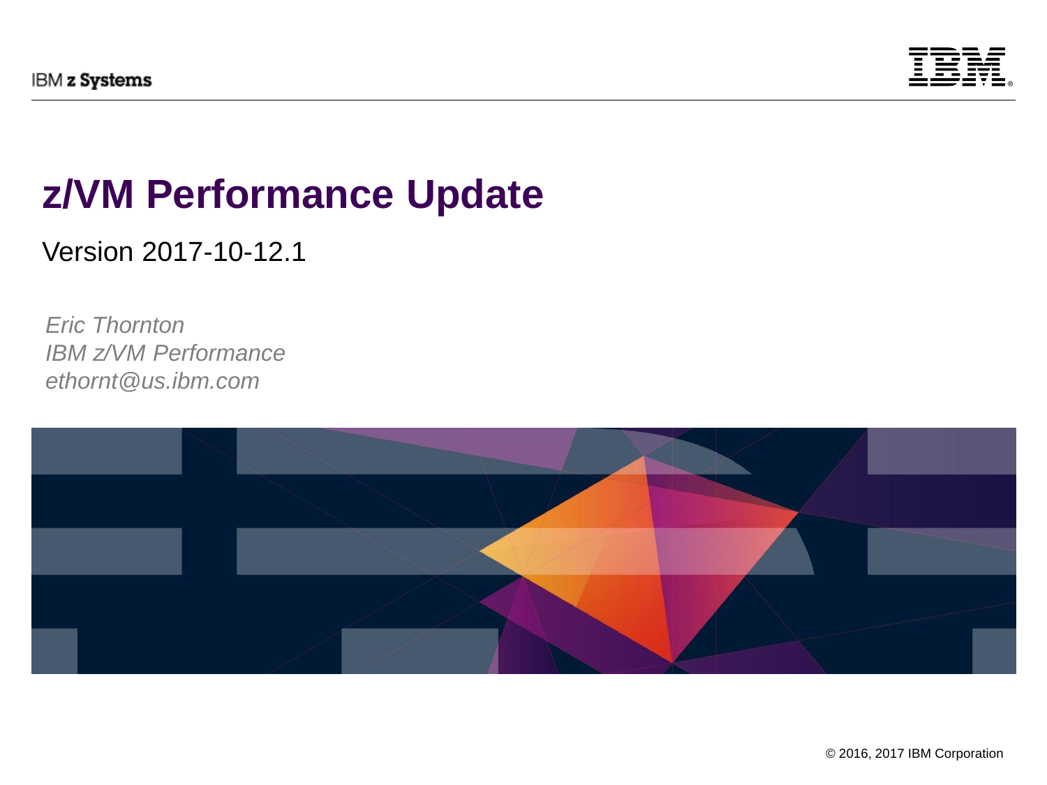# z/VM Performance Update

Version 2017-10-12.1

*Eric Thornton*
*IBM z/VM Performance*
*ethornt@us.ibm.com*

© 2016, 2017 IBM Corporation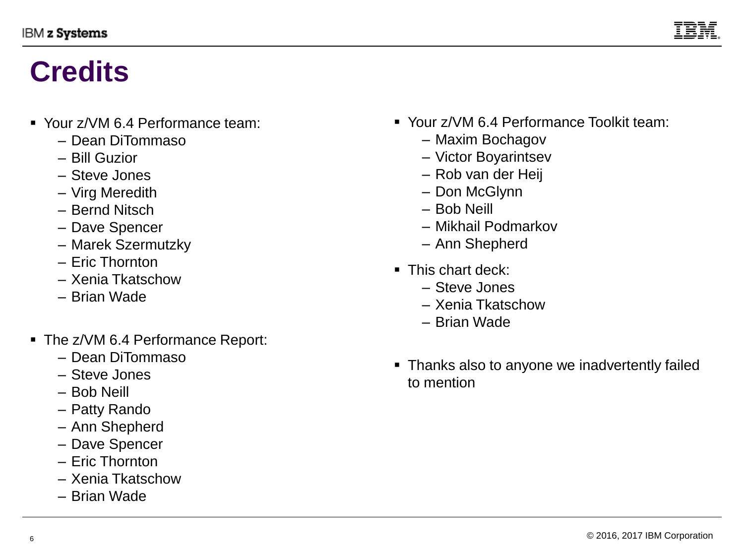# Credits

- Your z/VM 6.4 Performance team:
  - Dean DiTommaso
  - Bill Guzior
  - Steve Jones
  - Virg Meredith
  - Bernd Nitsch
  - Dave Spencer
  - Marek Szermutzky
  - Eric Thornton
  - Xenia Tkatschow
  - Brian Wade

- The z/VM 6.4 Performance Report:
  - Dean DiTommaso
  - Steve Jones
  - Bob Neill
  - Patty Rando
  - Ann Shepherd
  - Dave Spencer
  - Eric Thornton
  - Xenia Tkatschow
  - Brian Wade

- Your z/VM 6.4 Performance Toolkit team:
  - Maxim Bochagov
  - Victor Boyarintsev
  - Rob van der Heij
  - Don McGlynn
  - Bob Neill
  - Mikhail Podmarkov
  - Ann Shepherd

- This chart deck:
  - Steve Jones
  - Xenia Tkatschow
  - Brian Wade

- Thanks also to anyone we inadvertently failed to mention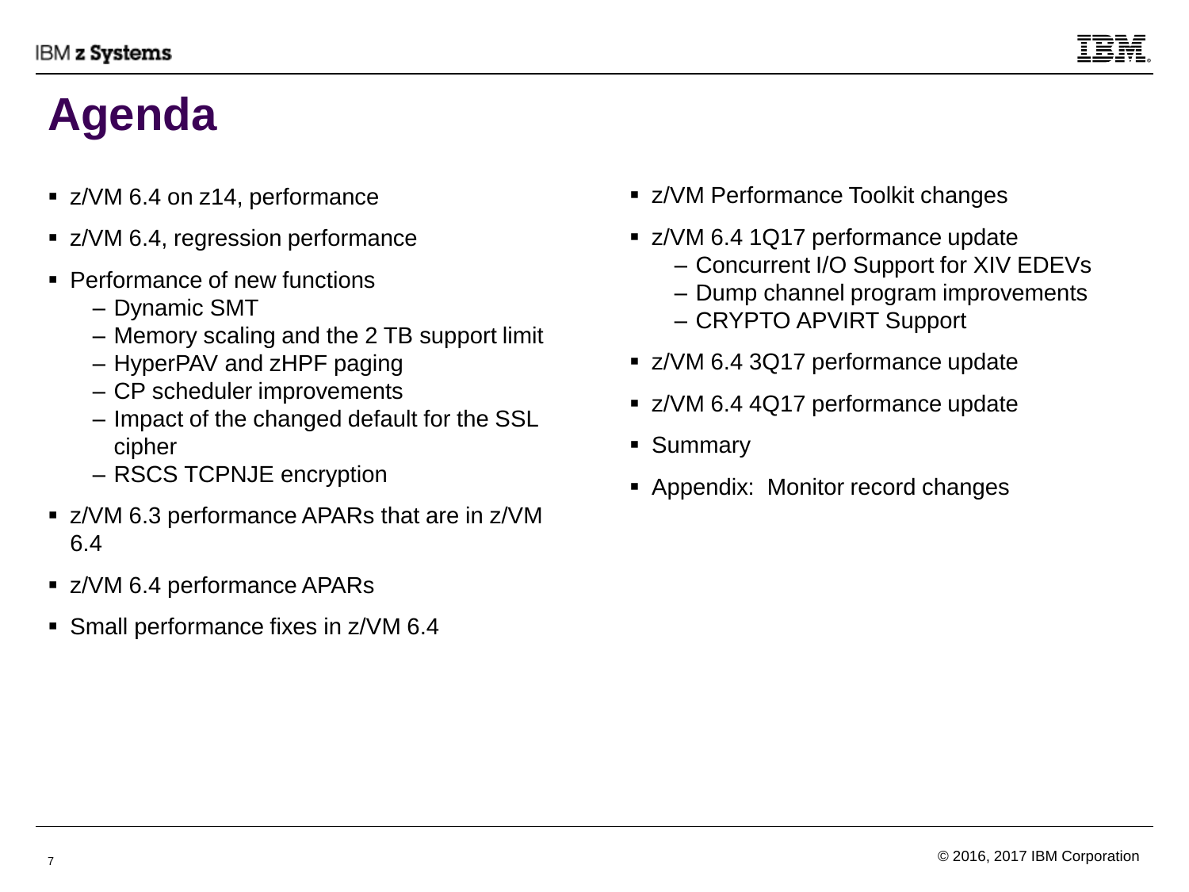# Agenda

- z/VM 6.4 on z14, performance
- z/VM 6.4, regression performance
- Performance of new functions
  - Dynamic SMT
  - Memory scaling and the 2 TB support limit
  - HyperPAV and zHPF paging
  - CP scheduler improvements
  - Impact of the changed default for the SSL cipher
  - RSCS TCPNJE encryption
- z/VM 6.3 performance APARs that are in z/VM 6.4
- z/VM 6.4 performance APARs
- Small performance fixes in z/VM 6.4
- z/VM Performance Toolkit changes
- z/VM 6.4 1Q17 performance update
  - Concurrent I/O Support for XIV EDEVs
  - Dump channel program improvements
  - CRYPTO APVIRT Support
- z/VM 6.4 3Q17 performance update
- z/VM 6.4 4Q17 performance update
- Summary
- Appendix: Monitor record changes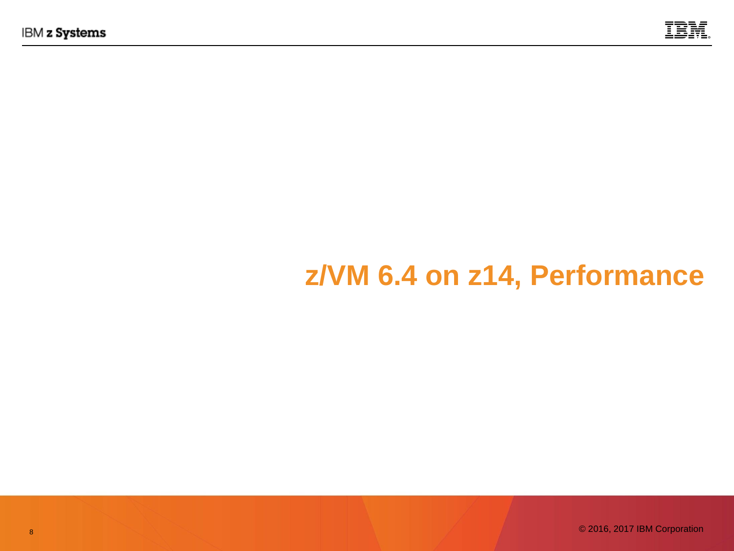# z/VM 6.4 on z14, Performance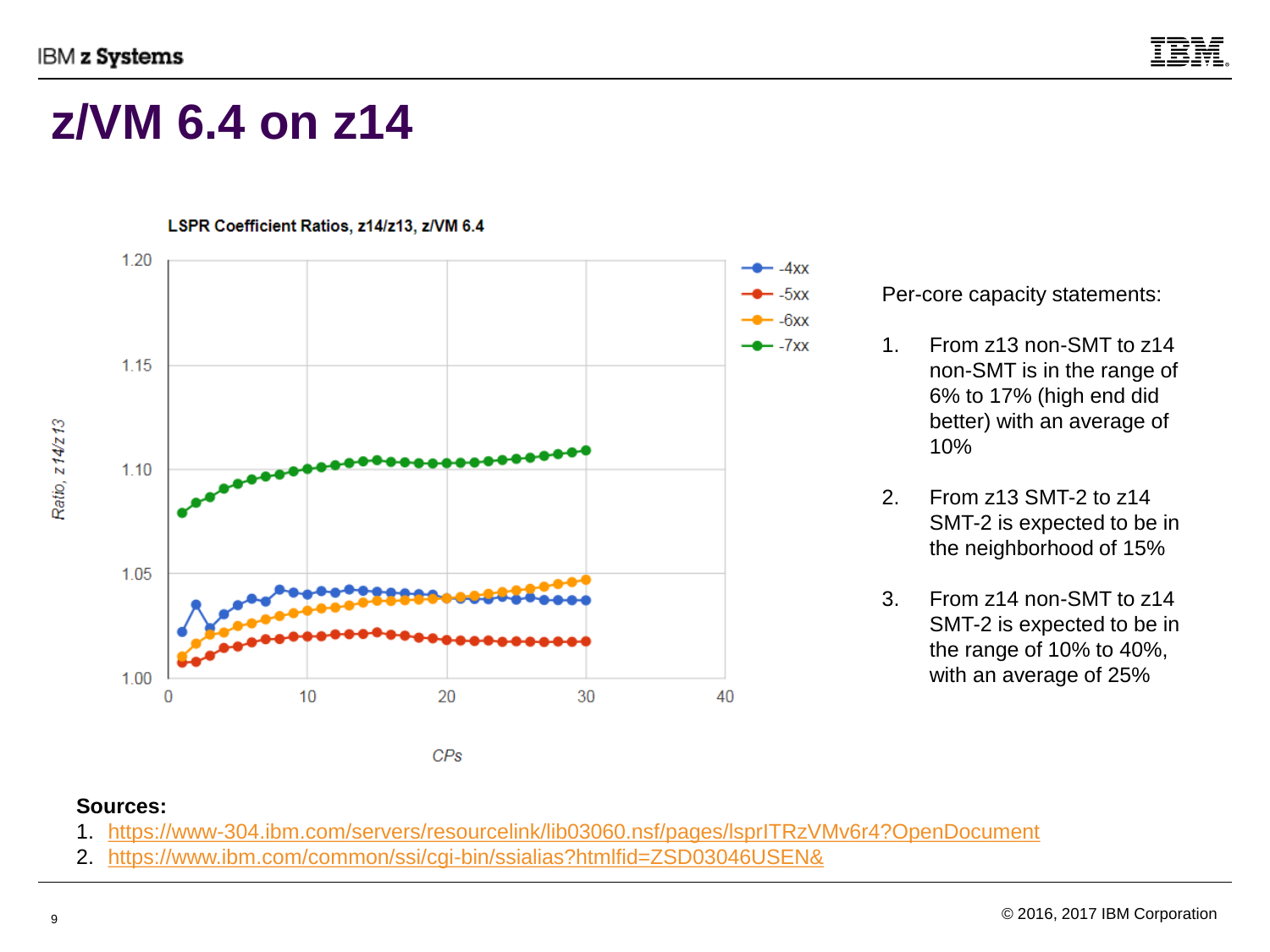# z/VM 6.4 on z14

**LSPR Coefficient Ratios, z14/z13, z/VM 6.4**

Per-core capacity statements:

1. From z13 non-SMT to z14 non-SMT is in the range of 6% to 17% (high end did better) with an average of 10%
2. From z13 SMT-2 to z14 SMT-2 is expected to be in the neighborhood of 15%
3. From z14 non-SMT to z14 SMT-2 is expected to be in the range of 10% to 40%, with an average of 25%

**Sources:**

1. https://www-304.ibm.com/servers/resourcelink/lib03060.nsf/pages/lsprITRzVMv6r4?OpenDocument
2. https://www.ibm.com/common/ssi/cgi-bin/ssialias?htmlfid=ZSD03046USEN&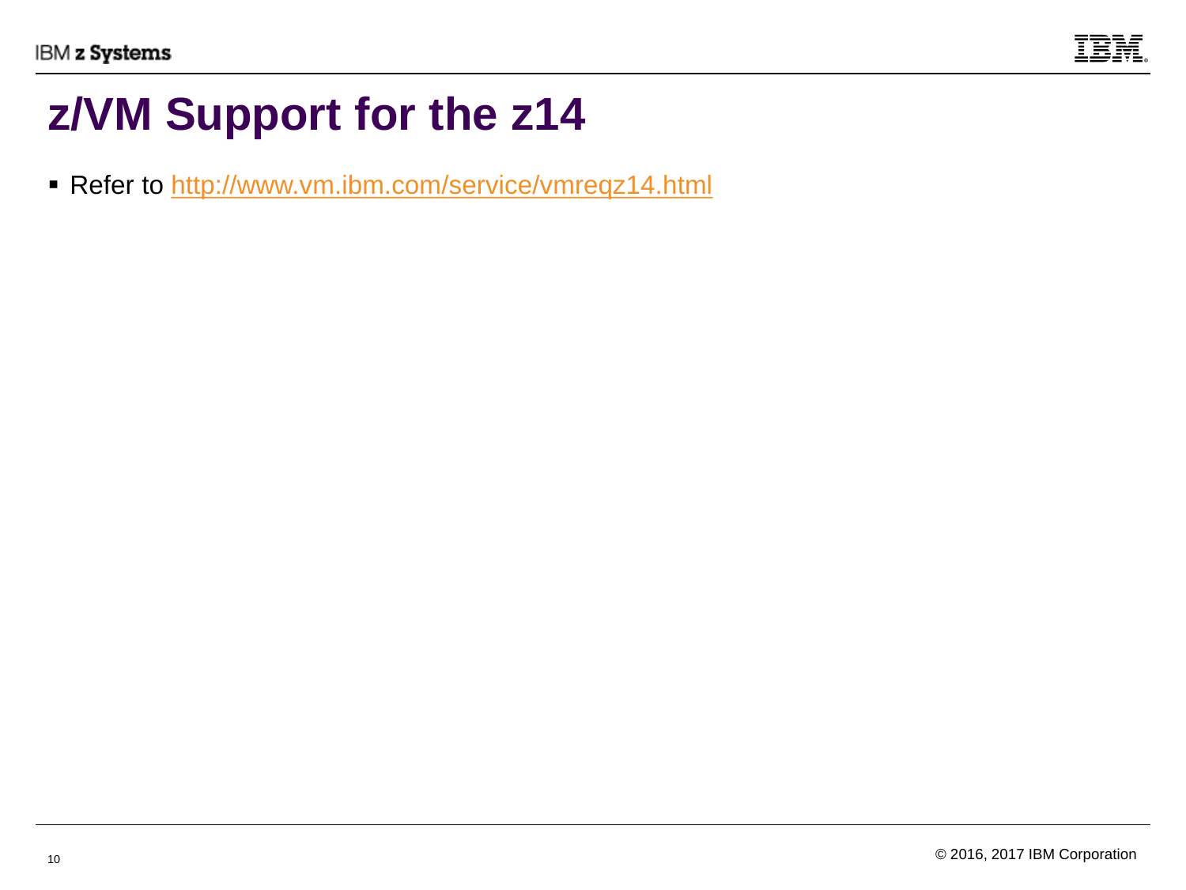# z/VM Support for the z14

- Refer to [http://www.vm.ibm.com/service/vmreqz14.html](http://www.vm.ibm.com/service/vmreqz14.html)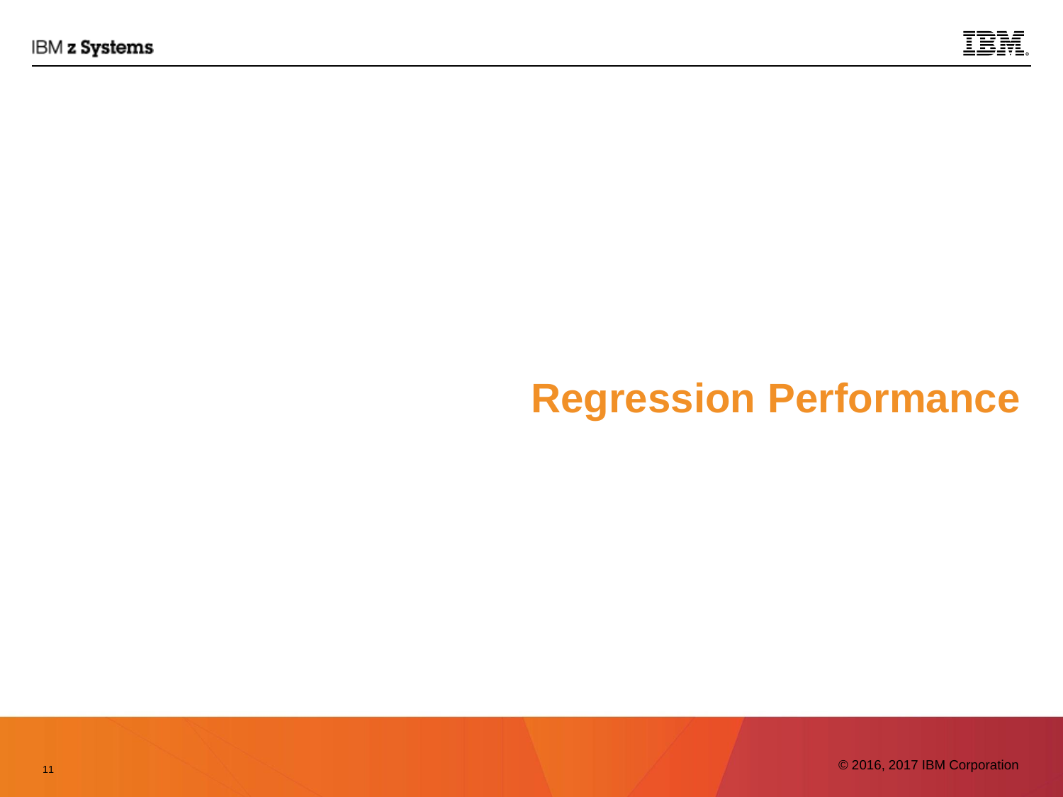# Regression Performance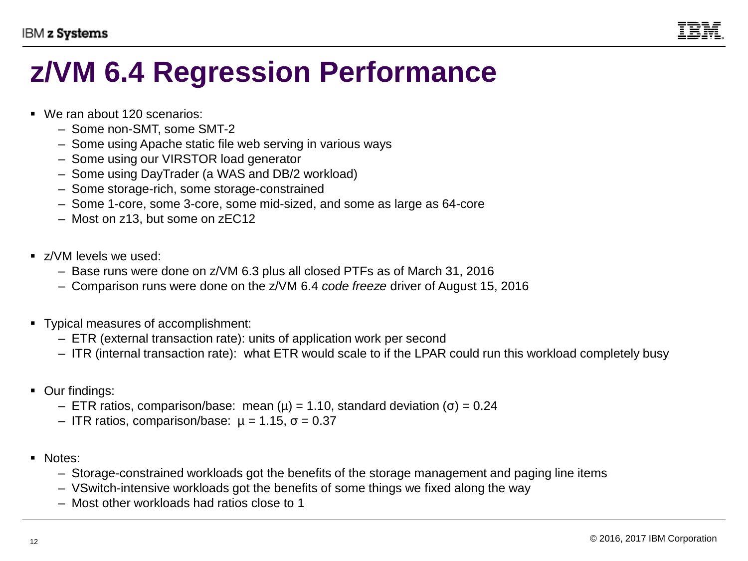# z/VM 6.4 Regression Performance

- We ran about 120 scenarios:
  - Some non-SMT, some SMT-2
  - Some using Apache static file web serving in various ways
  - Some using our VIRSTOR load generator
  - Some using DayTrader (a WAS and DB/2 workload)
  - Some storage-rich, some storage-constrained
  - Some 1-core, some 3-core, some mid-sized, and some as large as 64-core
  - Most on z13, but some on zEC12

- z/VM levels we used:
  - Base runs were done on z/VM 6.3 plus all closed PTFs as of March 31, 2016
  - Comparison runs were done on the z/VM 6.4 *code freeze* driver of August 15, 2016

- Typical measures of accomplishment:
  - ETR (external transaction rate): units of application work per second
  - ITR (internal transaction rate): what ETR would scale to if the LPAR could run this workload completely busy

- Our findings:
  - ETR ratios, comparison/base: mean ($\mu$) = 1.10, standard deviation ($\sigma$) = 0.24
  - ITR ratios, comparison/base: $\mu = 1.15$, $\sigma = 0.37$

- Notes:
  - Storage-constrained workloads got the benefits of the storage management and paging line items
  - VSwitch-intensive workloads got the benefits of some things we fixed along the way
  - Most other workloads had ratios close to 1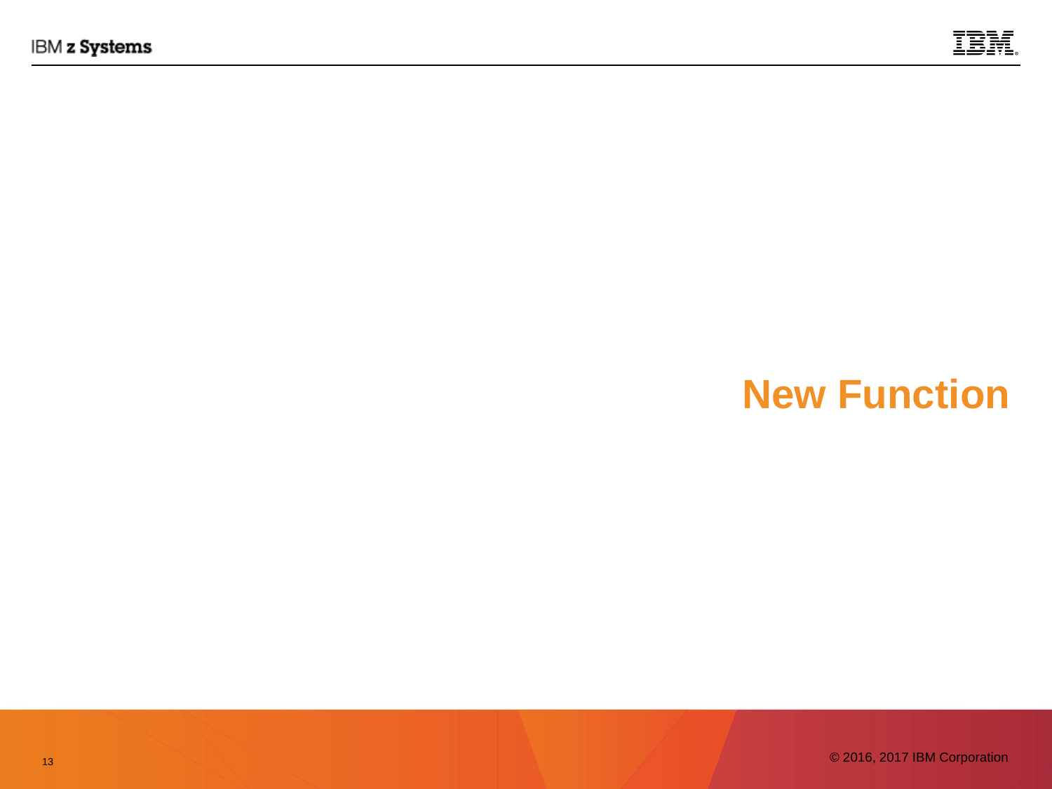# New Function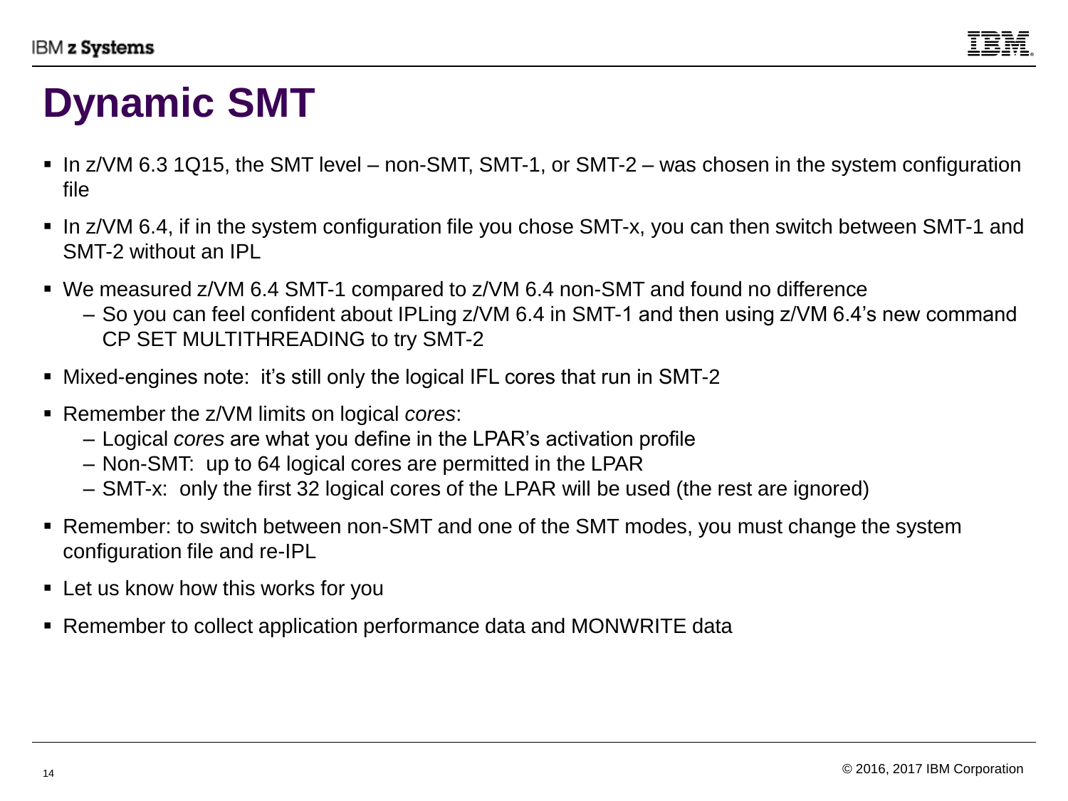# Dynamic SMT

- In z/VM 6.3 1Q15, the SMT level – non-SMT, SMT-1, or SMT-2 – was chosen in the system configuration file
- In z/VM 6.4, if in the system configuration file you chose SMT-x, you can then switch between SMT-1 and SMT-2 without an IPL
- We measured z/VM 6.4 SMT-1 compared to z/VM 6.4 non-SMT and found no difference
  - So you can feel confident about IPLing z/VM 6.4 in SMT-1 and then using z/VM 6.4's new command CP SET MULTITHREADING to try SMT-2
- Mixed-engines note: it's still only the logical IFL cores that run in SMT-2
- Remember the z/VM limits on logical *cores*:
  - Logical *cores* are what you define in the LPAR's activation profile
  - Non-SMT: up to 64 logical cores are permitted in the LPAR
  - SMT-x: only the first 32 logical cores of the LPAR will be used (the rest are ignored)
- Remember: to switch between non-SMT and one of the SMT modes, you must change the system configuration file and re-IPL
- Let us know how this works for you
- Remember to collect application performance data and MONWRITE data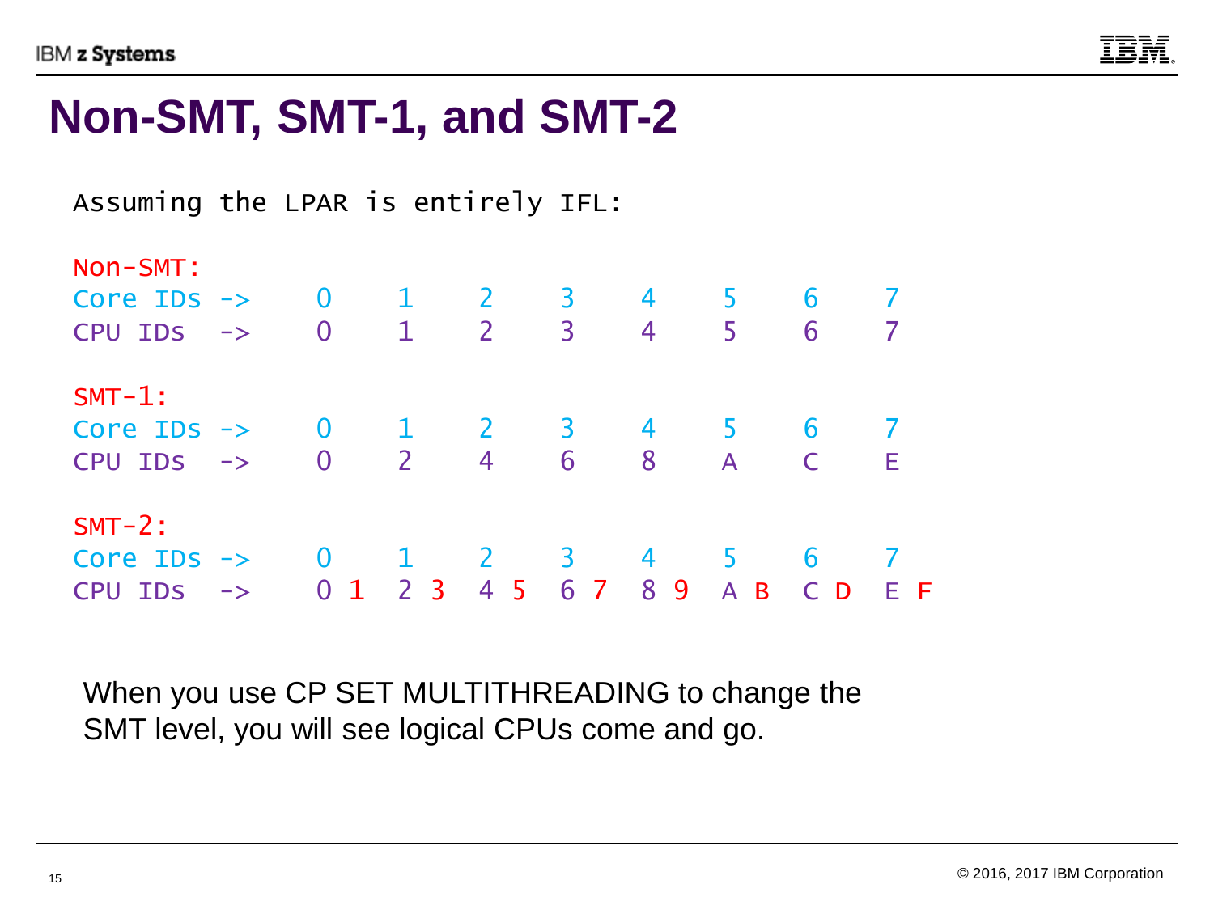# Non-SMT, SMT-1, and SMT-2

```
Assuming the LPAR is entirely IFL:

Non-SMT:
Core IDs ->    0    1    2    3    4    5    6    7
CPU IDs  ->    0    1    2    3    4    5    6    7

SMT-1:
Core IDs ->    0    1    2    3    4    5    6    7
CPU IDs  ->    0    2    4    6    8    A    C    E

SMT-2:
Core IDs ->    0    1    2    3    4    5    6    7
CPU IDs  ->    0 1  2 3  4 5  6 7  8 9  A B  C D  E F
```

When you use CP SET MULTITHREADING to change the SMT level, you will see logical CPUs come and go.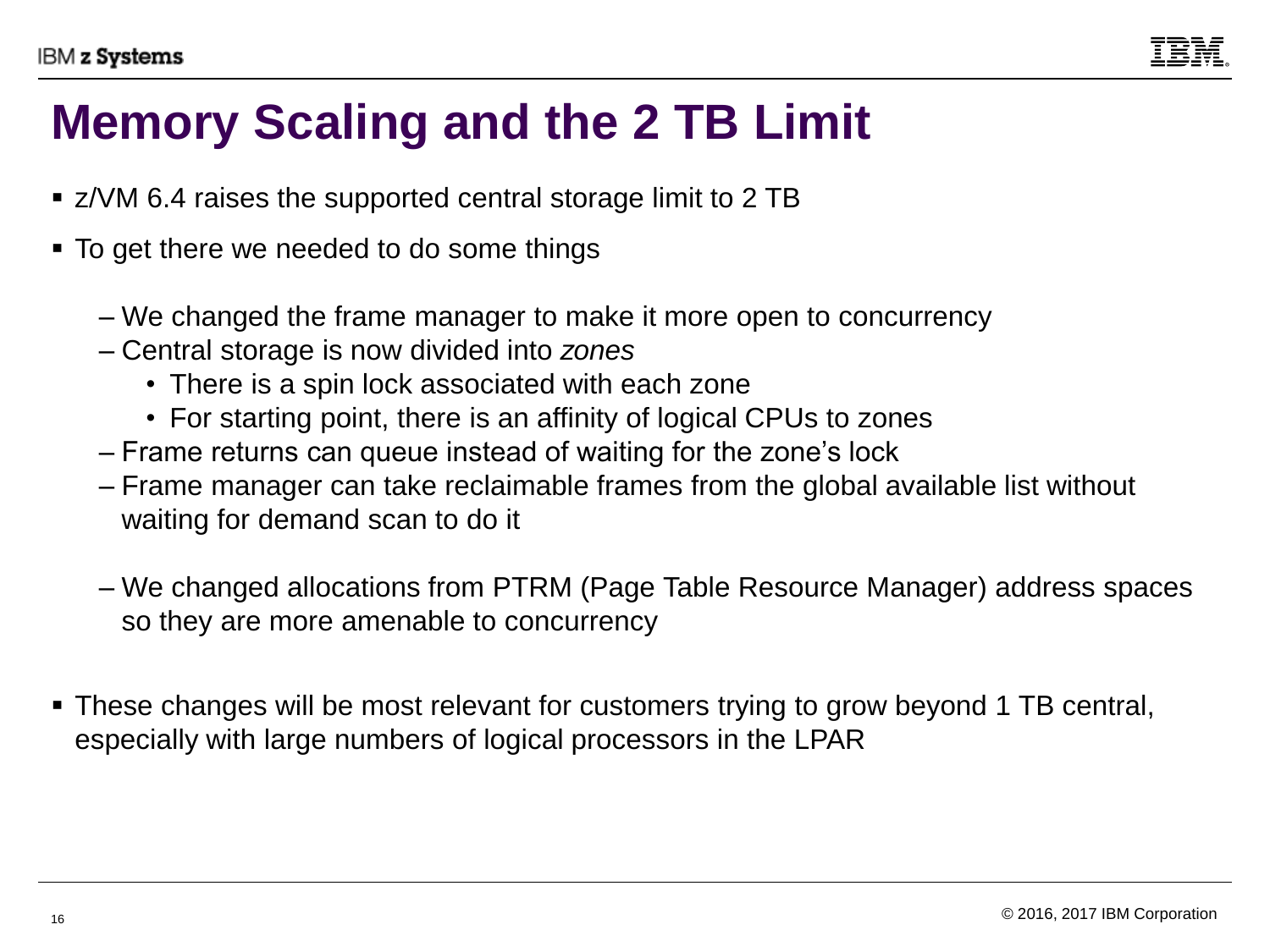# Memory Scaling and the 2 TB Limit

- z/VM 6.4 raises the supported central storage limit to 2 TB
- To get there we needed to do some things
  - We changed the frame manager to make it more open to concurrency
  - Central storage is now divided into *zones*
    - There is a spin lock associated with each zone
    - For starting point, there is an affinity of logical CPUs to zones
  - Frame returns can queue instead of waiting for the zone's lock
  - Frame manager can take reclaimable frames from the global available list without waiting for demand scan to do it
  - We changed allocations from PTRM (Page Table Resource Manager) address spaces so they are more amenable to concurrency
- These changes will be most relevant for customers trying to grow beyond 1 TB central, especially with large numbers of logical processors in the LPAR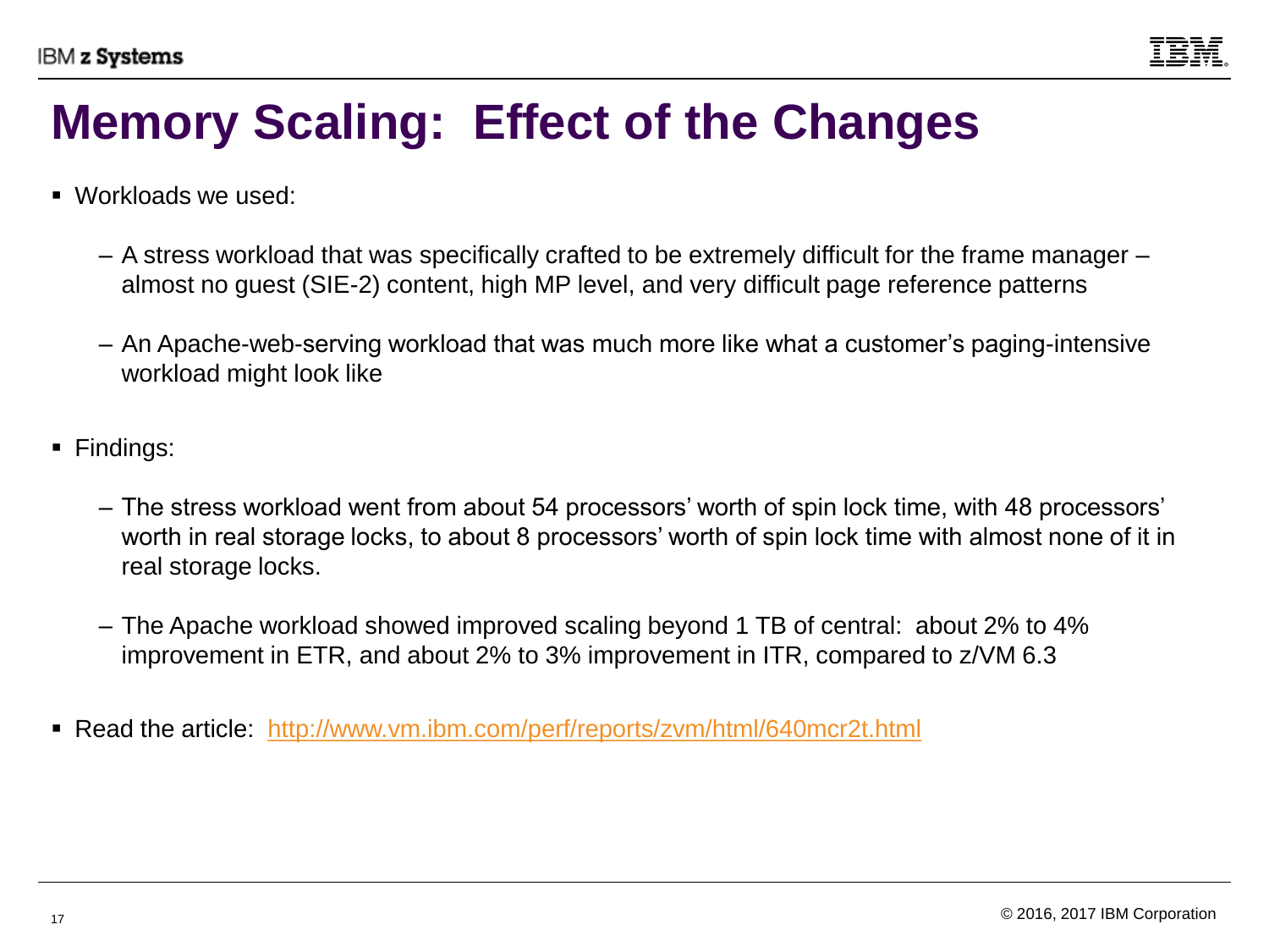# Memory Scaling: Effect of the Changes

- Workloads we used:
  - A stress workload that was specifically crafted to be extremely difficult for the frame manager – almost no guest (SIE-2) content, high MP level, and very difficult page reference patterns
  - An Apache-web-serving workload that was much more like what a customer's paging-intensive workload might look like
- Findings:
  - The stress workload went from about 54 processors' worth of spin lock time, with 48 processors' worth in real storage locks, to about 8 processors' worth of spin lock time with almost none of it in real storage locks.
  - The Apache workload showed improved scaling beyond 1 TB of central: about 2% to 4% improvement in ETR, and about 2% to 3% improvement in ITR, compared to z/VM 6.3
- Read the article: [http://www.vm.ibm.com/perf/reports/zvm/html/640mcr2t.html](http://www.vm.ibm.com/perf/reports/zvm/html/640mcr2t.html)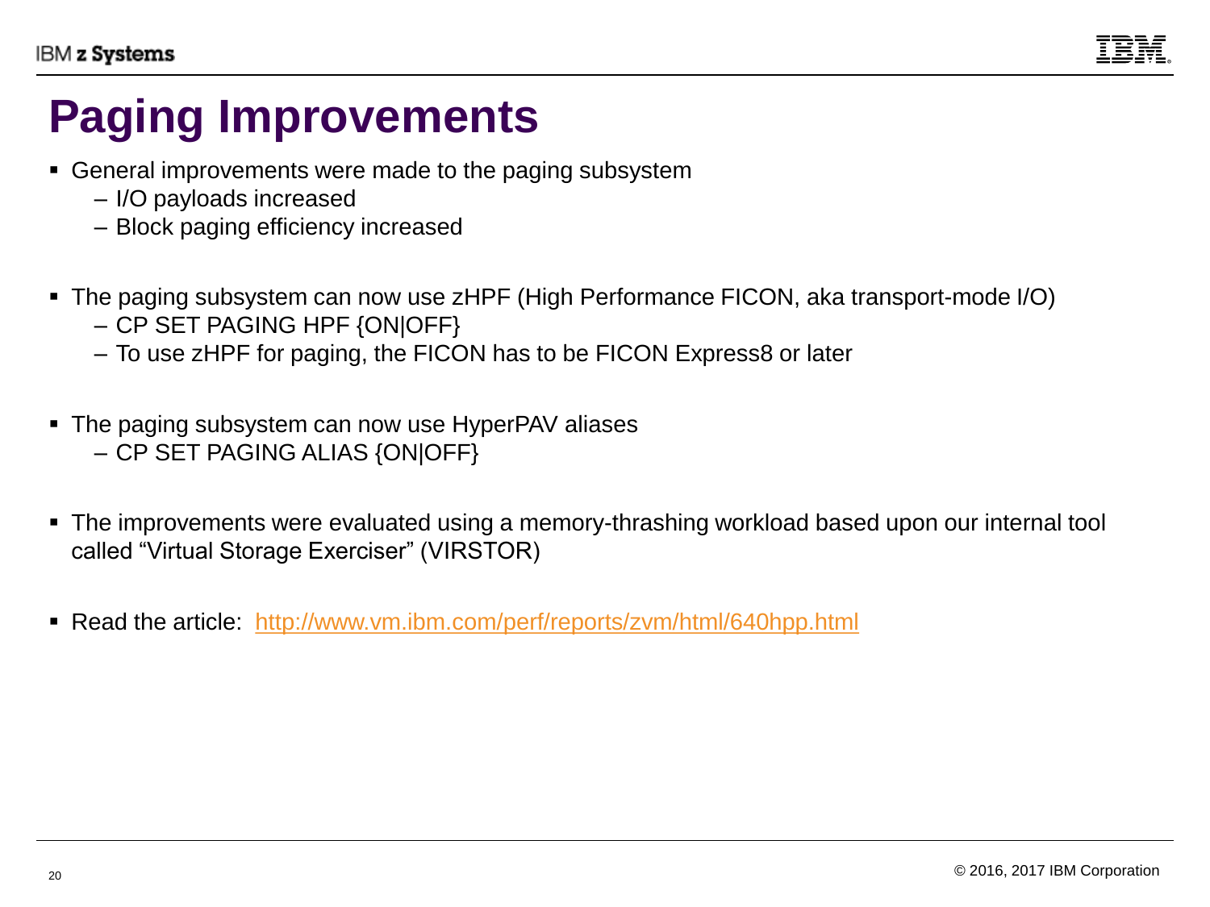# Paging Improvements

- General improvements were made to the paging subsystem
  - I/O payloads increased
  - Block paging efficiency increased

- The paging subsystem can now use zHPF (High Performance FICON, aka transport-mode I/O)
  - CP SET PAGING HPF {ON|OFF}
  - To use zHPF for paging, the FICON has to be FICON Express8 or later

- The paging subsystem can now use HyperPAV aliases
  - CP SET PAGING ALIAS {ON|OFF}

- The improvements were evaluated using a memory-thrashing workload based upon our internal tool called "Virtual Storage Exerciser" (VIRSTOR)

- Read the article: http://www.vm.ibm.com/perf/reports/zvm/html/640hpp.html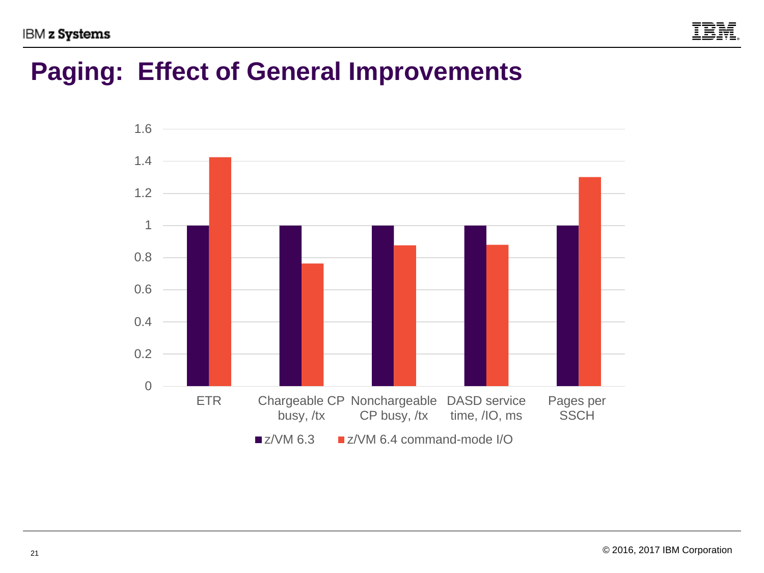# Paging: Effect of General Improvements

| | ETR | Chargeable CP busy, /tx | Nonchargeable CP busy, /tx | DASD service time, /IO, ms | Pages per SSCH |
|---|---|---|---|---|---|
| z/VM 6.3 | 1 | 1 | 1 | 1 | 1 |
| z/VM 6.4 command-mode I/O | 1.42 | 0.76 | 0.87 | 0.88 | 1.30 |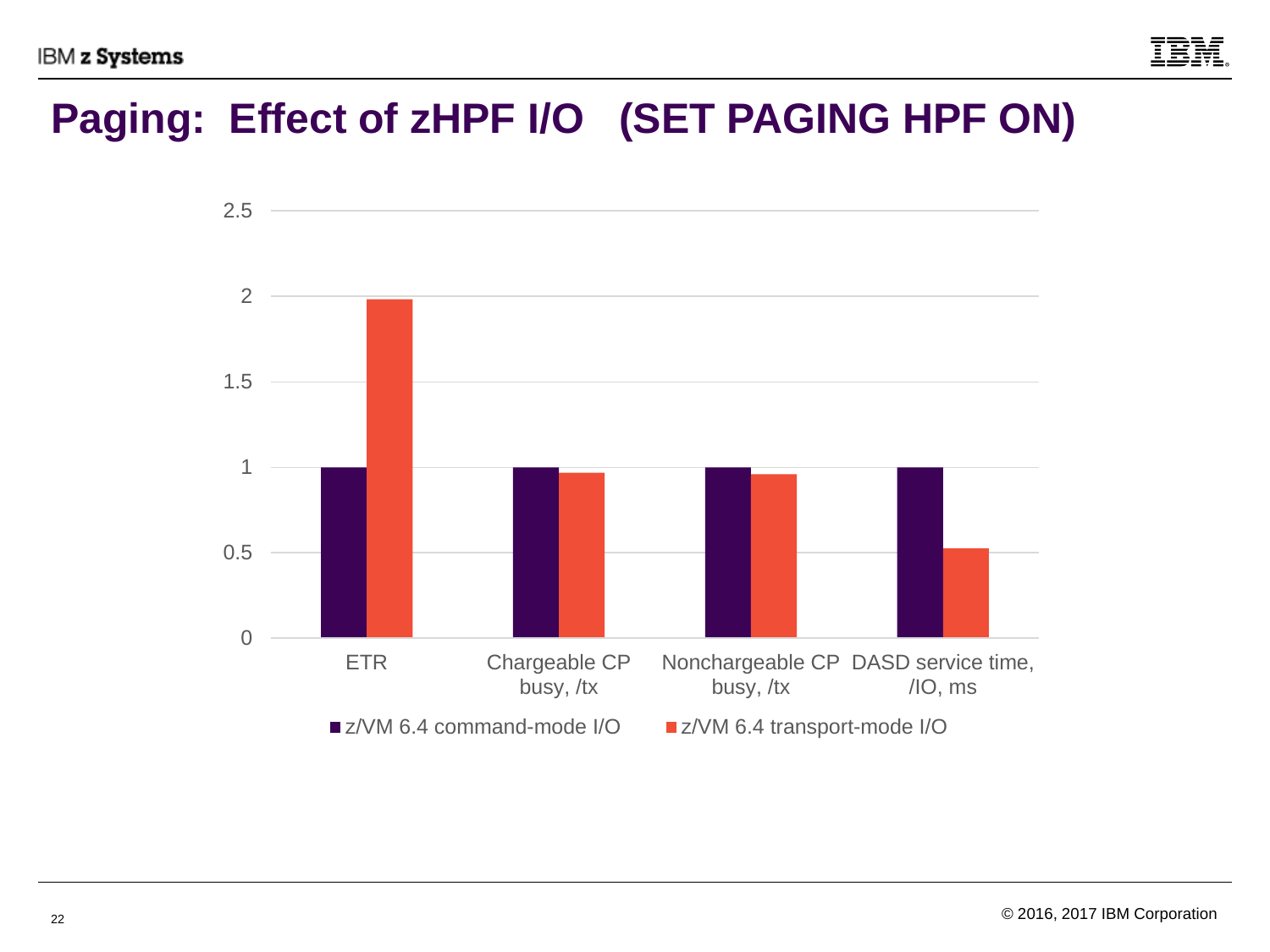# Paging: Effect of zHPF I/O (SET PAGING HPF ON)

| | z/VM 6.4 command-mode I/O | z/VM 6.4 transport-mode I/O |
|---|---|---|
| ETR | 1 | 1.98 |
| Chargeable CP busy, /tx | 1 | 0.97 |
| Nonchargeable CP busy, /tx | 1 | 0.96 |
| DASD service time, /IO, ms | 1 | 0.52 |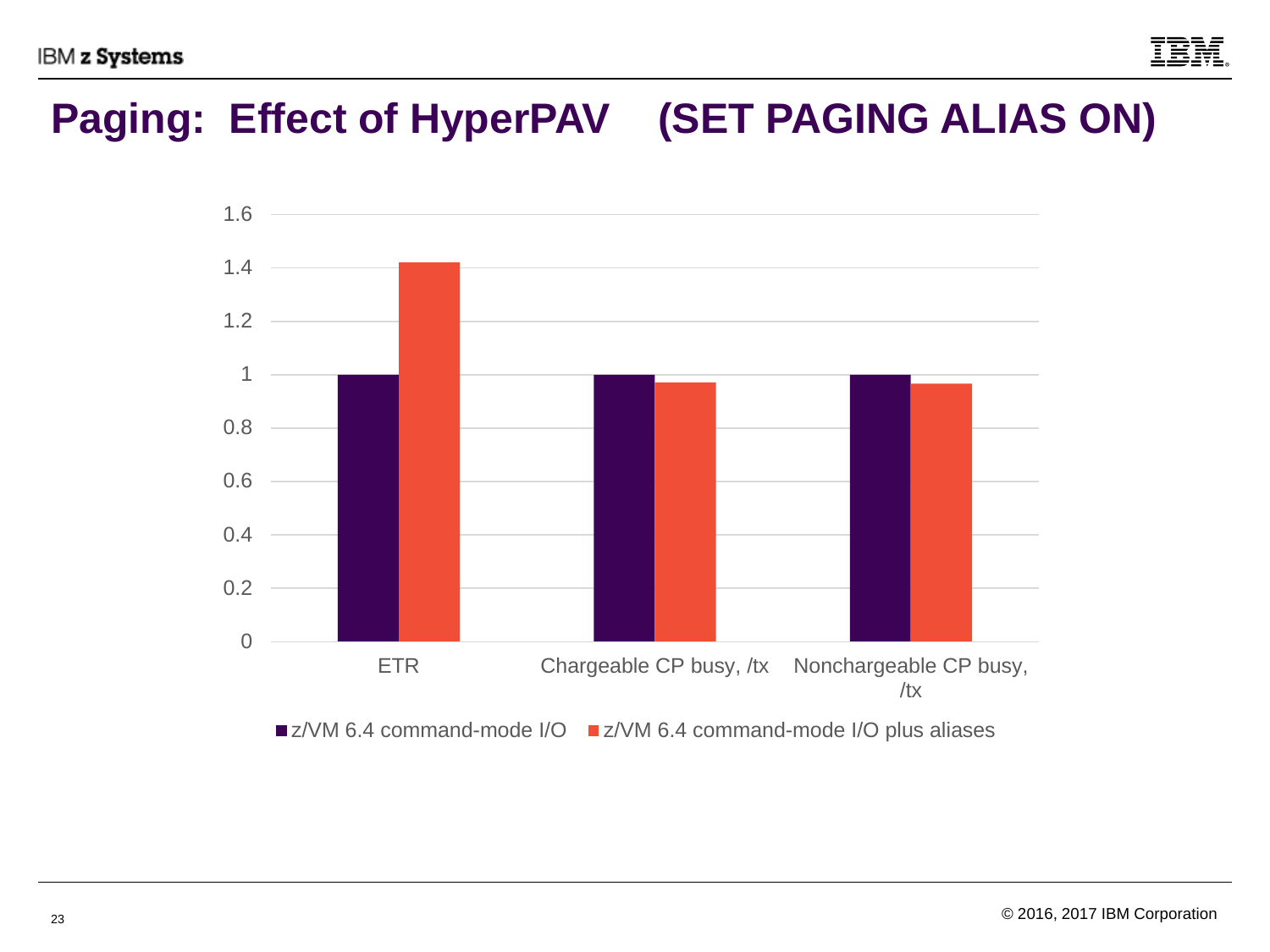# Paging: Effect of HyperPAV (SET PAGING ALIAS ON)

1.6
1.4
1.2
1
0.8
0.6
0.4
0.2
0

ETR | Chargeable CP busy, /tx | Nonchargeable CP busy, /tx

■ z/VM 6.4 command-mode I/O ■ z/VM 6.4 command-mode I/O plus aliases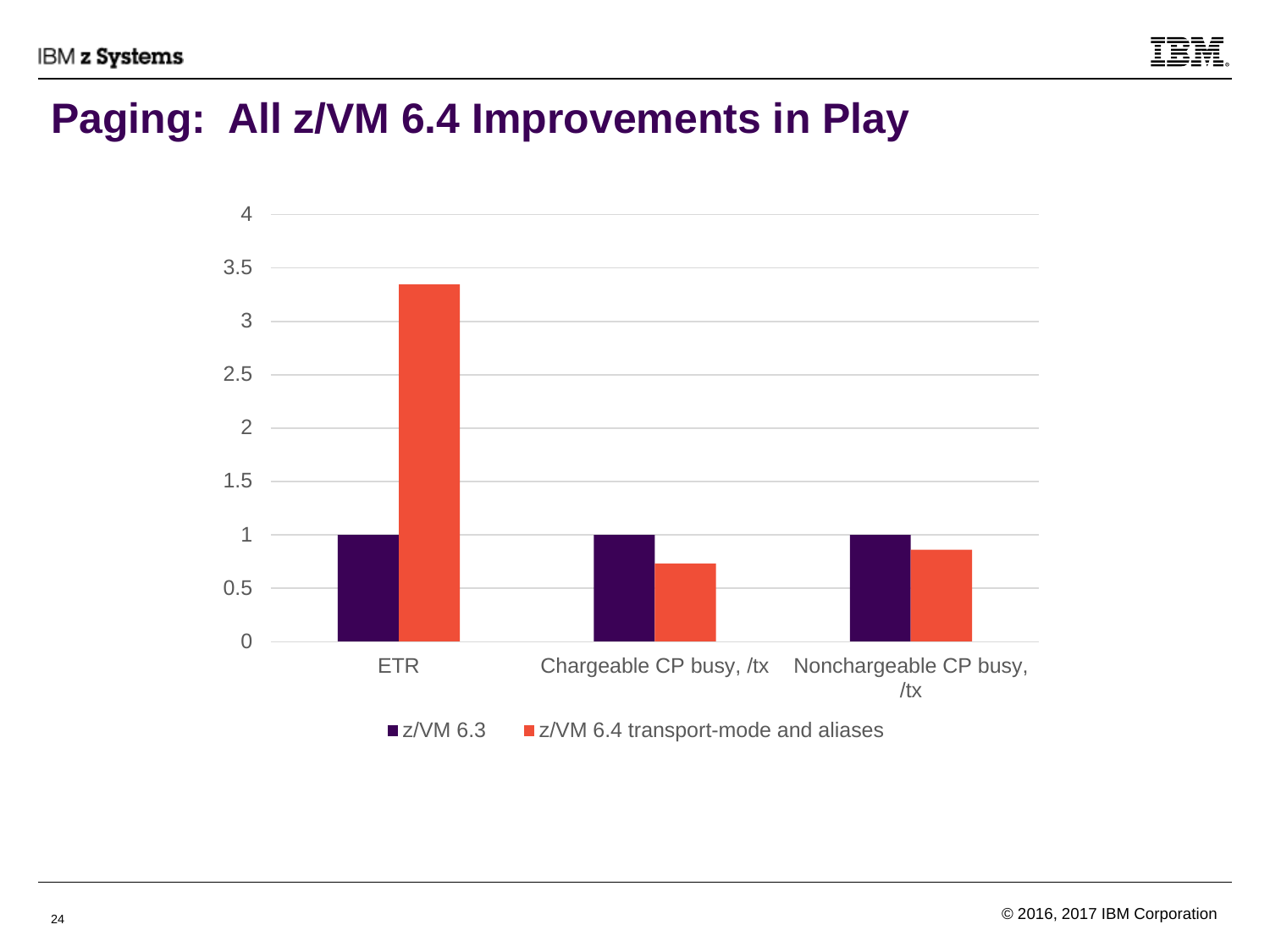# Paging: All z/VM 6.4 Improvements in Play

| | z/VM 6.3 | z/VM 6.4 transport-mode and aliases |
|---|---|---|
| ETR | 1 | ~3.35 |
| Chargeable CP busy, /tx | 1 | ~0.73 |
| Nonchargeable CP busy, /tx | 1 | ~0.86 |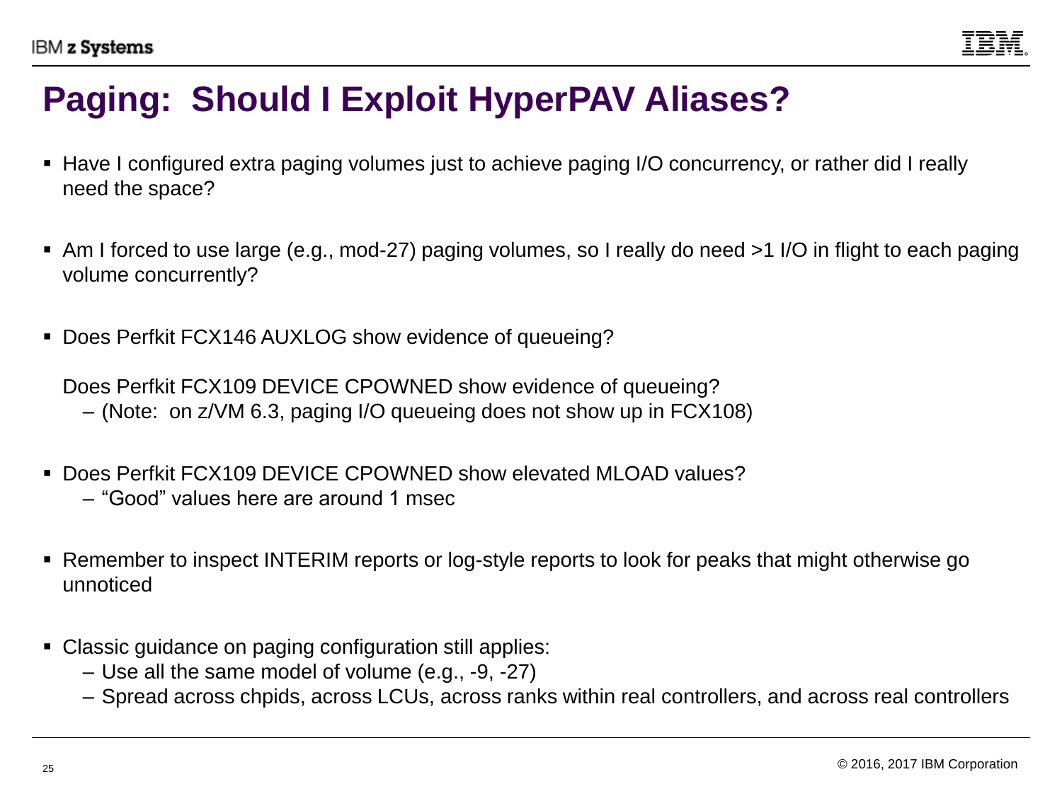# Paging: Should I Exploit HyperPAV Aliases?

- Have I configured extra paging volumes just to achieve paging I/O concurrency, or rather did I really need the space?

- Am I forced to use large (e.g., mod-27) paging volumes, so I really do need >1 I/O in flight to each paging volume concurrently?

- Does Perfkit FCX146 AUXLOG show evidence of queueing?

  Does Perfkit FCX109 DEVICE CPOWNED show evidence of queueing?
  - (Note: on z/VM 6.3, paging I/O queueing does not show up in FCX108)

- Does Perfkit FCX109 DEVICE CPOWNED show elevated MLOAD values?
  - "Good" values here are around 1 msec

- Remember to inspect INTERIM reports or log-style reports to look for peaks that might otherwise go unnoticed

- Classic guidance on paging configuration still applies:
  - Use all the same model of volume (e.g., -9, -27)
  - Spread across chpids, across LCUs, across ranks within real controllers, and across real controllers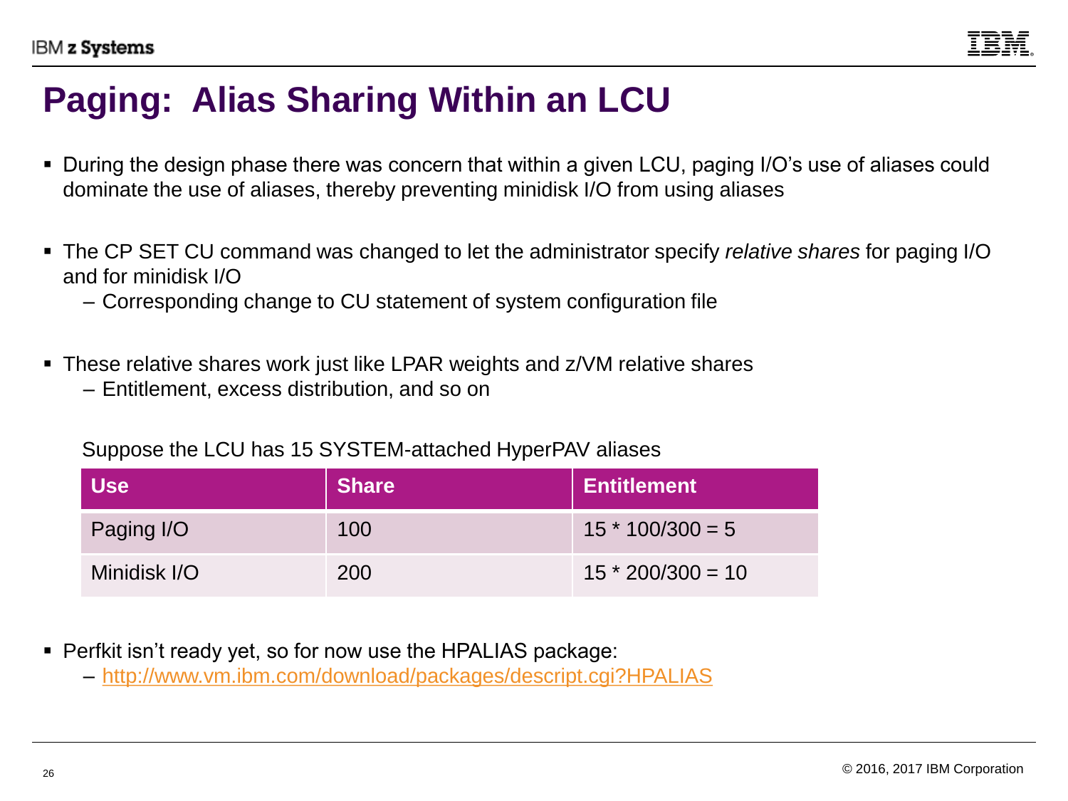# Paging: Alias Sharing Within an LCU

- During the design phase there was concern that within a given LCU, paging I/O's use of aliases could dominate the use of aliases, thereby preventing minidisk I/O from using aliases

- The CP SET CU command was changed to let the administrator specify *relative shares* for paging I/O and for minidisk I/O
  – Corresponding change to CU statement of system configuration file

- These relative shares work just like LPAR weights and z/VM relative shares
  – Entitlement, excess distribution, and so on

Suppose the LCU has 15 SYSTEM-attached HyperPAV aliases

| Use | Share | Entitlement |
|---|---|---|
| Paging I/O | 100 | 15 * 100/300 = 5 |
| Minidisk I/O | 200 | 15 * 200/300 = 10 |

- Perfkit isn't ready yet, so for now use the HPALIAS package:
  – http://www.vm.ibm.com/download/packages/descript.cgi?HPALIAS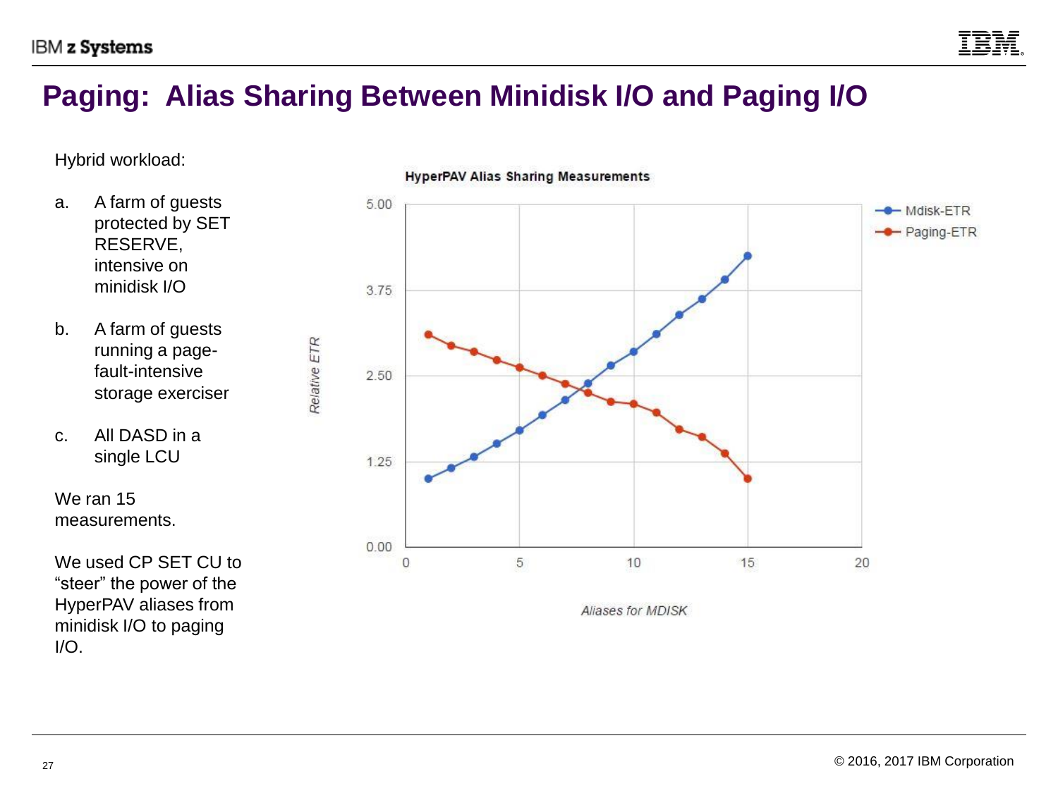# Paging: Alias Sharing Between Minidisk I/O and Paging I/O

Hybrid workload:

a. A farm of guests protected by SET RESERVE, intensive on minidisk I/O

b. A farm of guests running a page-fault-intensive storage exerciser

c. All DASD in a single LCU

We ran 15 measurements.

We used CP SET CU to "steer" the power of the HyperPAV aliases from minidisk I/O to paging I/O.

**HyperPAV Alias Sharing Measurements**

Y-axis: Relative ETR (0.00, 1.25, 2.50, 3.75, 5.00)

X-axis: Aliases for MDISK (0, 5, 10, 15, 20)

Legend: Mdisk-ETR, Paging-ETR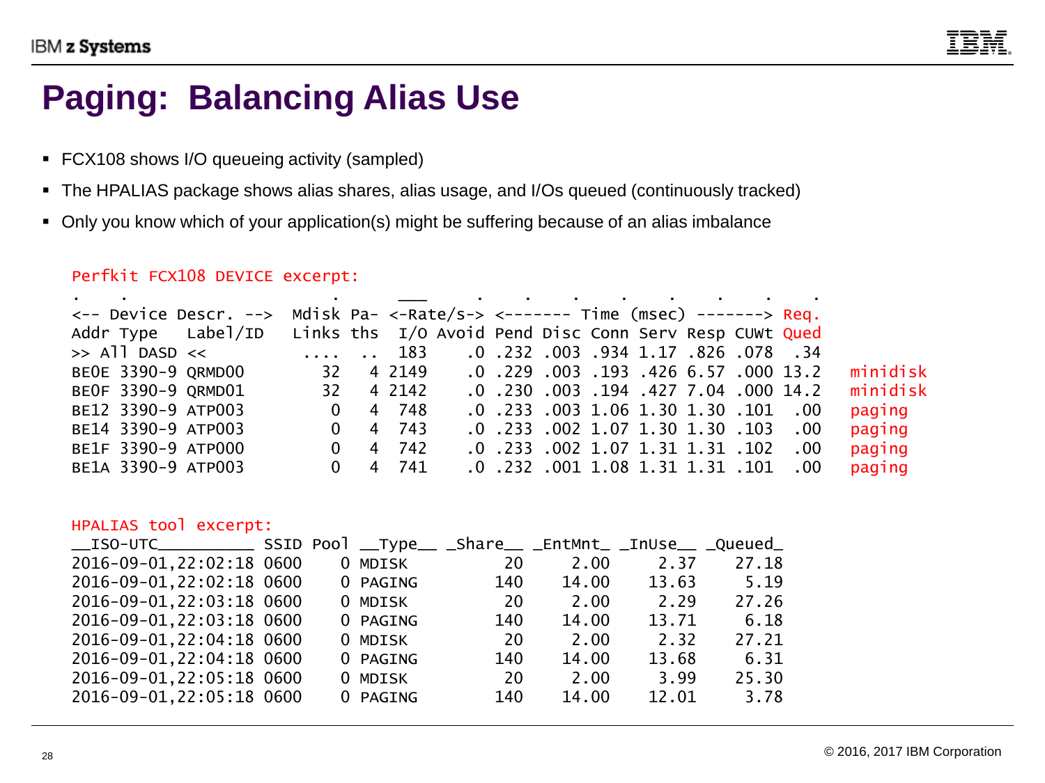# Paging: Balancing Alias Use

- FCX108 shows I/O queueing activity (sampled)
- The HPALIAS package shows alias shares, alias usage, and I/Os queued (continuously tracked)
- Only you know which of your application(s) might be suffering because of an alias imbalance

Perfkit FCX108 DEVICE excerpt:

```
.    .                   .       ___    .    .    .    .    .    .    .    .
<-- Device Descr. -->  Mdisk Pa- <-Rate/s-> <------- Time (msec) -------> Req.
Addr Type   Label/ID   Links ths  I/O Avoid Pend Disc Conn Serv Resp CUWt Qued
>> All DASD <<          ....  ..  183     .0 .232 .003 .934 1.17 .826 .078  .34
BE0E 3390-9 QRMD00        32   4 2149     .0 .229 .003 .193 .426 6.57 .000 13.2   minidisk
BE0F 3390-9 QRMD01        32   4 2142     .0 .230 .003 .194 .427 7.04 .000 14.2   minidisk
BE12 3390-9 ATP003         0   4  748     .0 .233 .003 1.06 1.30 1.30 .101  .00   paging
BE14 3390-9 ATP003         0   4  743     .0 .233 .002 1.07 1.30 1.30 .103  .00   paging
BE1F 3390-9 ATP000         0   4  742     .0 .233 .002 1.07 1.31 1.31 .102  .00   paging
BE1A 3390-9 ATP003         0   4  741     .0 .232 .001 1.08 1.31 1.31 .101  .00   paging
```

HPALIAS tool excerpt:

```
__ISO-UTC__________ SSID Pool __Type__ _Share__ _EntMnt_ _InUse__ _Queued_
2016-09-01,22:02:18 0600    0 MDISK          20     2.00     2.37    27.18
2016-09-01,22:02:18 0600    0 PAGING        140    14.00    13.63     5.19
2016-09-01,22:03:18 0600    0 MDISK          20     2.00     2.29    27.26
2016-09-01,22:03:18 0600    0 PAGING        140    14.00    13.71     6.18
2016-09-01,22:04:18 0600    0 MDISK          20     2.00     2.32    27.21
2016-09-01,22:04:18 0600    0 PAGING        140    14.00    13.68     6.31
2016-09-01,22:05:18 0600    0 MDISK          20     2.00     3.99    25.30
2016-09-01,22:05:18 0600    0 PAGING        140    14.00    12.01     3.78
```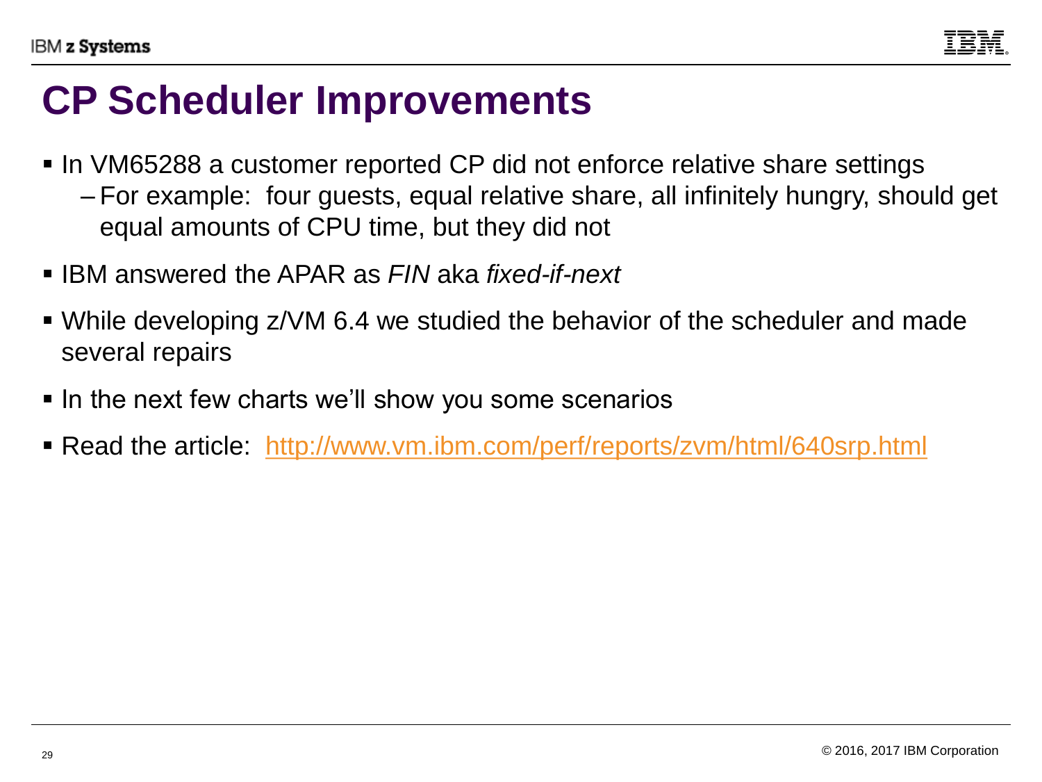# CP Scheduler Improvements

- In VM65288 a customer reported CP did not enforce relative share settings
  - For example: four guests, equal relative share, all infinitely hungry, should get equal amounts of CPU time, but they did not
- IBM answered the APAR as *FIN* aka *fixed-if-next*
- While developing z/VM 6.4 we studied the behavior of the scheduler and made several repairs
- In the next few charts we'll show you some scenarios
- Read the article: [http://www.vm.ibm.com/perf/reports/zvm/html/640srp.html](http://www.vm.ibm.com/perf/reports/zvm/html/640srp.html)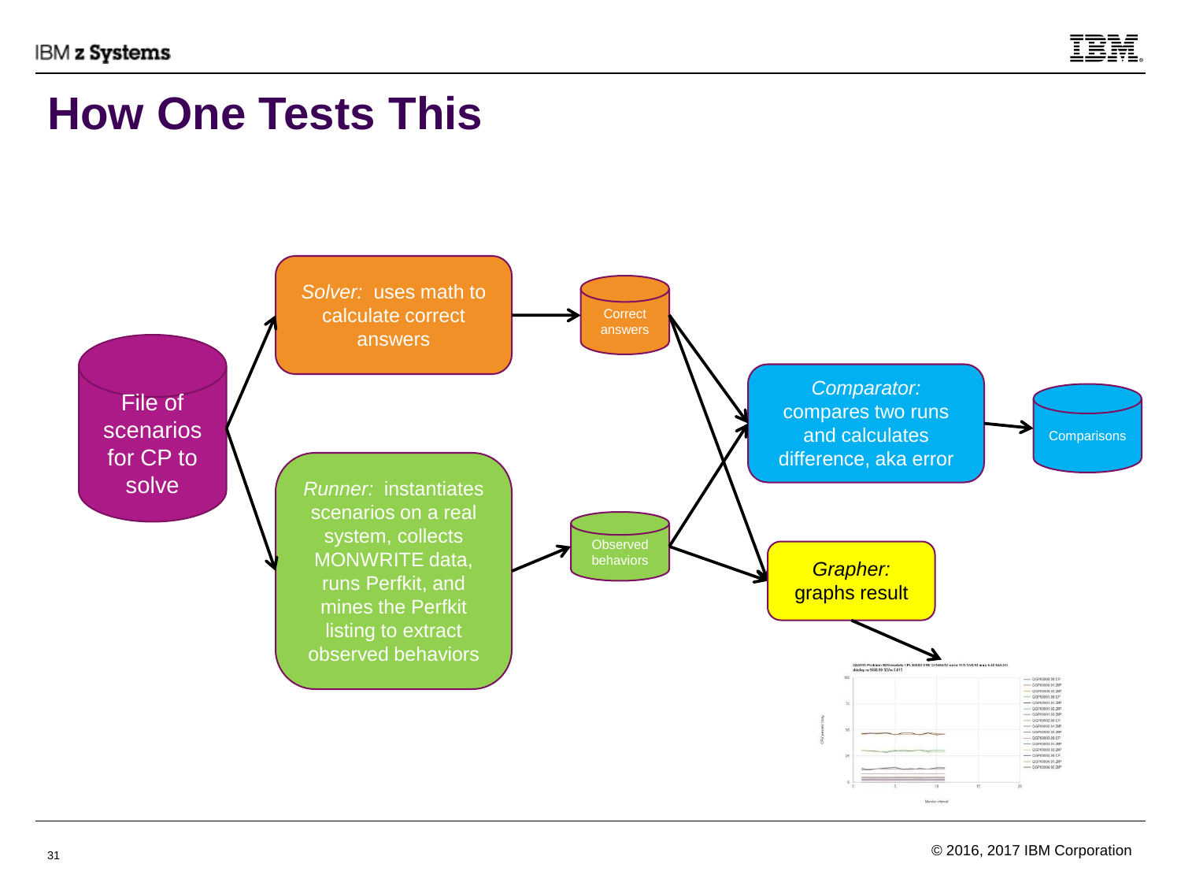# How One Tests This

File of scenarios for CP to solve

*Solver:* uses math to calculate correct answers

Correct answers

*Runner:* instantiates scenarios on a real system, collects MONWRITE data, runs Perfkit, and mines the Perfkit listing to extract observed behaviors

Observed behaviors

*Comparator:* compares two runs and calculates difference, aka error

Comparisons

*Grapher:* graphs result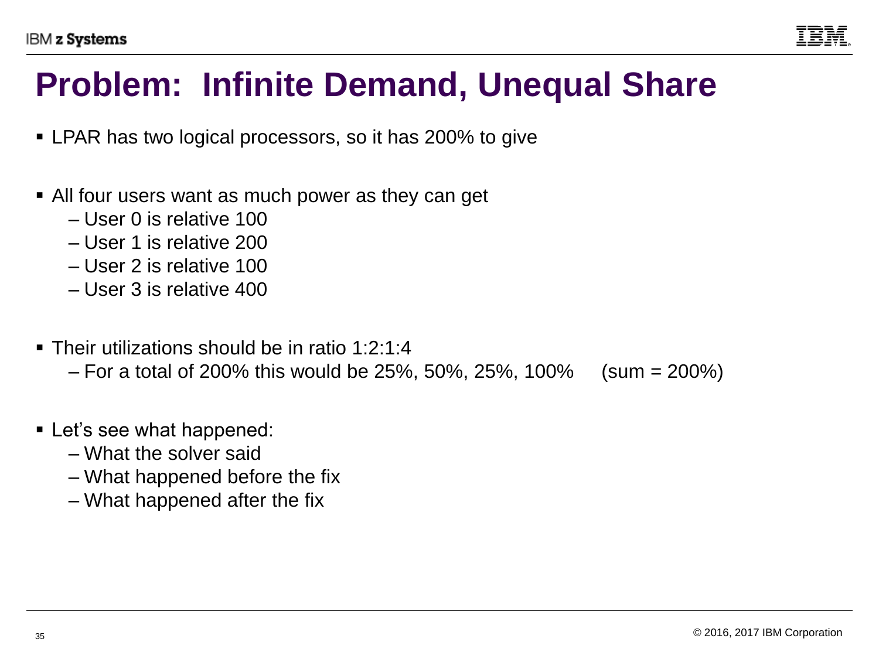# Problem: Infinite Demand, Unequal Share

- LPAR has two logical processors, so it has 200% to give
- All four users want as much power as they can get
  - User 0 is relative 100
  - User 1 is relative 200
  - User 2 is relative 100
  - User 3 is relative 400
- Their utilizations should be in ratio 1:2:1:4
  - For a total of 200% this would be 25%, 50%, 25%, 100% (sum = 200%)
- Let's see what happened:
  - What the solver said
  - What happened before the fix
  - What happened after the fix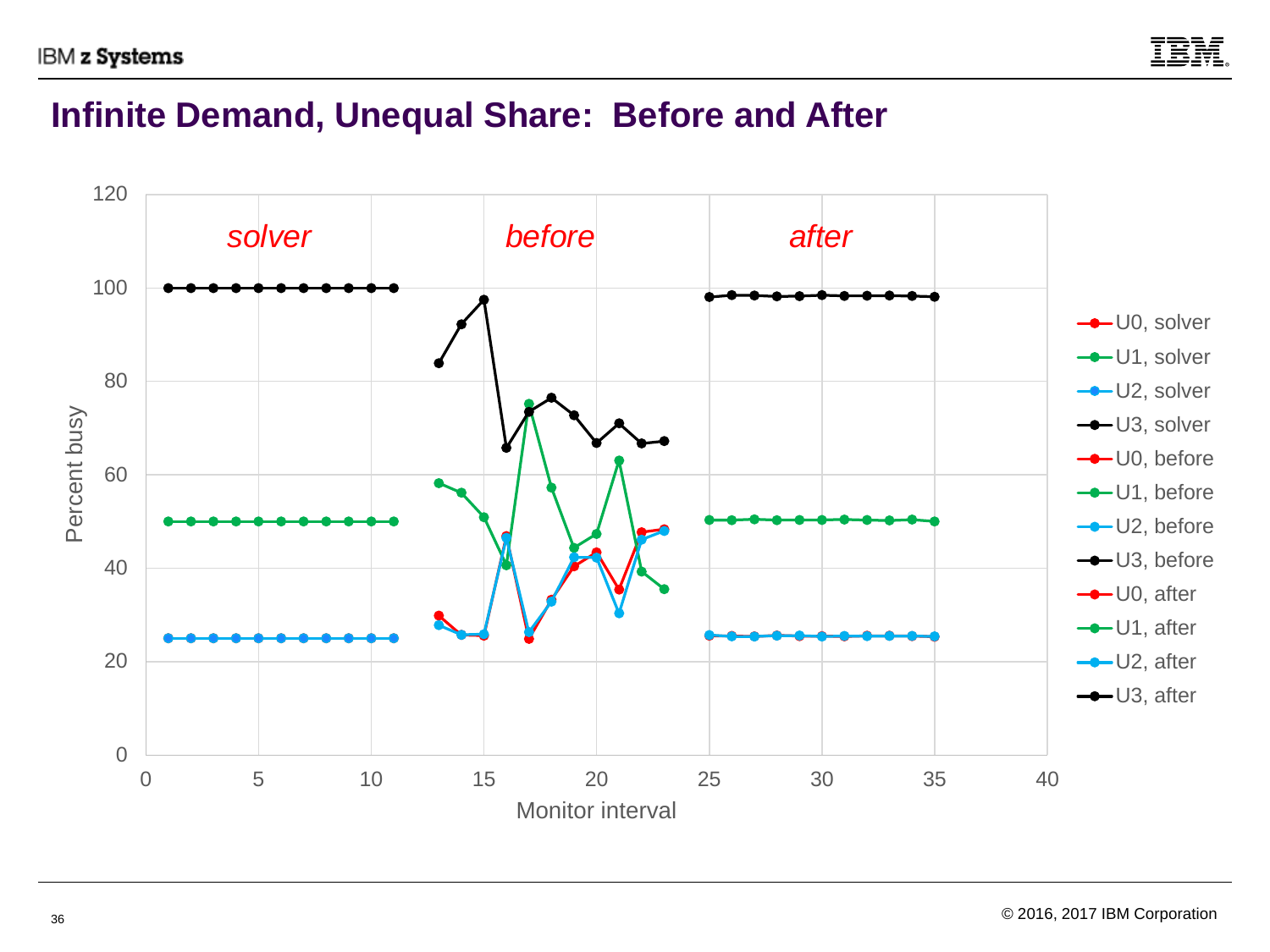# Infinite Demand, Unequal Share: Before and After

solver | before | after

Percent busy (0–120) vs. Monitor interval (0–40)

Legend: U0, solver; U1, solver; U2, solver; U3, solver; U0, before; U1, before; U2, before; U3, before; U0, after; U1, after; U2, after; U3, after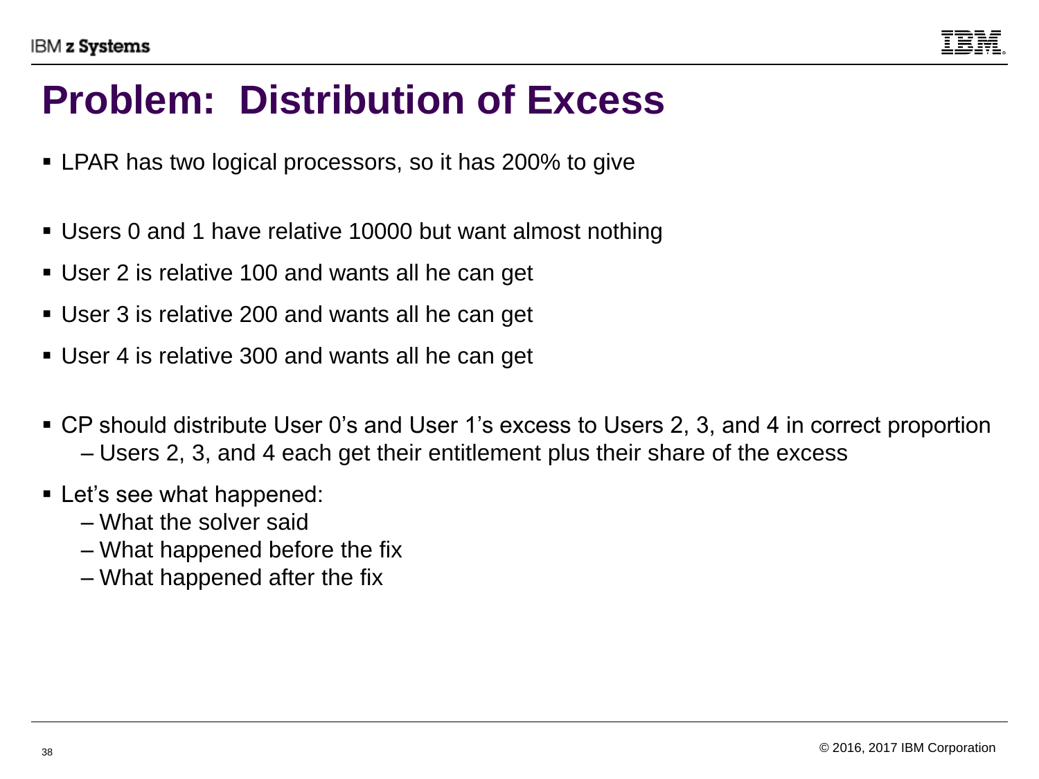# Problem: Distribution of Excess

- LPAR has two logical processors, so it has 200% to give

- Users 0 and 1 have relative 10000 but want almost nothing
- User 2 is relative 100 and wants all he can get
- User 3 is relative 200 and wants all he can get
- User 4 is relative 300 and wants all he can get

- CP should distribute User 0's and User 1's excess to Users 2, 3, and 4 in correct proportion
  - Users 2, 3, and 4 each get their entitlement plus their share of the excess
- Let's see what happened:
  - What the solver said
  - What happened before the fix
  - What happened after the fix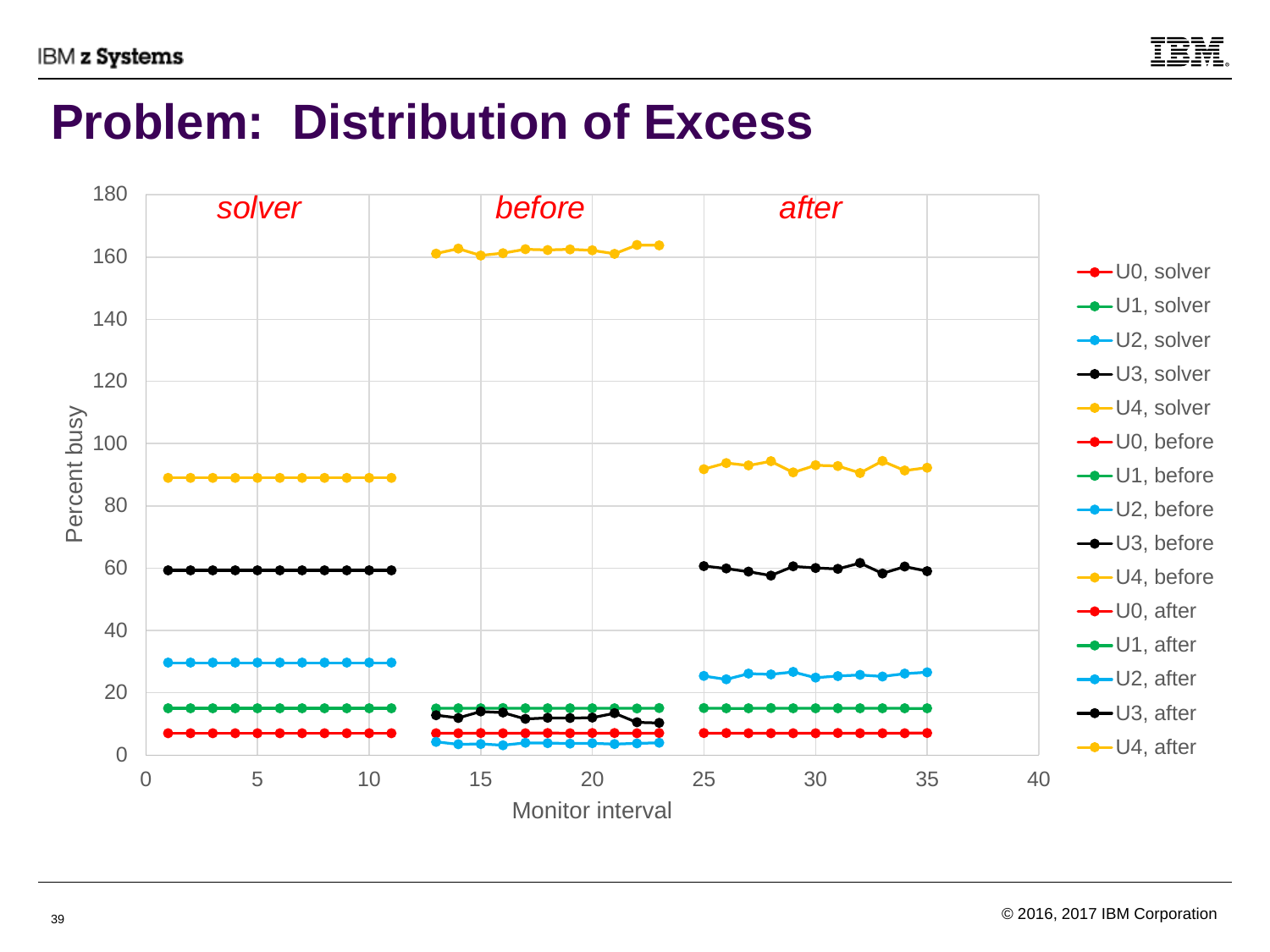# Problem: Distribution of Excess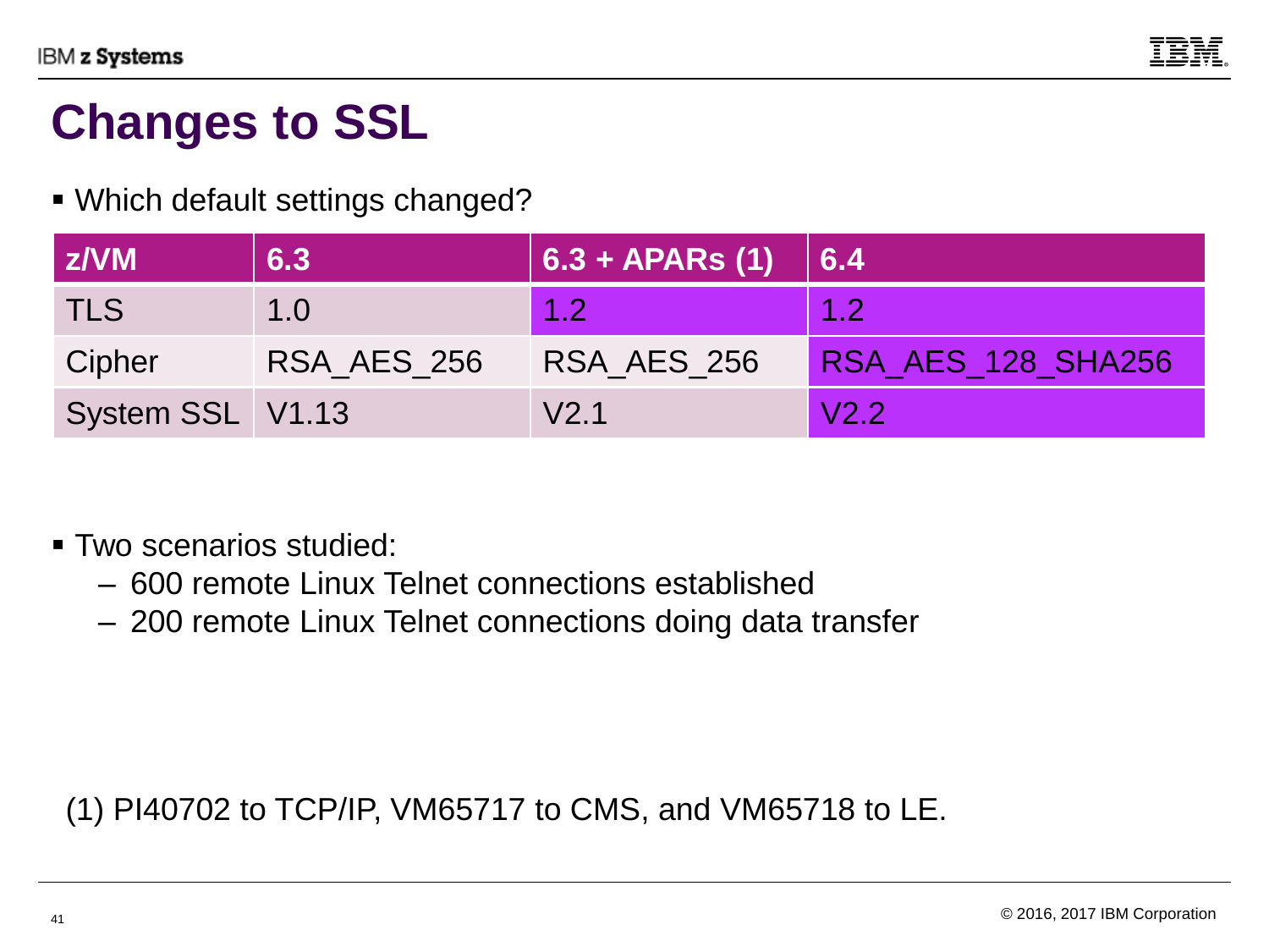# Changes to SSL

- Which default settings changed?

| z/VM | 6.3 | 6.3 + APARs (1) | 6.4 |
|---|---|---|---|
| TLS | 1.0 | 1.2 | 1.2 |
| Cipher | RSA_AES_256 | RSA_AES_256 | RSA_AES_128_SHA256 |
| System SSL | V1.13 | V2.1 | V2.2 |

- Two scenarios studied:
  - 600 remote Linux Telnet connections established
  - 200 remote Linux Telnet connections doing data transfer

(1) PI40702 to TCP/IP, VM65717 to CMS, and VM65718 to LE.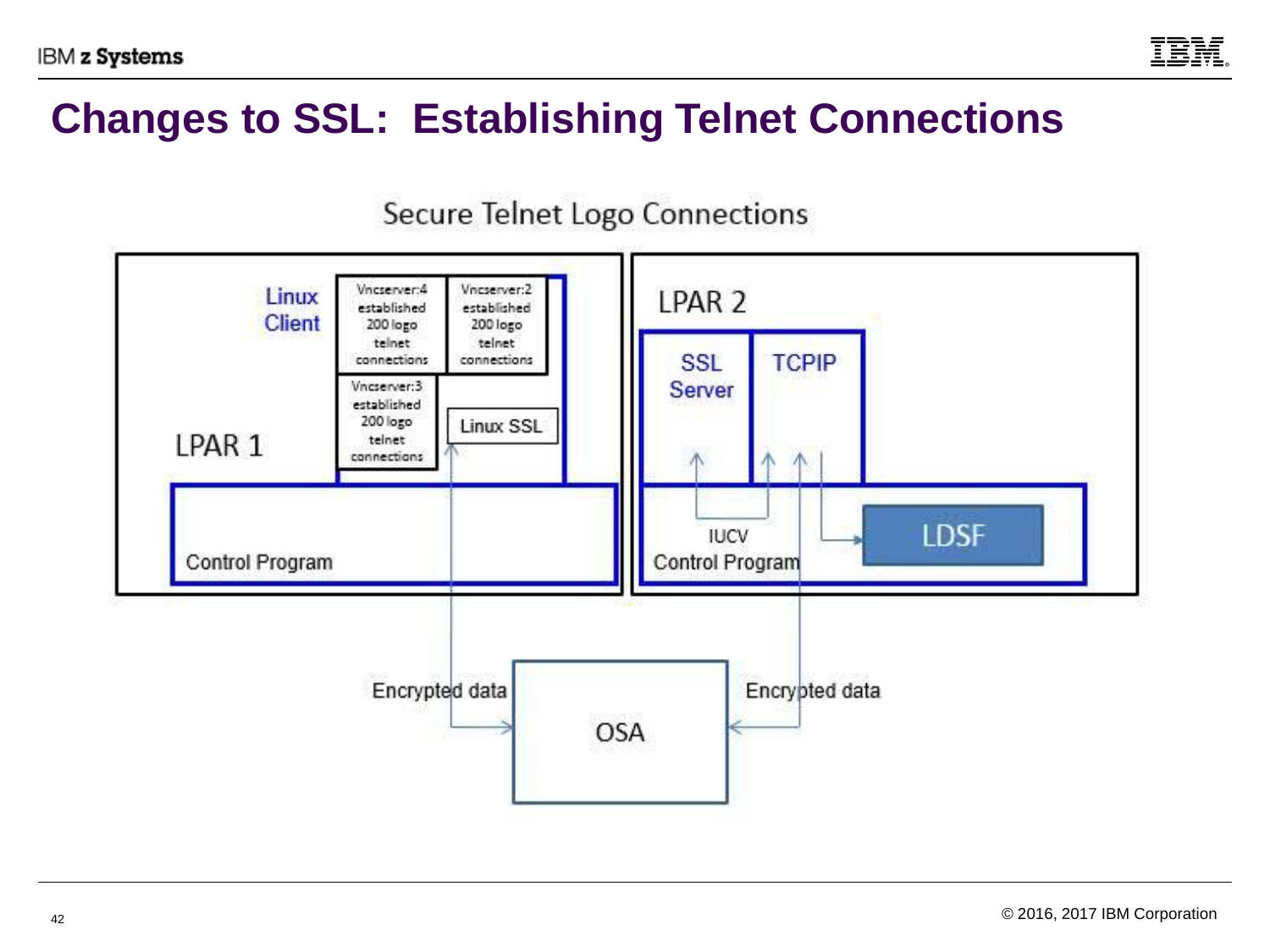# Changes to SSL: Establishing Telnet Connections

Secure Telnet Logo Connections

LPAR 1

Linux Client

Vncserver:4 established 200 logo telnet connections

Vncserver:2 established 200 logo telnet connections

Vncserver:3 established 200 logo telnet connections

Linux SSL

Control Program

LPAR 2

SSL Server

TCPIP

IUCV

Control Program

LDSF

Encrypted data

OSA

Encrypted data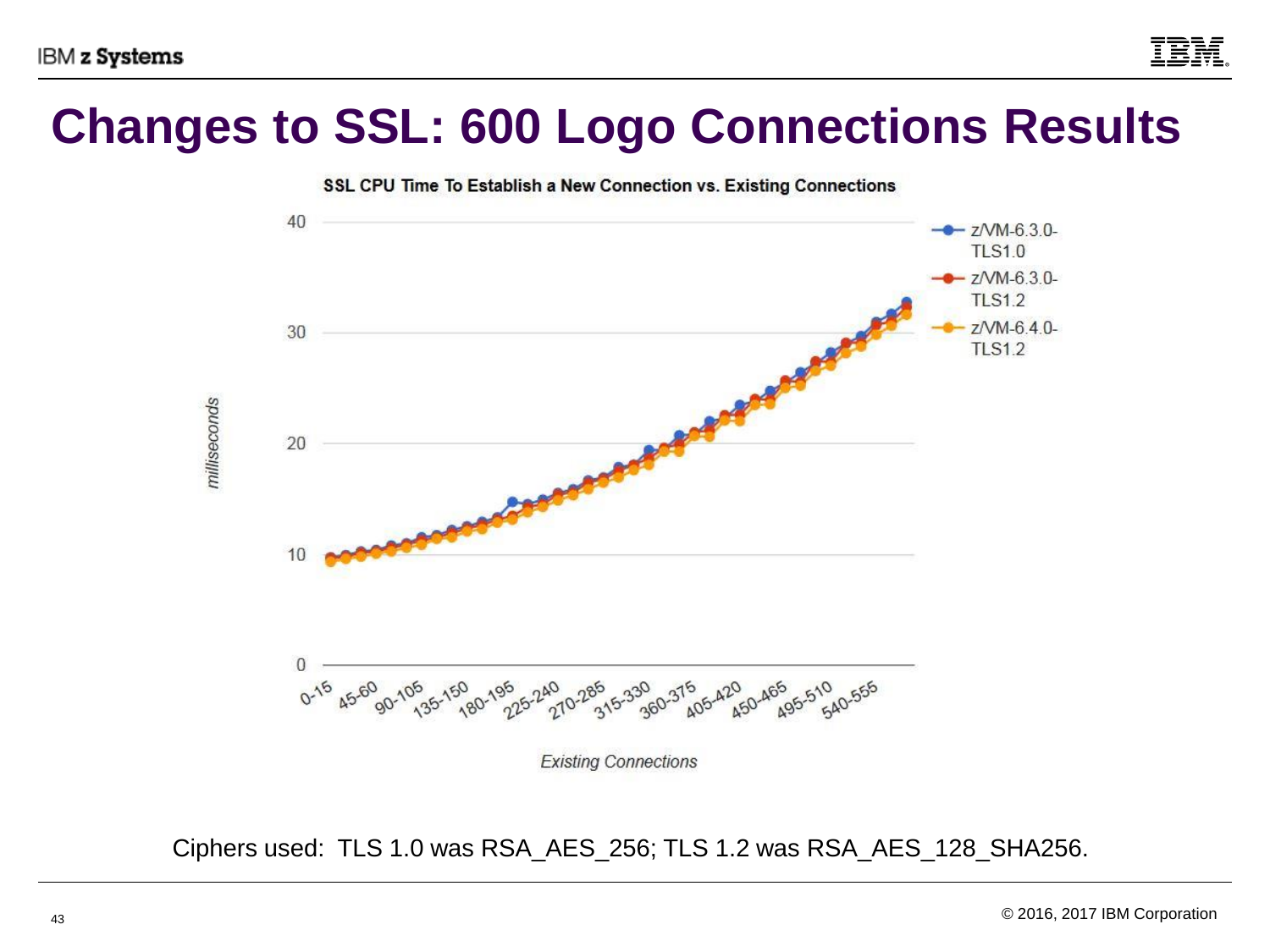# Changes to SSL: 600 Logo Connections Results

**SSL CPU Time To Establish a New Connection vs. Existing Connections**

Legend: z/VM-6.3.0-TLS1.0; z/VM-6.3.0-TLS1.2; z/VM-6.4.0-TLS1.2

Y-axis: *milliseconds* (0, 10, 20, 30, 40)

X-axis: *Existing Connections* (0-15, 45-60, 90-105, 135-150, 180-195, 225-240, 270-285, 315-330, 360-375, 405-420, 450-465, 495-510, 540-555)

Ciphers used: TLS 1.0 was RSA_AES_256; TLS 1.2 was RSA_AES_128_SHA256.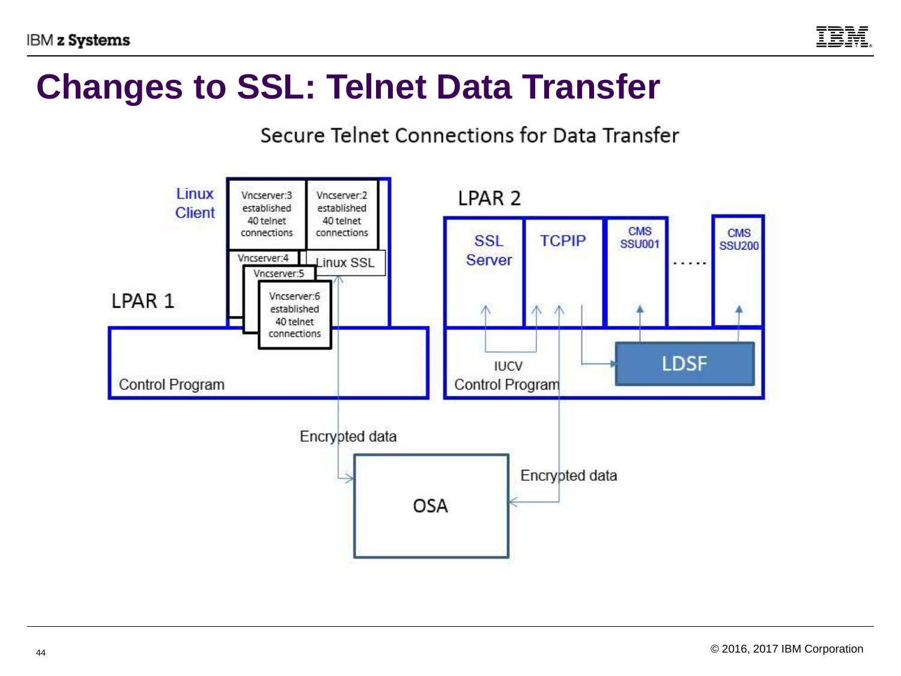# Changes to SSL: Telnet Data Transfer

Secure Telnet Connections for Data Transfer

Linux Client

Vncserver:3 established 40 telnet connections

Vncserver:2 established 40 telnet connections

Vncserver:4

Vncserver:5

Vncserver:6 established 40 telnet connections

Linux SSL

LPAR 1

Control Program

LPAR 2

SSL Server

TCPIP

CMS SSU001

.....

CMS SSU200

IUCV

Control Program

LDSF

Encrypted data

OSA

Encrypted data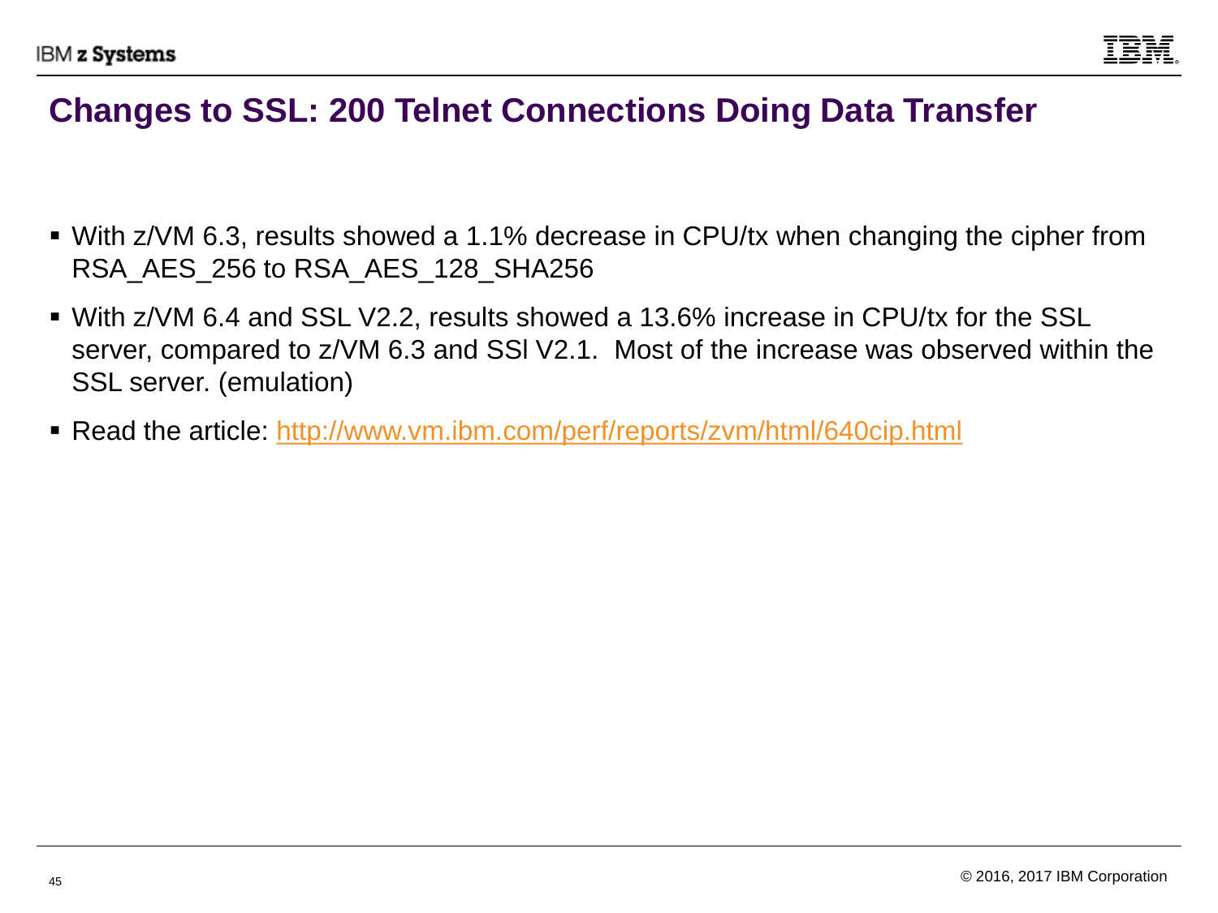# Changes to SSL: 200 Telnet Connections Doing Data Transfer

- With z/VM 6.3, results showed a 1.1% decrease in CPU/tx when changing the cipher from RSA_AES_256 to RSA_AES_128_SHA256
- With z/VM 6.4 and SSL V2.2, results showed a 13.6% increase in CPU/tx for the SSL server, compared to z/VM 6.3 and SSl V2.1. Most of the increase was observed within the SSL server. (emulation)
- Read the article: http://www.vm.ibm.com/perf/reports/zvm/html/640cip.html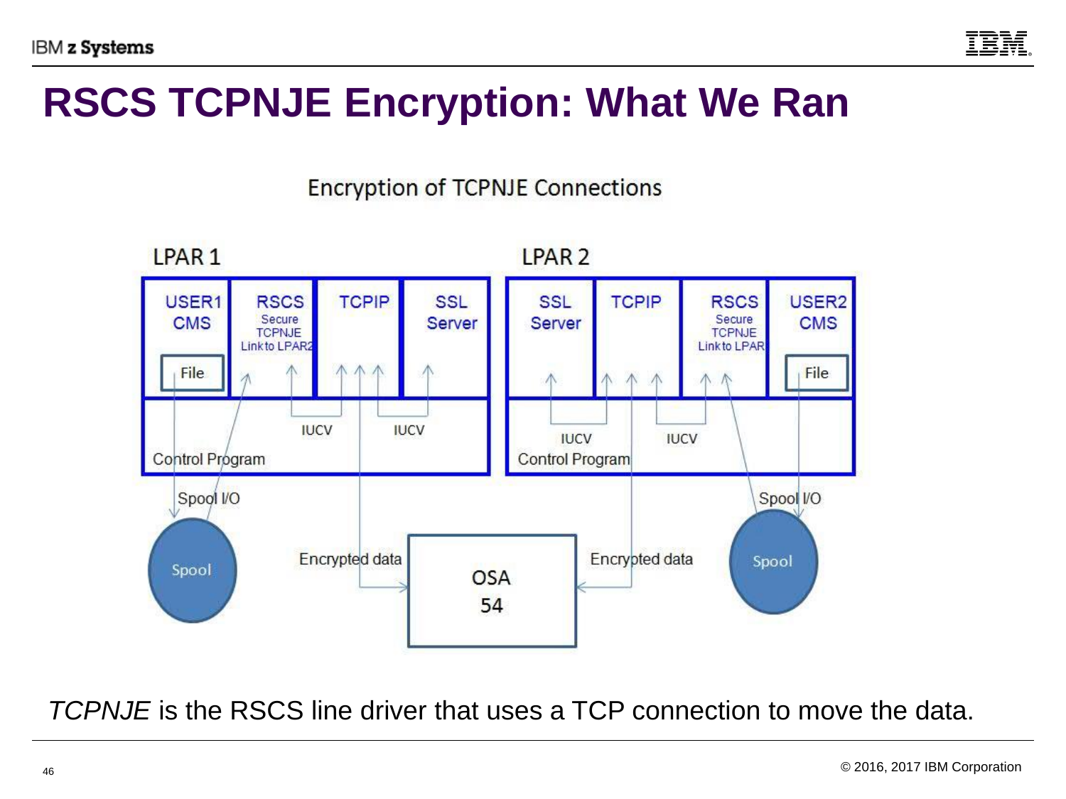# RSCS TCPNJE Encryption: What We Ran

Encryption of TCPNJE Connections

LPAR 1

| USER1 CMS | RSCS Secure TCPNJE Link to LPAR2 | TCPIP | SSL Server |
|---|---|---|---|
| File | | | |

Control Program

IUCV IUCV

Spool I/O

Spool

LPAR 2

| SSL Server | TCPIP | RSCS Secure TCPNJE Link to LPAR1 | USER2 CMS |
|---|---|---|---|
| | | | File |

Control Program

IUCV IUCV

Spool I/O

Spool

Encrypted data → OSA 54 ← Encrypted data

*TCPNJE* is the RSCS line driver that uses a TCP connection to move the data.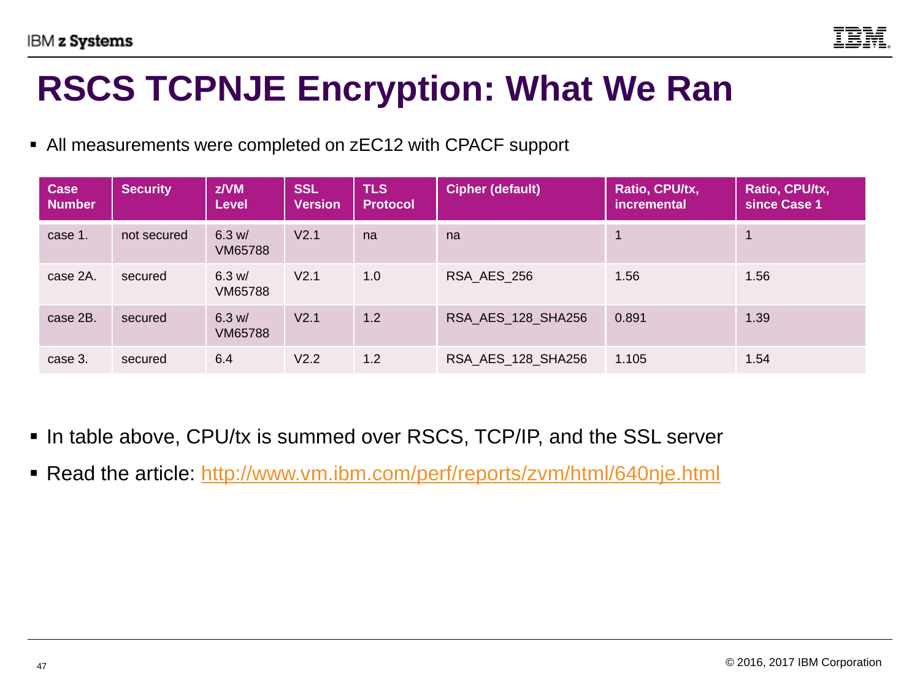# RSCS TCPNJE Encryption: What We Ran

- All measurements were completed on zEC12 with CPACF support

| Case Number | Security | z/VM Level | SSL Version | TLS Protocol | Cipher (default) | Ratio, CPU/tx, incremental | Ratio, CPU/tx, since Case 1 |
|---|---|---|---|---|---|---|---|
| case 1. | not secured | 6.3 w/ VM65788 | V2.1 | na | na | 1 | 1 |
| case 2A. | secured | 6.3 w/ VM65788 | V2.1 | 1.0 | RSA_AES_256 | 1.56 | 1.56 |
| case 2B. | secured | 6.3 w/ VM65788 | V2.1 | 1.2 | RSA_AES_128_SHA256 | 0.891 | 1.39 |
| case 3. | secured | 6.4 | V2.2 | 1.2 | RSA_AES_128_SHA256 | 1.105 | 1.54 |

- In table above, CPU/tx is summed over RSCS, TCP/IP, and the SSL server
- Read the article: http://www.vm.ibm.com/perf/reports/zvm/html/640nje.html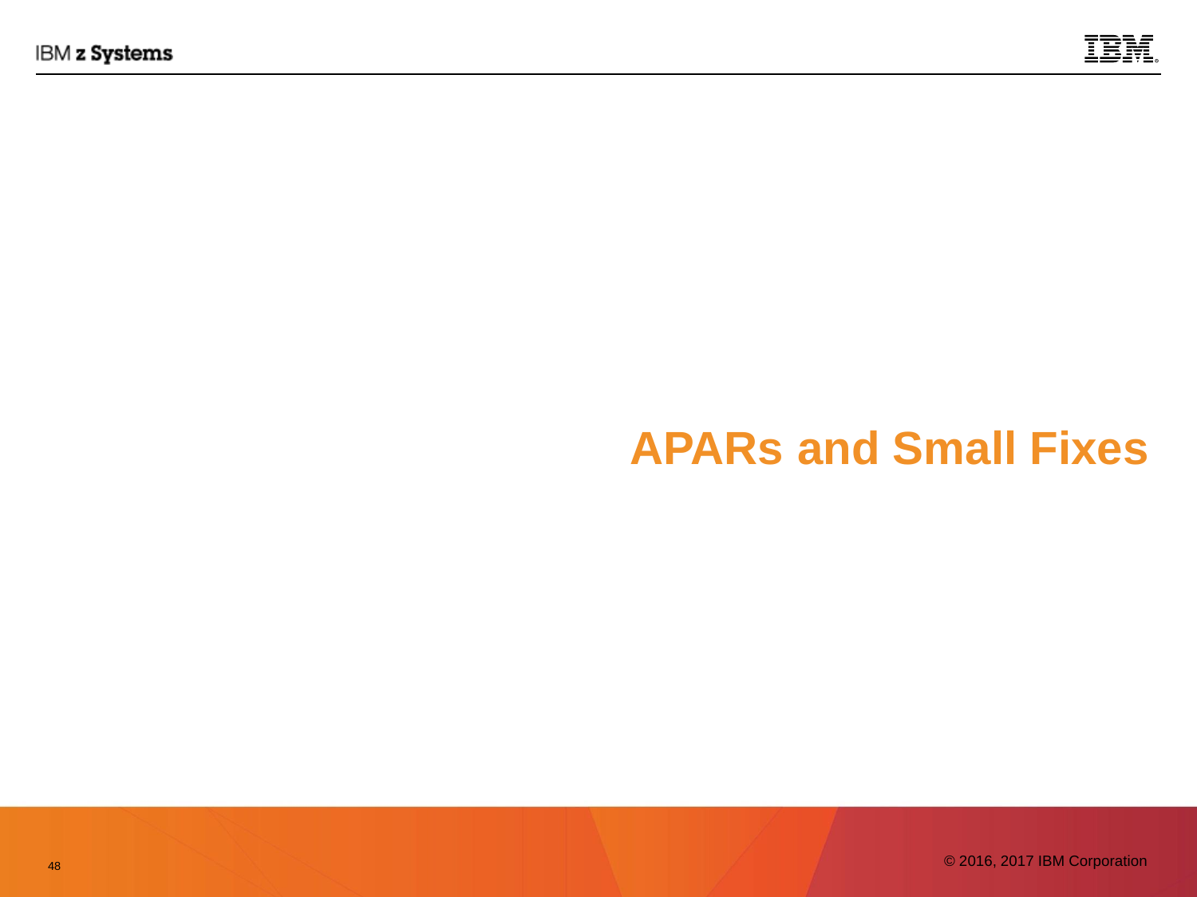# APARs and Small Fixes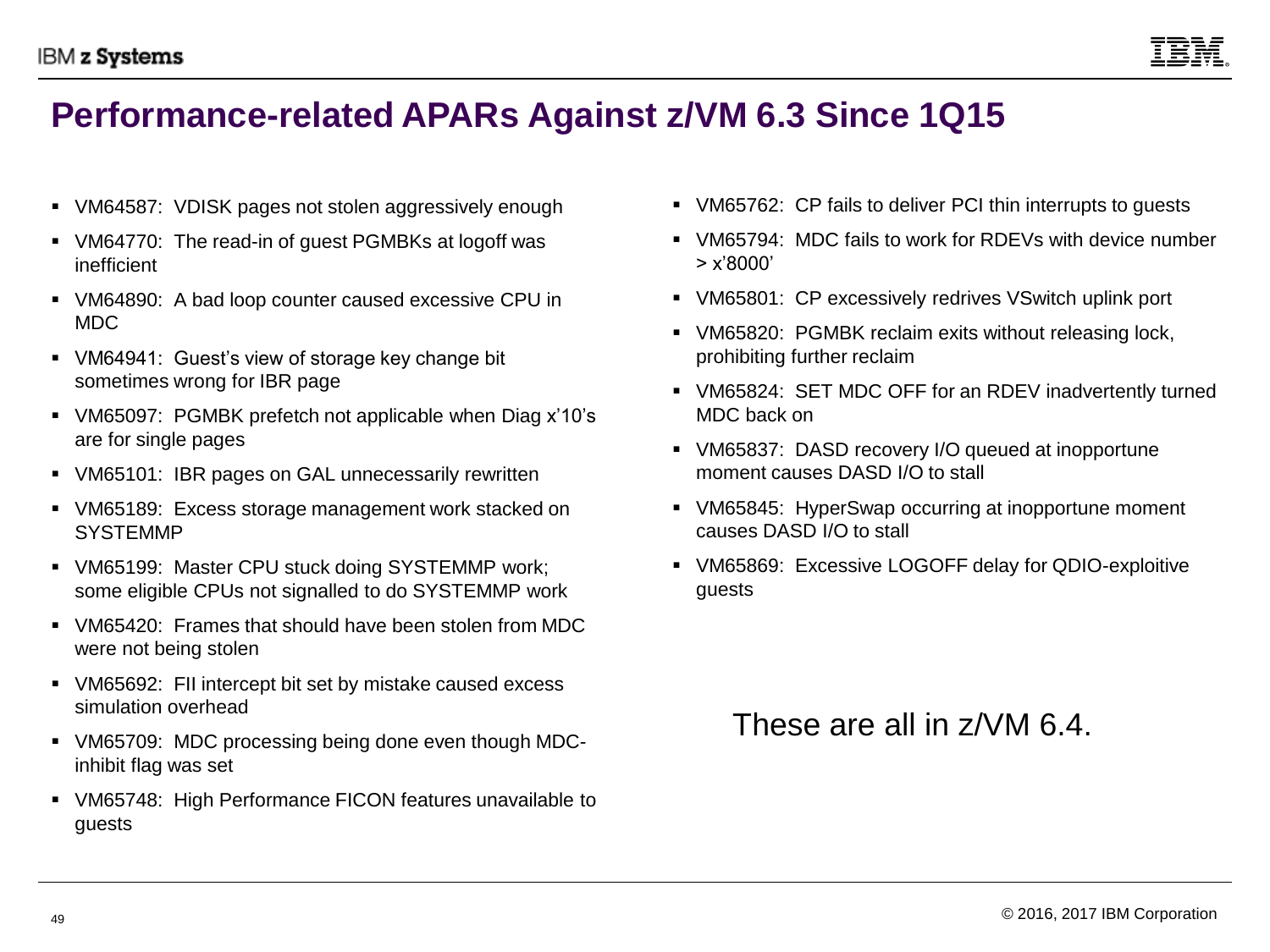# Performance-related APARs Against z/VM 6.3 Since 1Q15

- VM64587: VDISK pages not stolen aggressively enough
- VM64770: The read-in of guest PGMBKs at logoff was inefficient
- VM64890: A bad loop counter caused excessive CPU in MDC
- VM64941: Guest's view of storage key change bit sometimes wrong for IBR page
- VM65097: PGMBK prefetch not applicable when Diag x'10's are for single pages
- VM65101: IBR pages on GAL unnecessarily rewritten
- VM65189: Excess storage management work stacked on SYSTEMMP
- VM65199: Master CPU stuck doing SYSTEMMP work; some eligible CPUs not signalled to do SYSTEMMP work
- VM65420: Frames that should have been stolen from MDC were not being stolen
- VM65692: FII intercept bit set by mistake caused excess simulation overhead
- VM65709: MDC processing being done even though MDC-inhibit flag was set
- VM65748: High Performance FICON features unavailable to guests
- VM65762: CP fails to deliver PCI thin interrupts to guests
- VM65794: MDC fails to work for RDEVs with device number > x'8000'
- VM65801: CP excessively redrives VSwitch uplink port
- VM65820: PGMBK reclaim exits without releasing lock, prohibiting further reclaim
- VM65824: SET MDC OFF for an RDEV inadvertently turned MDC back on
- VM65837: DASD recovery I/O queued at inopportune moment causes DASD I/O to stall
- VM65845: HyperSwap occurring at inopportune moment causes DASD I/O to stall
- VM65869: Excessive LOGOFF delay for QDIO-exploitive guests

These are all in z/VM 6.4.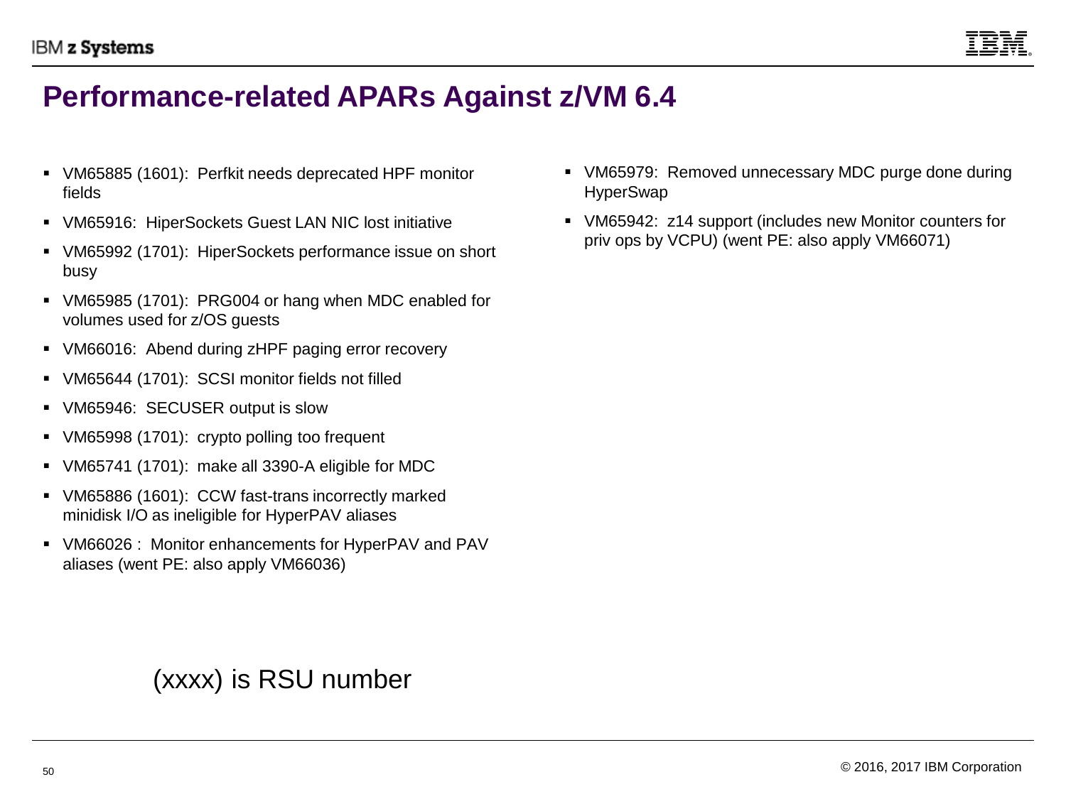# Performance-related APARs Against z/VM 6.4

- VM65885 (1601): Perfkit needs deprecated HPF monitor fields
- VM65916: HiperSockets Guest LAN NIC lost initiative
- VM65992 (1701): HiperSockets performance issue on short busy
- VM65985 (1701): PRG004 or hang when MDC enabled for volumes used for z/OS guests
- VM66016: Abend during zHPF paging error recovery
- VM65644 (1701): SCSI monitor fields not filled
- VM65946: SECUSER output is slow
- VM65998 (1701): crypto polling too frequent
- VM65741 (1701): make all 3390-A eligible for MDC
- VM65886 (1601): CCW fast-trans incorrectly marked minidisk I/O as ineligible for HyperPAV aliases
- VM66026 : Monitor enhancements for HyperPAV and PAV aliases (went PE: also apply VM66036)
- VM65979: Removed unnecessary MDC purge done during HyperSwap
- VM65942: z14 support (includes new Monitor counters for priv ops by VCPU) (went PE: also apply VM66071)

(xxxx) is RSU number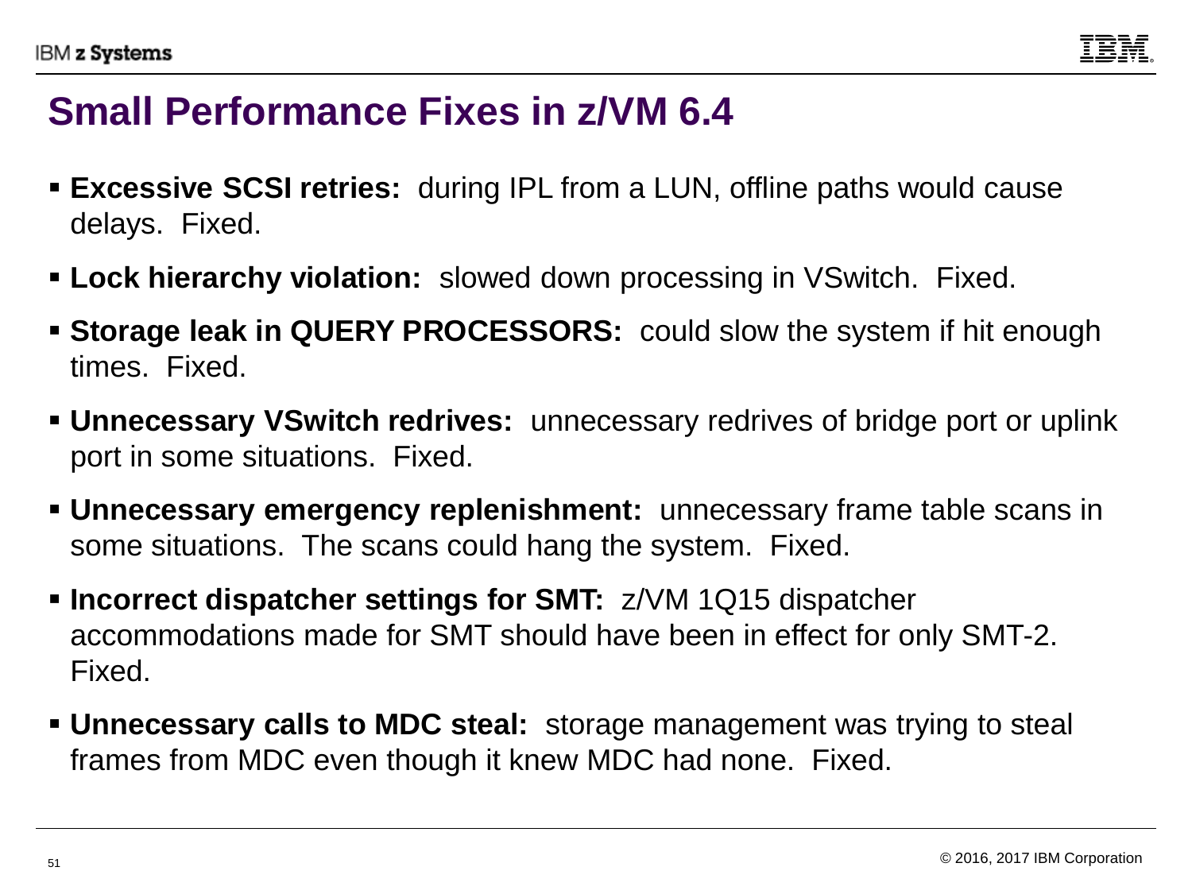# Small Performance Fixes in z/VM 6.4

- **Excessive SCSI retries:** during IPL from a LUN, offline paths would cause delays. Fixed.
- **Lock hierarchy violation:** slowed down processing in VSwitch. Fixed.
- **Storage leak in QUERY PROCESSORS:** could slow the system if hit enough times. Fixed.
- **Unnecessary VSwitch redrives:** unnecessary redrives of bridge port or uplink port in some situations. Fixed.
- **Unnecessary emergency replenishment:** unnecessary frame table scans in some situations. The scans could hang the system. Fixed.
- **Incorrect dispatcher settings for SMT:** z/VM 1Q15 dispatcher accommodations made for SMT should have been in effect for only SMT-2. Fixed.
- **Unnecessary calls to MDC steal:** storage management was trying to steal frames from MDC even though it knew MDC had none. Fixed.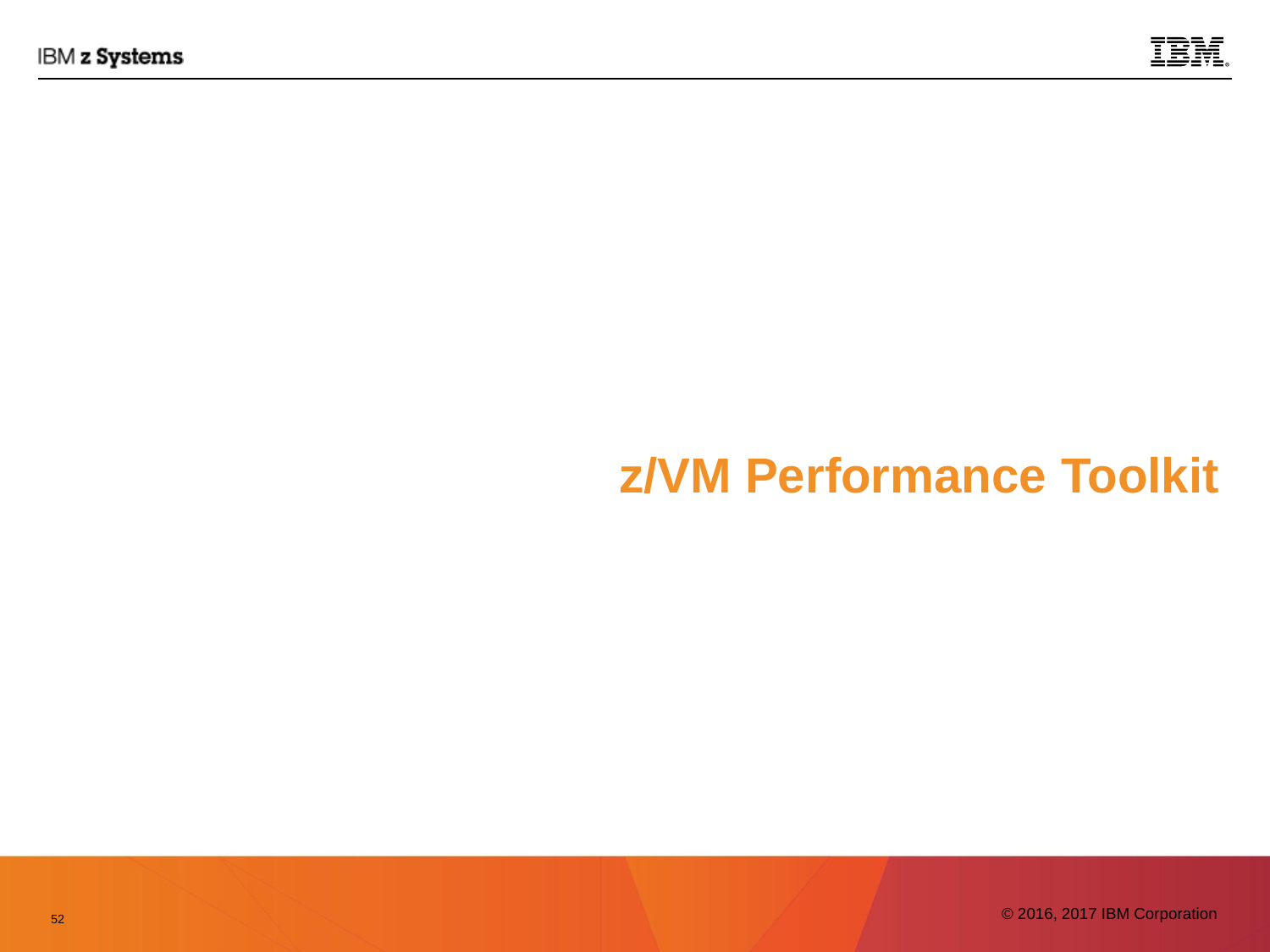# z/VM Performance Toolkit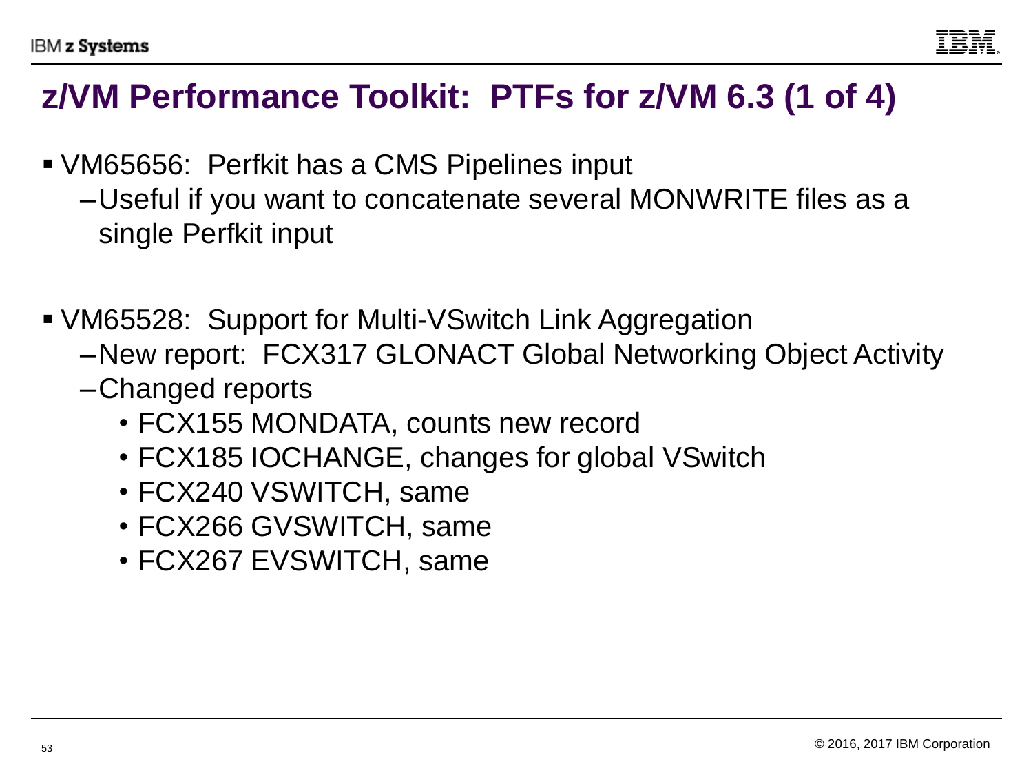# z/VM Performance Toolkit: PTFs for z/VM 6.3 (1 of 4)

- VM65656: Perfkit has a CMS Pipelines input
  - Useful if you want to concatenate several MONWRITE files as a single Perfkit input

- VM65528: Support for Multi-VSwitch Link Aggregation
  - New report: FCX317 GLONACT Global Networking Object Activity
  - Changed reports
    - FCX155 MONDATA, counts new record
    - FCX185 IOCHANGE, changes for global VSwitch
    - FCX240 VSWITCH, same
    - FCX266 GVSWITCH, same
    - FCX267 EVSWITCH, same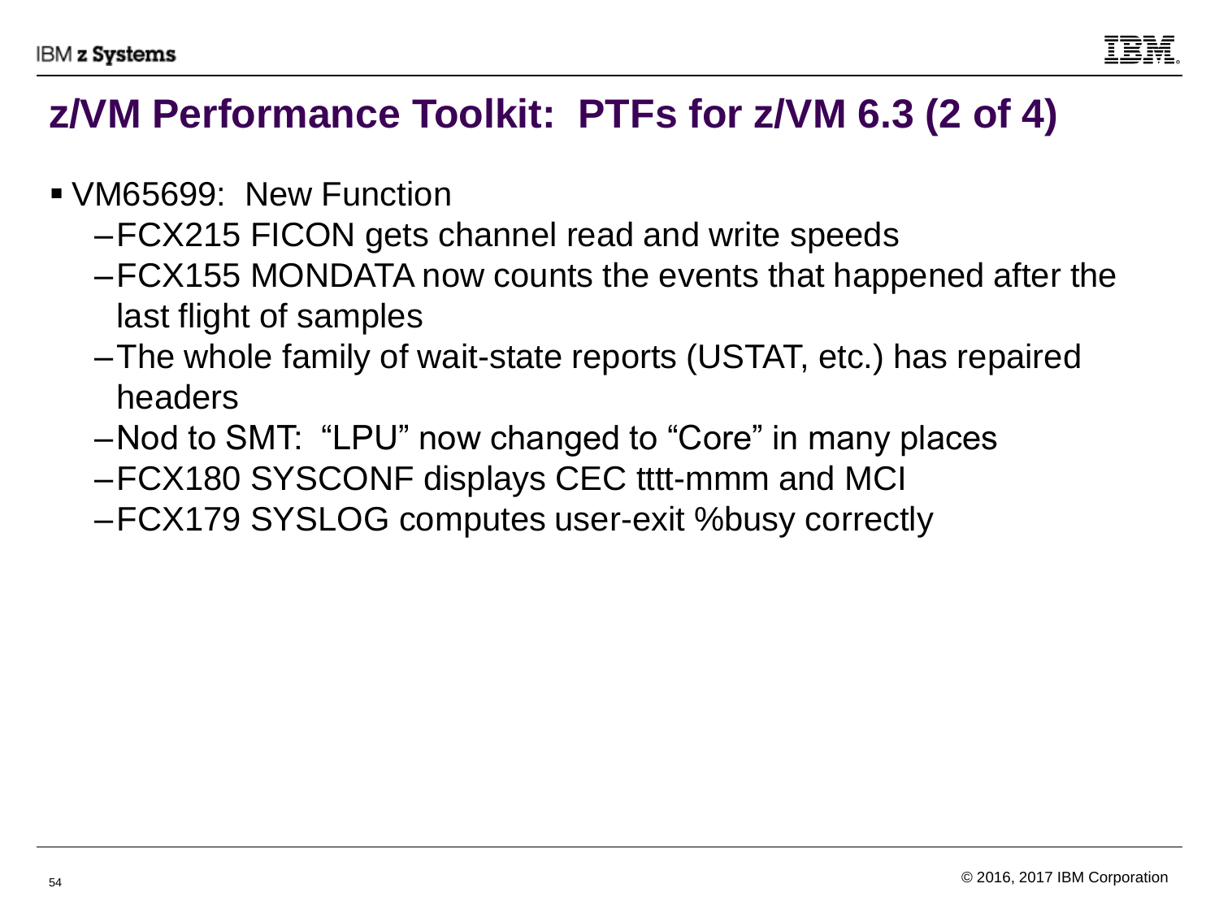# z/VM Performance Toolkit: PTFs for z/VM 6.3 (2 of 4)

- VM65699: New Function
  - FCX215 FICON gets channel read and write speeds
  - FCX155 MONDATA now counts the events that happened after the last flight of samples
  - The whole family of wait-state reports (USTAT, etc.) has repaired headers
  - Nod to SMT: "LPU" now changed to "Core" in many places
  - FCX180 SYSCONF displays CEC tttt-mmm and MCI
  - FCX179 SYSLOG computes user-exit %busy correctly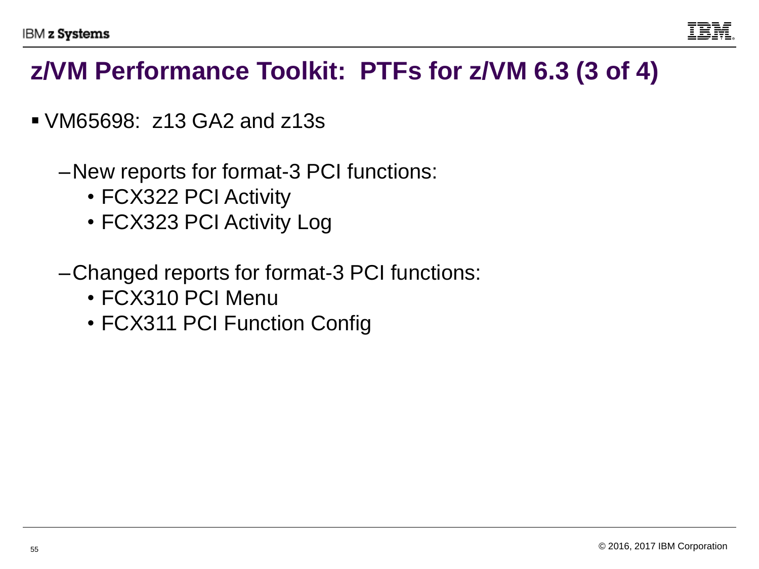# z/VM Performance Toolkit: PTFs for z/VM 6.3 (3 of 4)

- VM65698: z13 GA2 and z13s
  - New reports for format-3 PCI functions:
    - FCX322 PCI Activity
    - FCX323 PCI Activity Log
  - Changed reports for format-3 PCI functions:
    - FCX310 PCI Menu
    - FCX311 PCI Function Config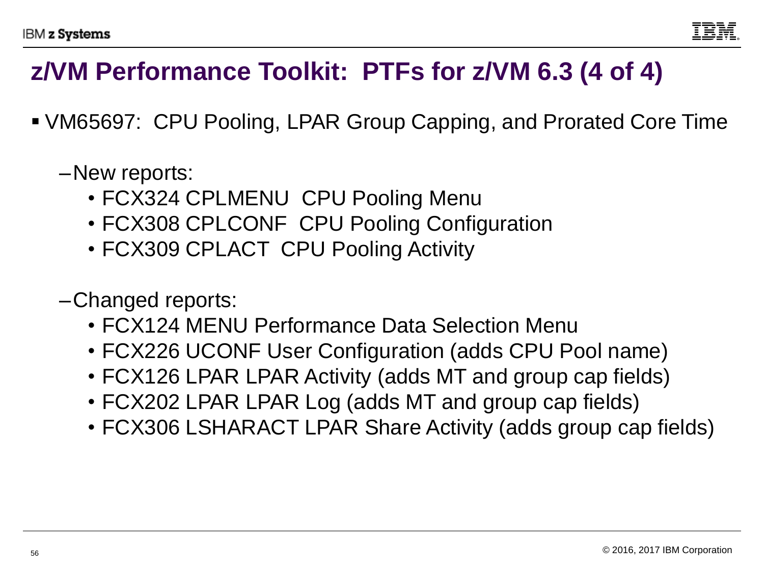# z/VM Performance Toolkit: PTFs for z/VM 6.3 (4 of 4)

- VM65697: CPU Pooling, LPAR Group Capping, and Prorated Core Time
  - New reports:
    - FCX324 CPLMENU CPU Pooling Menu
    - FCX308 CPLCONF CPU Pooling Configuration
    - FCX309 CPLACT CPU Pooling Activity
  - Changed reports:
    - FCX124 MENU Performance Data Selection Menu
    - FCX226 UCONF User Configuration (adds CPU Pool name)
    - FCX126 LPAR LPAR Activity (adds MT and group cap fields)
    - FCX202 LPAR LPAR Log (adds MT and group cap fields)
    - FCX306 LSHARACT LPAR Share Activity (adds group cap fields)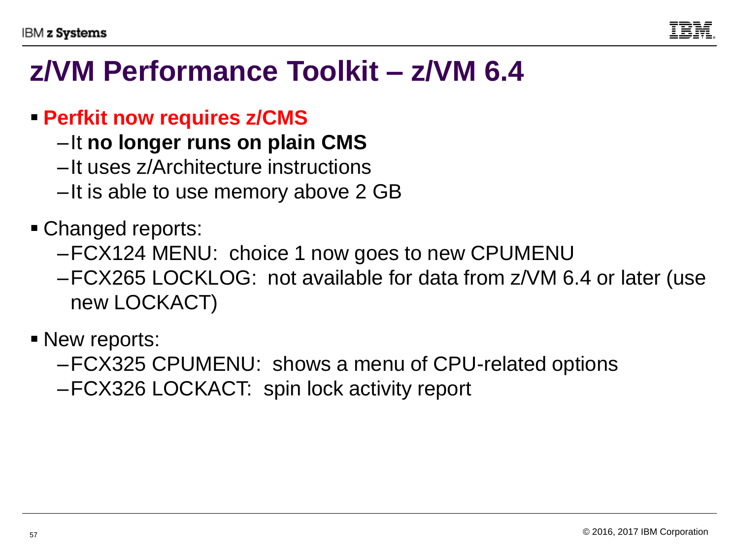# z/VM Performance Toolkit – z/VM 6.4

- **Perfkit now requires z/CMS**
  - It **no longer runs on plain CMS**
  - It uses z/Architecture instructions
  - It is able to use memory above 2 GB
- Changed reports:
  - FCX124 MENU: choice 1 now goes to new CPUMENU
  - FCX265 LOCKLOG: not available for data from z/VM 6.4 or later (use new LOCKACT)
- New reports:
  - FCX325 CPUMENU: shows a menu of CPU-related options
  - FCX326 LOCKACT: spin lock activity report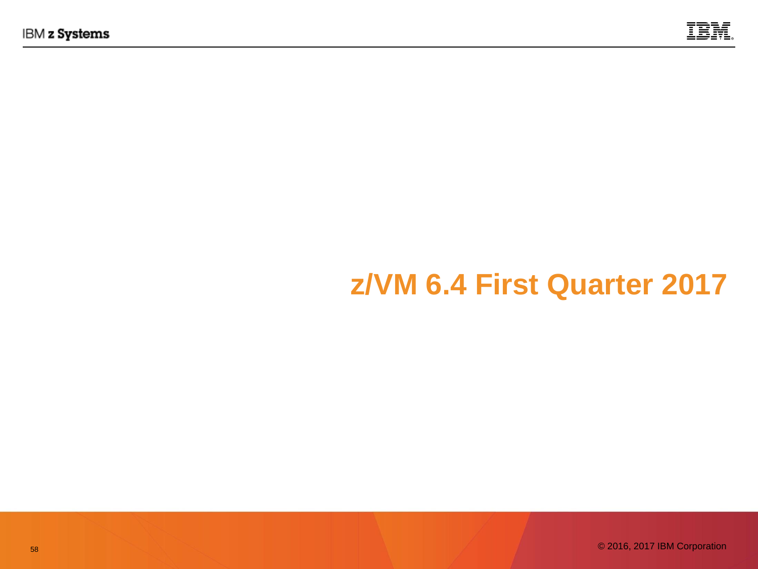# z/VM 6.4 First Quarter 2017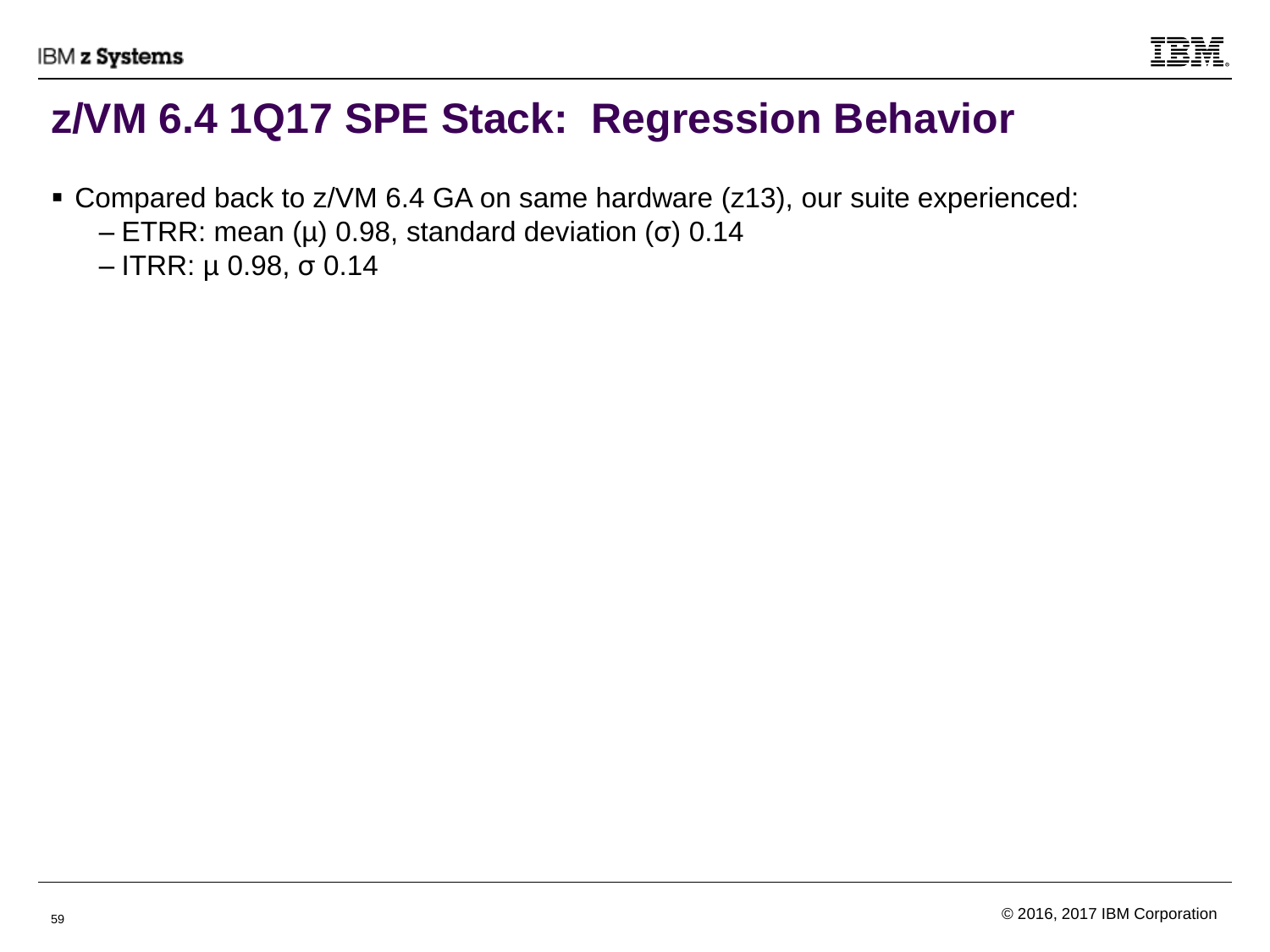# z/VM 6.4 1Q17 SPE Stack: Regression Behavior

- Compared back to z/VM 6.4 GA on same hardware (z13), our suite experienced:
  - ETRR: mean ($\mu$) 0.98, standard deviation ($\sigma$) 0.14
  - ITRR: $\mu$ 0.98, $\sigma$ 0.14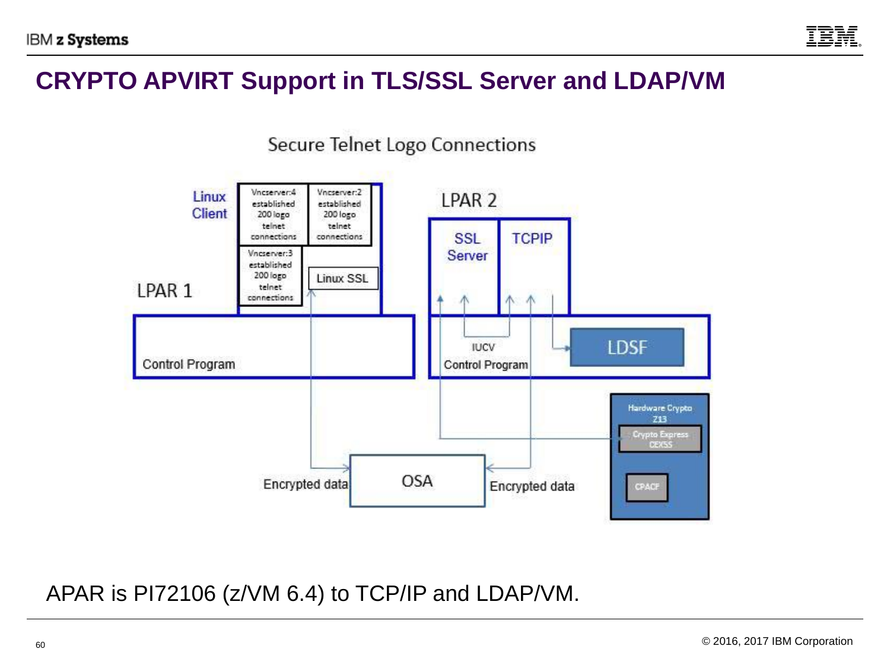# CRYPTO APVIRT Support in TLS/SSL Server and LDAP/VM

Secure Telnet Logo Connections

Linux Client

Vncserver:4 established 200 logo telnet connections

Vncserver:2 established 200 logo telnet connections

Vncserver:3 established 200 logo telnet connections

Linux SSL

LPAR 1

Control Program

LPAR 2

SSL Server

TCPIP

IUCV

Control Program

LDSF

Hardware Crypto Z13

Crypto Express CEX5S

CPACF

Encrypted data

OSA

Encrypted data

APAR is PI72106 (z/VM 6.4) to TCP/IP and LDAP/VM.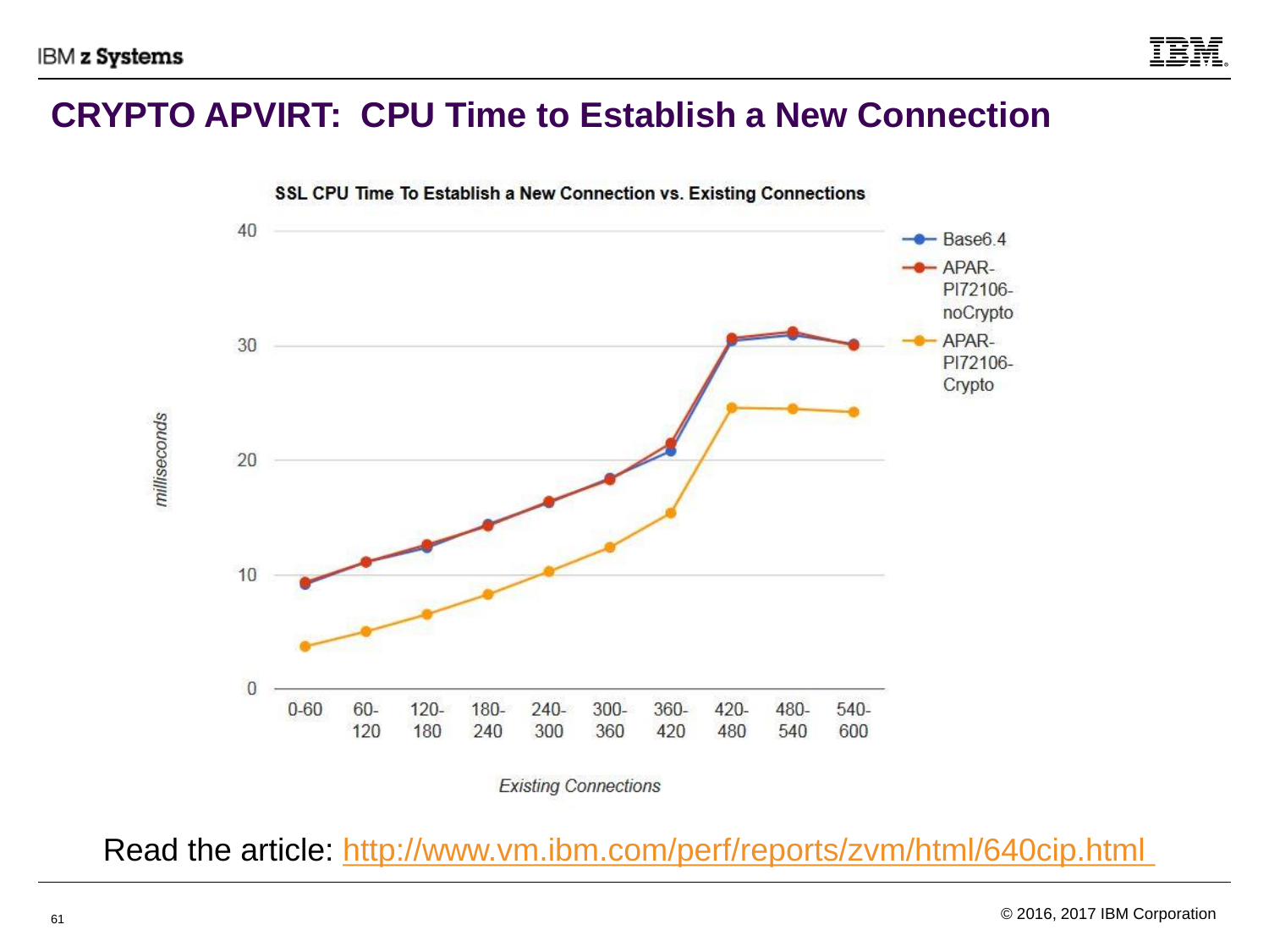# CRYPTO APVIRT: CPU Time to Establish a New Connection

Read the article: http://www.vm.ibm.com/perf/reports/zvm/html/640cip.html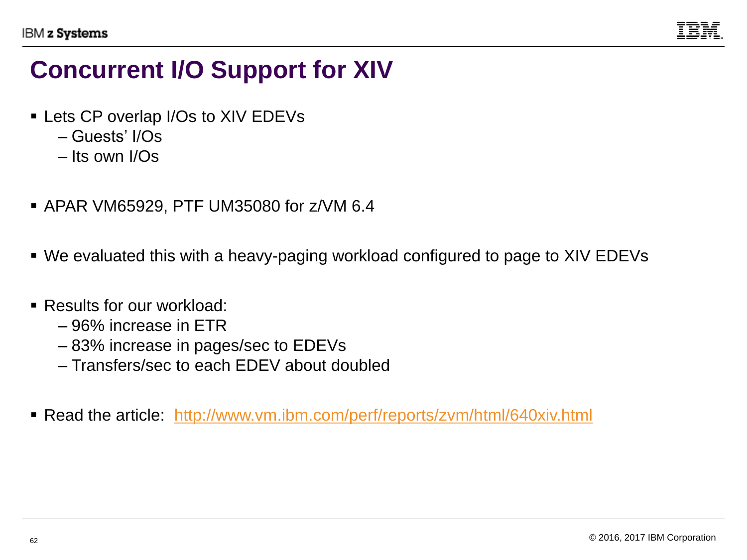# Concurrent I/O Support for XIV

- Lets CP overlap I/Os to XIV EDEVs
  - Guests' I/Os
  - Its own I/Os

- APAR VM65929, PTF UM35080 for z/VM 6.4

- We evaluated this with a heavy-paging workload configured to page to XIV EDEVs

- Results for our workload:
  - 96% increase in ETR
  - 83% increase in pages/sec to EDEVs
  - Transfers/sec to each EDEV about doubled

- Read the article: http://www.vm.ibm.com/perf/reports/zvm/html/640xiv.html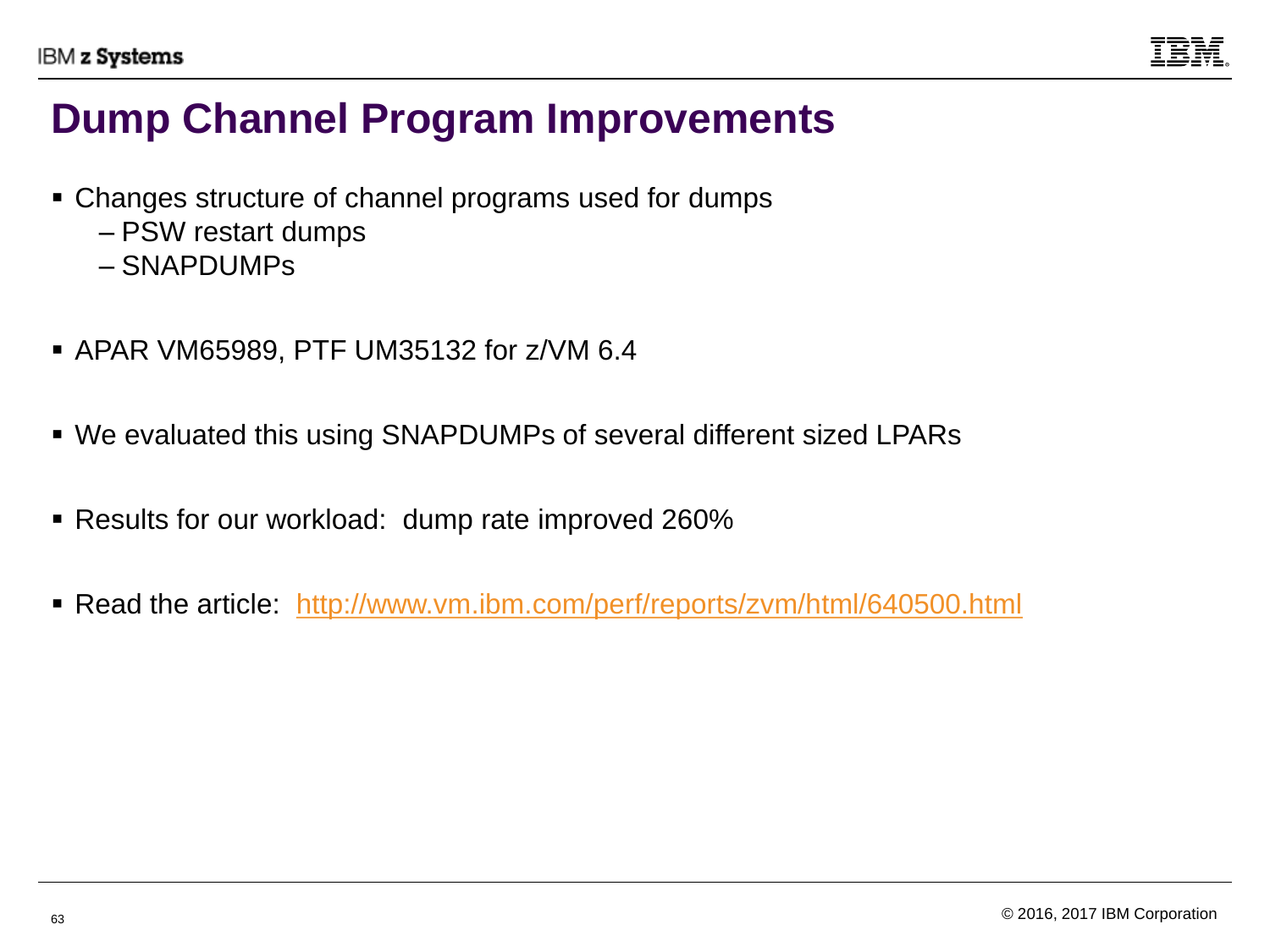# Dump Channel Program Improvements

- Changes structure of channel programs used for dumps
  - PSW restart dumps
  - SNAPDUMPs
- APAR VM65989, PTF UM35132 for z/VM 6.4
- We evaluated this using SNAPDUMPs of several different sized LPARs
- Results for our workload: dump rate improved 260%
- Read the article: http://www.vm.ibm.com/perf/reports/zvm/html/640500.html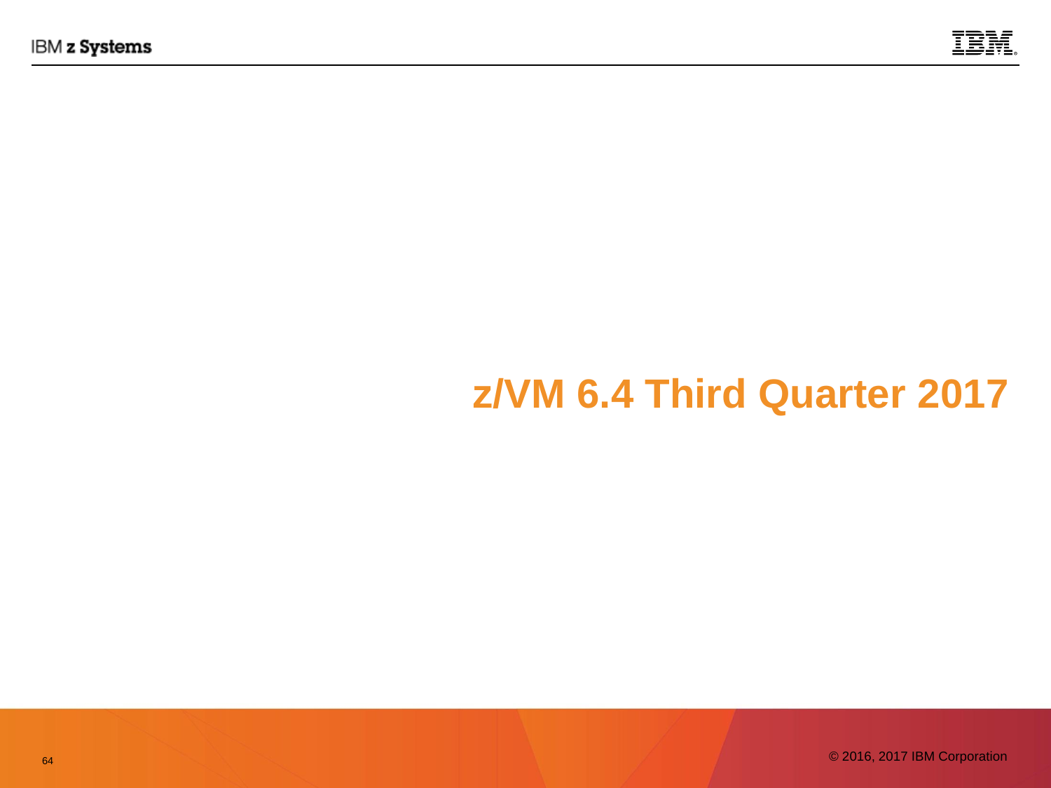# z/VM 6.4 Third Quarter 2017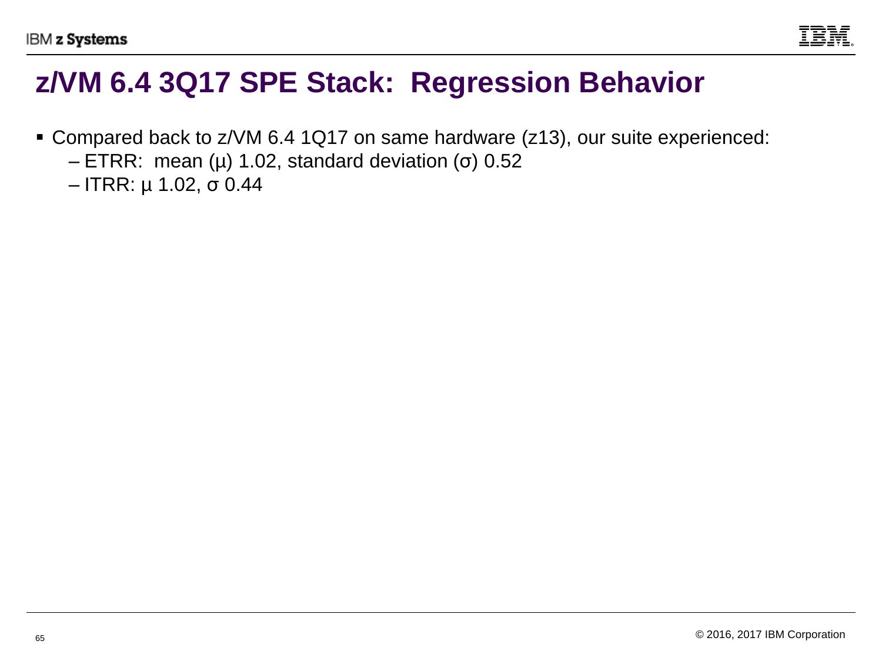# z/VM 6.4 3Q17 SPE Stack: Regression Behavior

- Compared back to z/VM 6.4 1Q17 on same hardware (z13), our suite experienced:
  - ETRR: mean ($\mu$) 1.02, standard deviation ($\sigma$) 0.52
  - ITRR: $\mu$ 1.02, $\sigma$ 0.44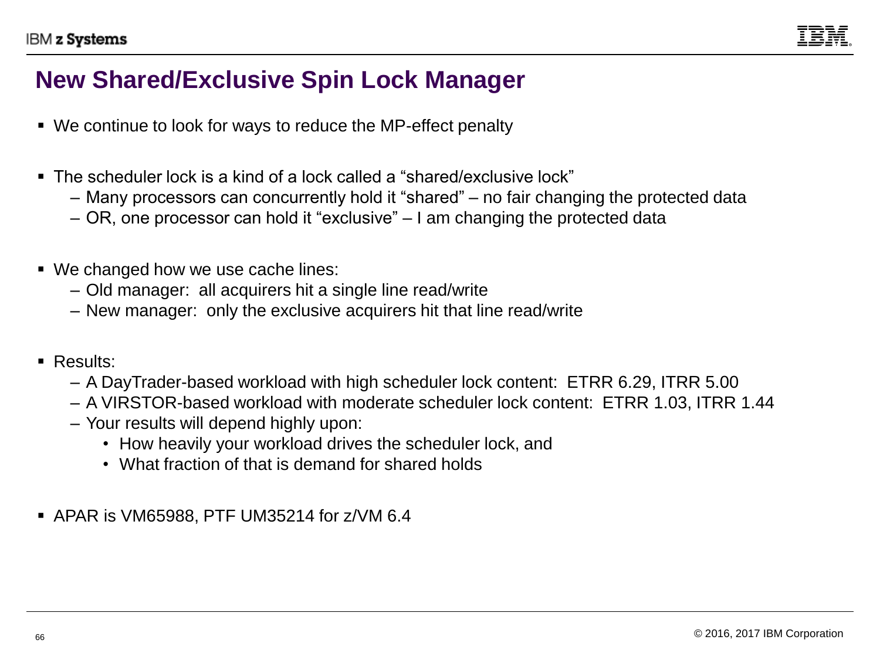# New Shared/Exclusive Spin Lock Manager

- We continue to look for ways to reduce the MP-effect penalty

- The scheduler lock is a kind of a lock called a “shared/exclusive lock”
  - Many processors can concurrently hold it “shared” – no fair changing the protected data
  - OR, one processor can hold it “exclusive” – I am changing the protected data

- We changed how we use cache lines:
  - Old manager: all acquirers hit a single line read/write
  - New manager: only the exclusive acquirers hit that line read/write

- Results:
  - A DayTrader-based workload with high scheduler lock content: ETRR 6.29, ITRR 5.00
  - A VIRSTOR-based workload with moderate scheduler lock content: ETRR 1.03, ITRR 1.44
  - Your results will depend highly upon:
    - How heavily your workload drives the scheduler lock, and
    - What fraction of that is demand for shared holds

- APAR is VM65988, PTF UM35214 for z/VM 6.4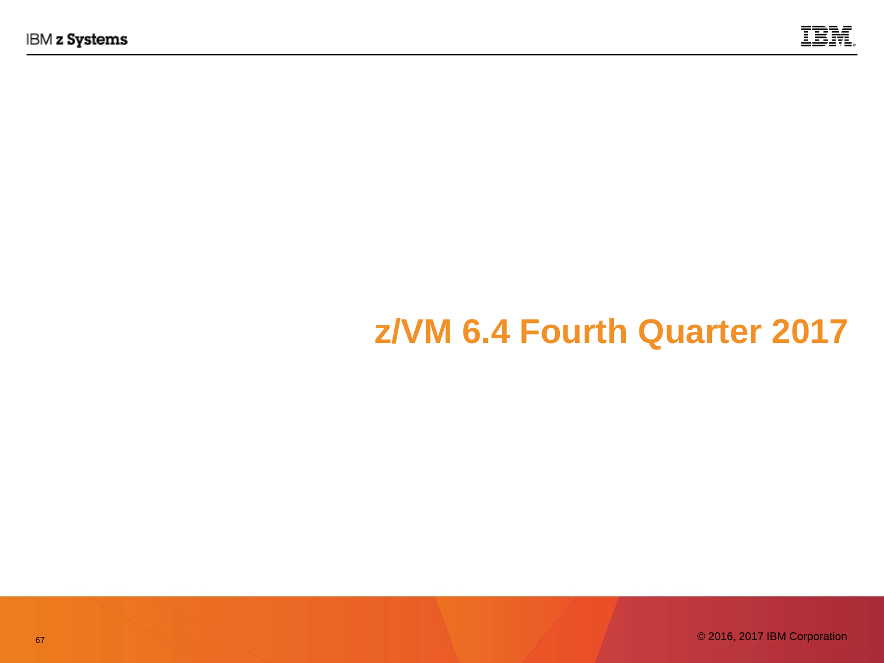# z/VM 6.4 Fourth Quarter 2017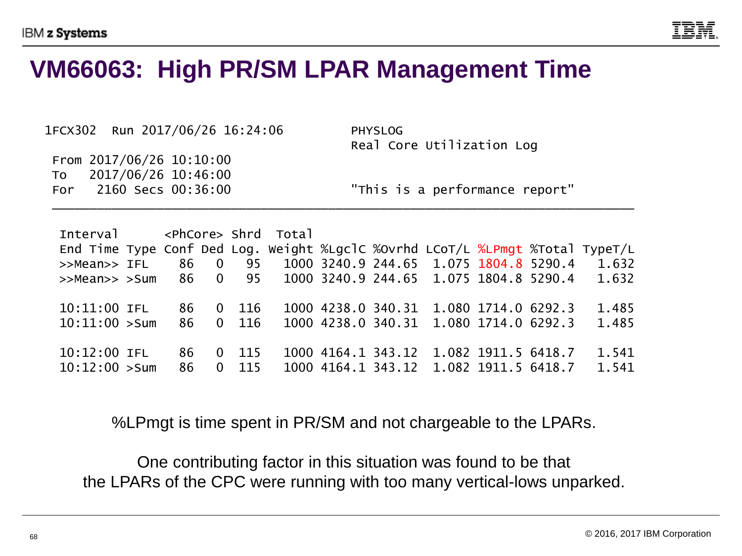# VM66063: High PR/SM LPAR Management Time

```
1FCX302  Run 2017/06/26 16:24:06          PHYSLOG
                                          Real Core Utilization Log
 From 2017/06/26 10:10:00
 To   2017/06/26 10:46:00
 For   2160 Secs 00:36:00                 "This is a performance report"
 ______________________________________________________________________________

  Interval      <PhCore> Shrd  Total
  End Time Type Conf Ded Log. Weight %LgclC %Ovrhd LCoT/L %LPmgt %Total TypeT/L
  >>Mean>> IFL    86   0   95   1000 3240.9 244.65  1.075 1804.8 5290.4   1.632
  >>Mean>> >Sum   86   0   95   1000 3240.9 244.65  1.075 1804.8 5290.4   1.632

  10:11:00 IFL    86   0  116   1000 4238.0 340.31  1.080 1714.0 6292.3   1.485
  10:11:00 >Sum   86   0  116   1000 4238.0 340.31  1.080 1714.0 6292.3   1.485

  10:12:00 IFL    86   0  115   1000 4164.1 343.12  1.082 1911.5 6418.7   1.541
  10:12:00 >Sum   86   0  115   1000 4164.1 343.12  1.082 1911.5 6418.7   1.541
```

%LPmgt is time spent in PR/SM and not chargeable to the LPARs.

One contributing factor in this situation was found to be that the LPARs of the CPC were running with too many vertical-lows unparked.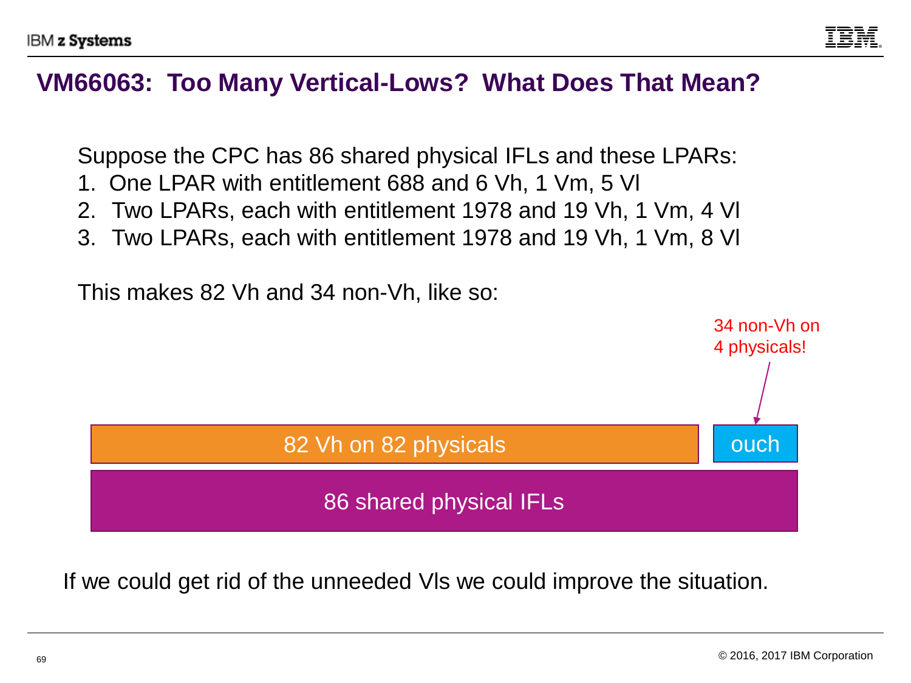# VM66063: Too Many Vertical-Lows? What Does That Mean?

Suppose the CPC has 86 shared physical IFLs and these LPARs:

1. One LPAR with entitlement 688 and 6 Vh, 1 Vm, 5 Vl
2. Two LPARs, each with entitlement 1978 and 19 Vh, 1 Vm, 4 Vl
3. Two LPARs, each with entitlement 1978 and 19 Vh, 1 Vm, 8 Vl

This makes 82 Vh and 34 non-Vh, like so:

34 non-Vh on 4 physicals!

| 82 Vh on 82 physicals | ouch |
|---|---|
| 86 shared physical IFLs | |

If we could get rid of the unneeded Vls we could improve the situation.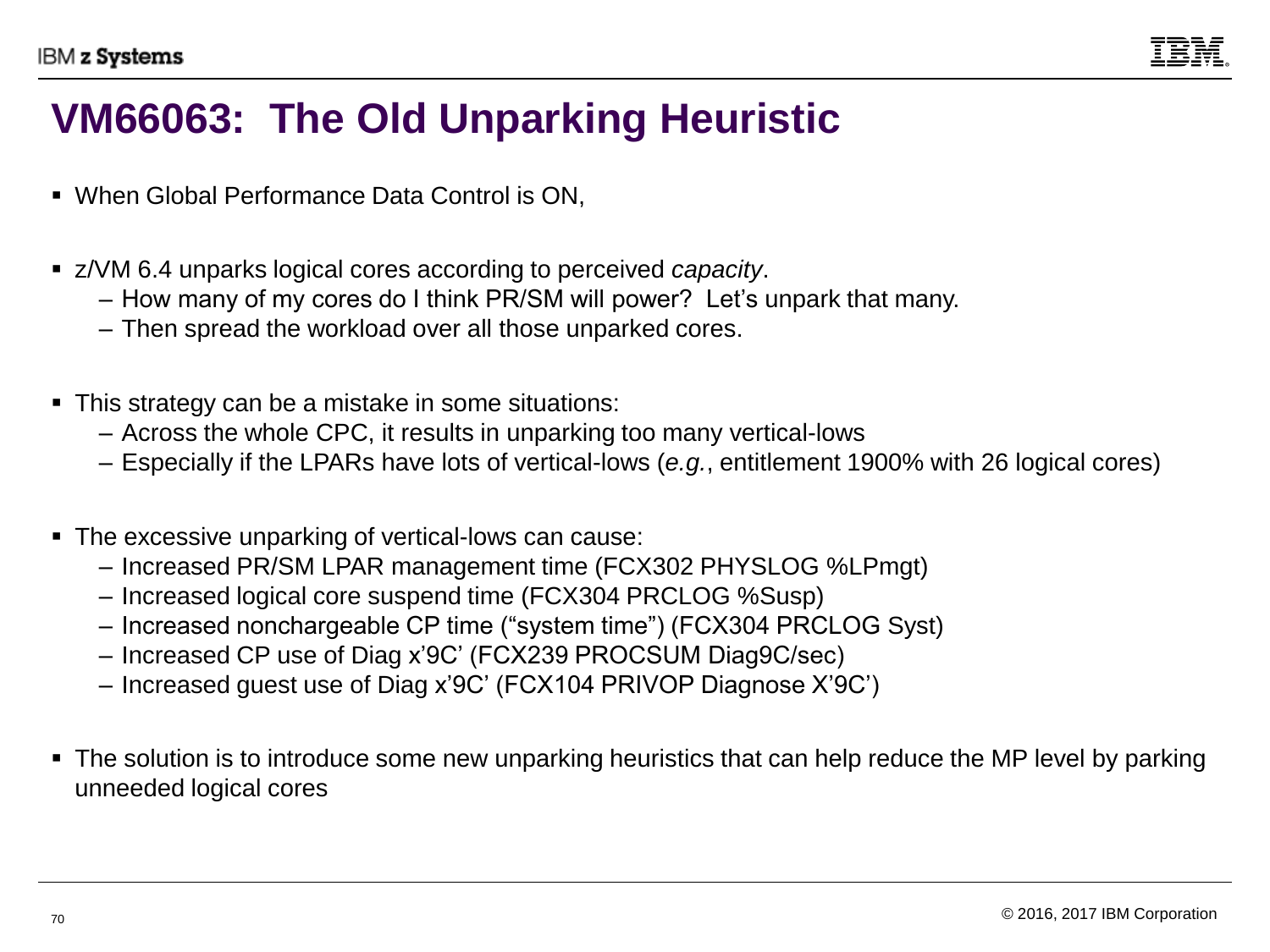# VM66063: The Old Unparking Heuristic

- When Global Performance Data Control is ON,

- z/VM 6.4 unparks logical cores according to perceived *capacity*.
  - How many of my cores do I think PR/SM will power? Let's unpark that many.
  - Then spread the workload over all those unparked cores.

- This strategy can be a mistake in some situations:
  - Across the whole CPC, it results in unparking too many vertical-lows
  - Especially if the LPARs have lots of vertical-lows (*e.g.*, entitlement 1900% with 26 logical cores)

- The excessive unparking of vertical-lows can cause:
  - Increased PR/SM LPAR management time (FCX302 PHYSLOG %LPmgt)
  - Increased logical core suspend time (FCX304 PRCLOG %Susp)
  - Increased nonchargeable CP time ("system time") (FCX304 PRCLOG Syst)
  - Increased CP use of Diag x'9C' (FCX239 PROCSUM Diag9C/sec)
  - Increased guest use of Diag x'9C' (FCX104 PRIVOP Diagnose X'9C')

- The solution is to introduce some new unparking heuristics that can help reduce the MP level by parking unneeded logical cores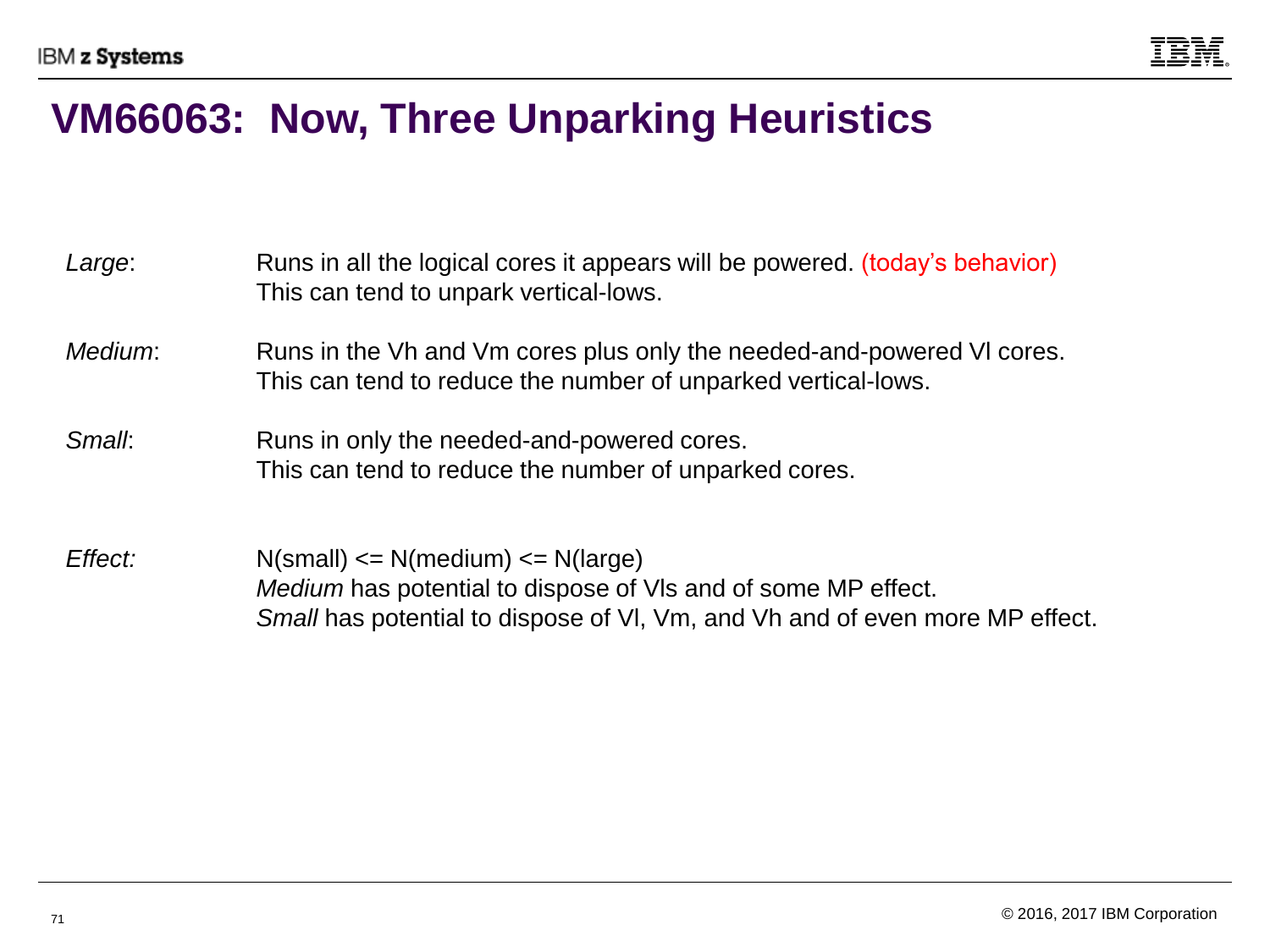# VM66063: Now, Three Unparking Heuristics

| | |
|---|---|
| *Large*: | Runs in all the logical cores it appears will be powered. (today's behavior)<br>This can tend to unpark vertical-lows. |
| *Medium*: | Runs in the Vh and Vm cores plus only the needed-and-powered Vl cores.<br>This can tend to reduce the number of unparked vertical-lows. |
| *Small*: | Runs in only the needed-and-powered cores.<br>This can tend to reduce the number of unparked cores. |
| *Effect:* | N(small) <= N(medium) <= N(large)<br>*Medium* has potential to dispose of Vls and of some MP effect.<br>*Small* has potential to dispose of Vl, Vm, and Vh and of even more MP effect. |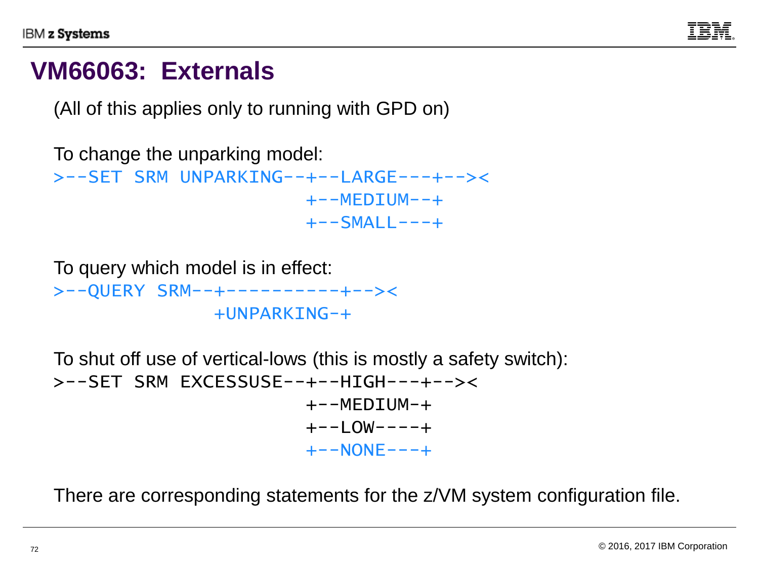# VM66063: Externals

(All of this applies only to running with GPD on)

To change the unparking model:

```
>--SET SRM UNPARKING--+--LARGE---+--><
                      +--MEDIUM--+
                      +--SMALL---+
```

To query which model is in effect:

```
>--QUERY SRM--+----------+--><
              +UNPARKING-+
```

To shut off use of vertical-lows (this is mostly a safety switch):

```
>--SET SRM EXCESSUSE--+--HIGH---+--><
                      +--MEDIUM-+
                      +--LOW----+
                      +--NONE---+
```

There are corresponding statements for the z/VM system configuration file.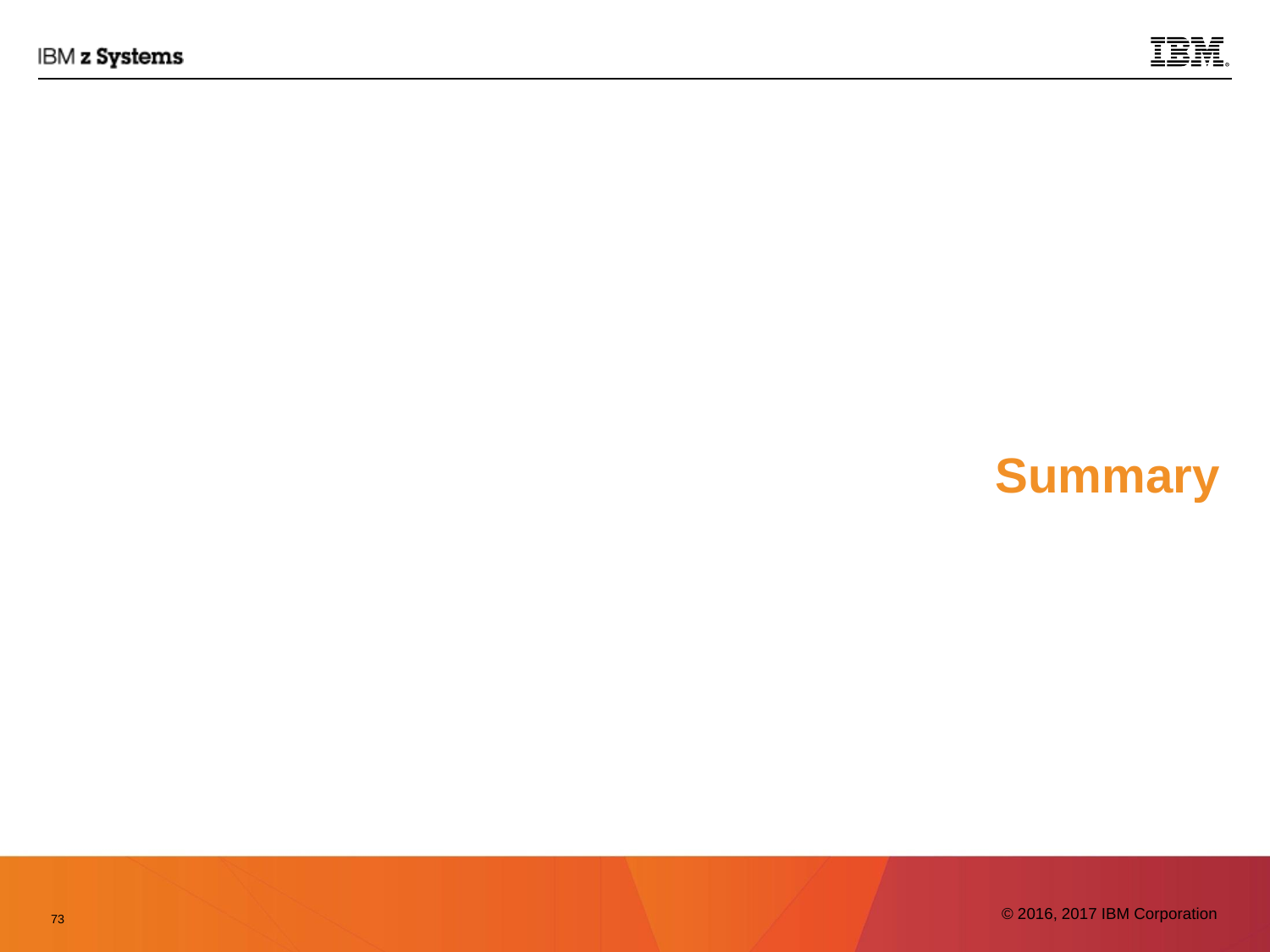# Summary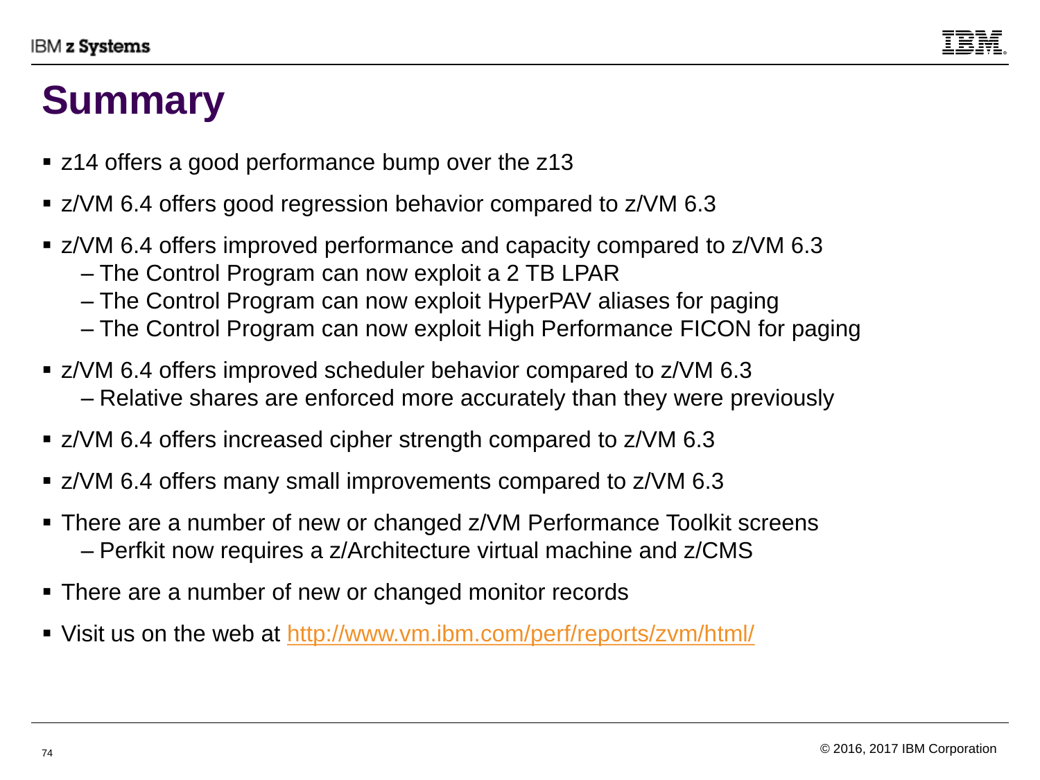# Summary

- z14 offers a good performance bump over the z13
- z/VM 6.4 offers good regression behavior compared to z/VM 6.3
- z/VM 6.4 offers improved performance and capacity compared to z/VM 6.3
  - The Control Program can now exploit a 2 TB LPAR
  - The Control Program can now exploit HyperPAV aliases for paging
  - The Control Program can now exploit High Performance FICON for paging
- z/VM 6.4 offers improved scheduler behavior compared to z/VM 6.3
  - Relative shares are enforced more accurately than they were previously
- z/VM 6.4 offers increased cipher strength compared to z/VM 6.3
- z/VM 6.4 offers many small improvements compared to z/VM 6.3
- There are a number of new or changed z/VM Performance Toolkit screens
  - Perfkit now requires a z/Architecture virtual machine and z/CMS
- There are a number of new or changed monitor records
- Visit us on the web at [http://www.vm.ibm.com/perf/reports/zvm/html/](http://www.vm.ibm.com/perf/reports/zvm/html/)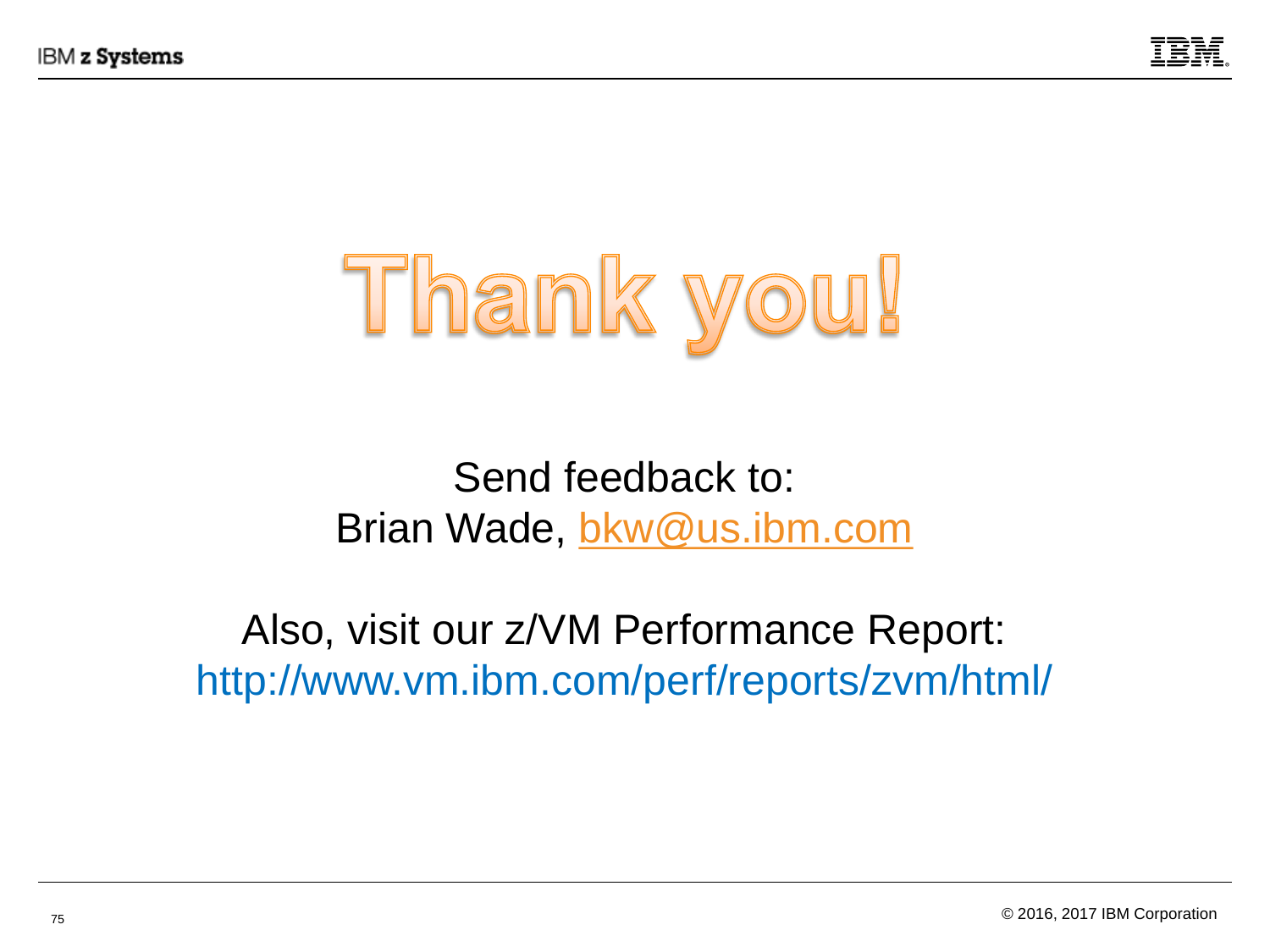# Thank you!

Send feedback to:
Brian Wade, bkw@us.ibm.com

Also, visit our z/VM Performance Report:
http://www.vm.ibm.com/perf/reports/zvm/html/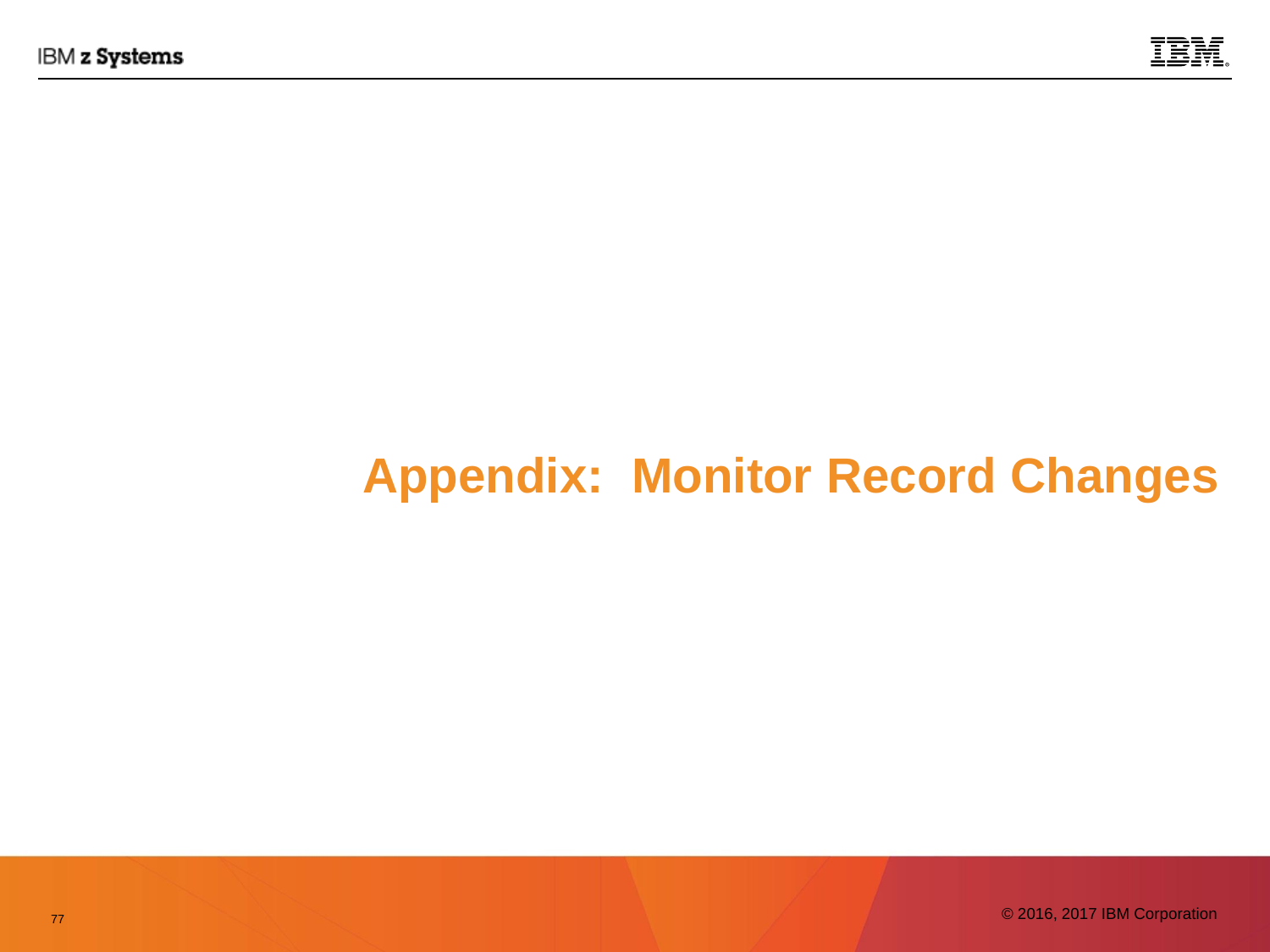# Appendix: Monitor Record Changes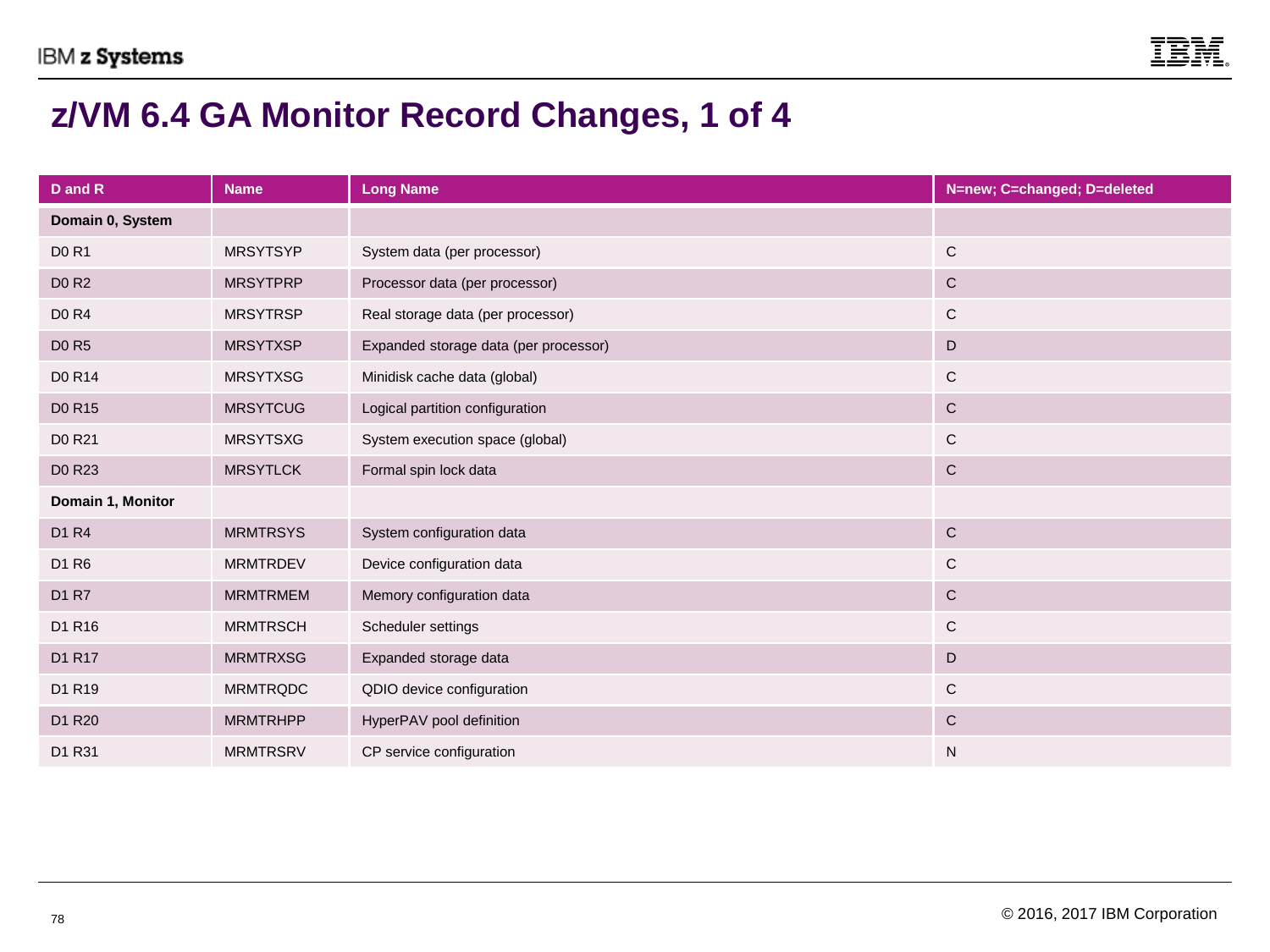# z/VM 6.4 GA Monitor Record Changes, 1 of 4

| D and R | Name | Long Name | N=new; C=changed; D=deleted |
|---|---|---|---|
| **Domain 0, System** | | | |
| D0 R1 | MRSYTSYP | System data (per processor) | C |
| D0 R2 | MRSYTPRP | Processor data (per processor) | C |
| D0 R4 | MRSYTRSP | Real storage data (per processor) | C |
| D0 R5 | MRSYTXSP | Expanded storage data (per processor) | D |
| D0 R14 | MRSYTXSG | Minidisk cache data (global) | C |
| D0 R15 | MRSYTCUG | Logical partition configuration | C |
| D0 R21 | MRSYTSXG | System execution space (global) | C |
| D0 R23 | MRSYTLCK | Formal spin lock data | C |
| **Domain 1, Monitor** | | | |
| D1 R4 | MRMTRSYS | System configuration data | C |
| D1 R6 | MRMTRDEV | Device configuration data | C |
| D1 R7 | MRMTRMEM | Memory configuration data | C |
| D1 R16 | MRMTRSCH | Scheduler settings | C |
| D1 R17 | MRMTRXSG | Expanded storage data | D |
| D1 R19 | MRMTRQDC | QDIO device configuration | C |
| D1 R20 | MRMTRHPP | HyperPAV pool definition | C |
| D1 R31 | MRMTRSRV | CP service configuration | N |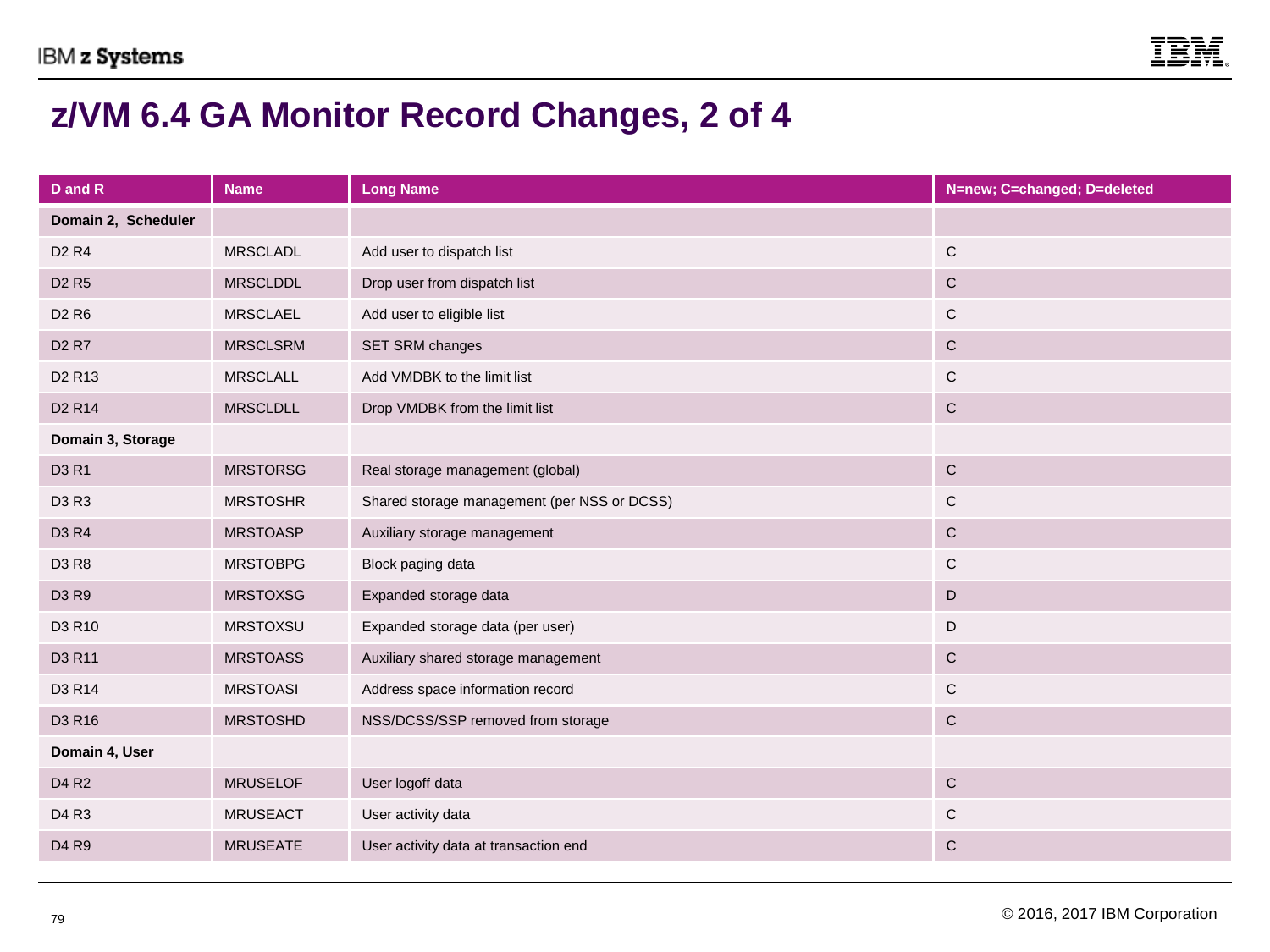# z/VM 6.4 GA Monitor Record Changes, 2 of 4

| D and R | Name | Long Name | N=new; C=changed; D=deleted |
|---|---|---|---|
| **Domain 2, Scheduler** | | | |
| D2 R4 | MRSCLADL | Add user to dispatch list | C |
| D2 R5 | MRSCLDDL | Drop user from dispatch list | C |
| D2 R6 | MRSCLAEL | Add user to eligible list | C |
| D2 R7 | MRSCLSRM | SET SRM changes | C |
| D2 R13 | MRSCLALL | Add VMDBK to the limit list | C |
| D2 R14 | MRSCLDLL | Drop VMDBK from the limit list | C |
| **Domain 3, Storage** | | | |
| D3 R1 | MRSTORSG | Real storage management (global) | C |
| D3 R3 | MRSTOSHR | Shared storage management (per NSS or DCSS) | C |
| D3 R4 | MRSTOASP | Auxiliary storage management | C |
| D3 R8 | MRSTOBPG | Block paging data | C |
| D3 R9 | MRSTOXSG | Expanded storage data | D |
| D3 R10 | MRSTOXSU | Expanded storage data (per user) | D |
| D3 R11 | MRSTOASS | Auxiliary shared storage management | C |
| D3 R14 | MRSTOASI | Address space information record | C |
| D3 R16 | MRSTOSHD | NSS/DCSS/SSP removed from storage | C |
| **Domain 4, User** | | | |
| D4 R2 | MRUSELOF | User logoff data | C |
| D4 R3 | MRUSEACT | User activity data | C |
| D4 R9 | MRUSEATE | User activity data at transaction end | C |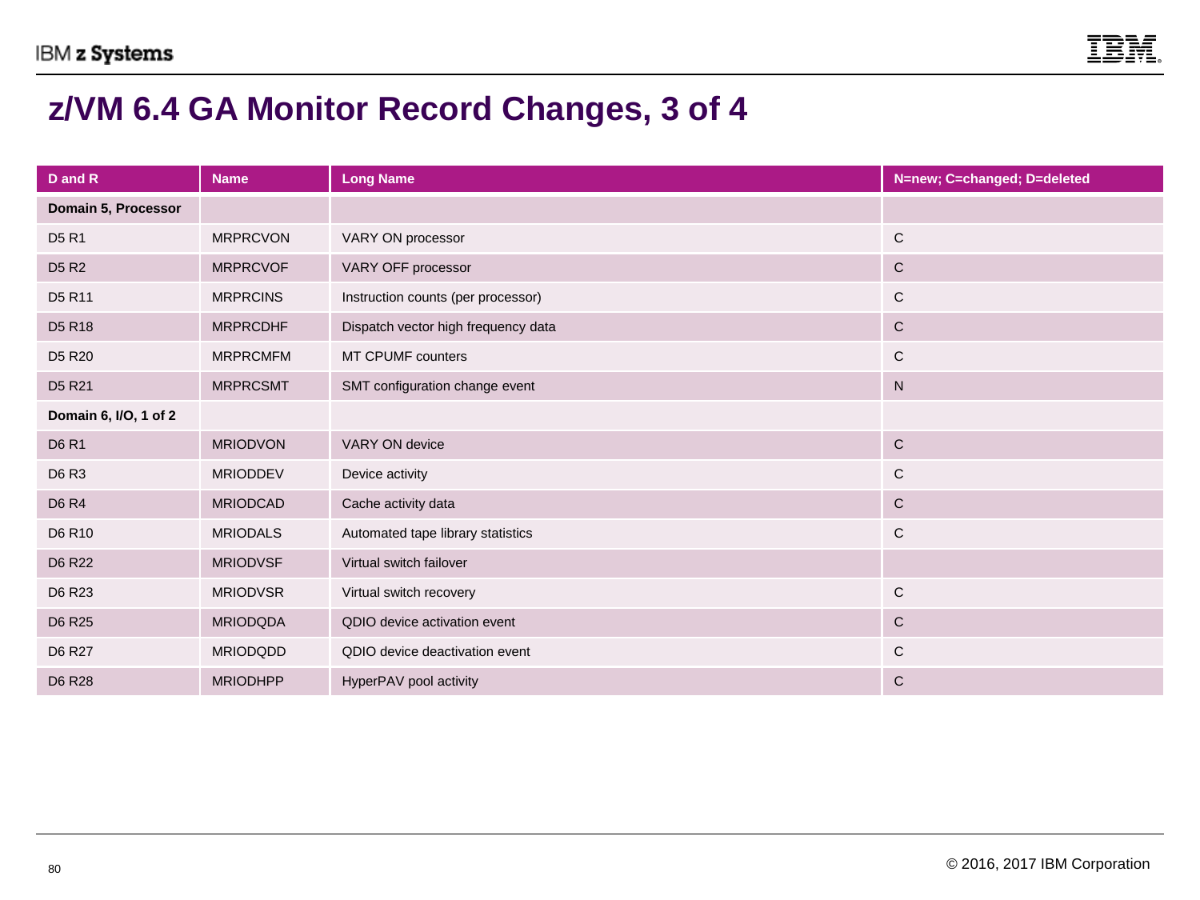# z/VM 6.4 GA Monitor Record Changes, 3 of 4

| D and R | Name | Long Name | N=new; C=changed; D=deleted |
|---|---|---|---|
| **Domain 5, Processor** | | | |
| D5 R1 | MRPRCVON | VARY ON processor | C |
| D5 R2 | MRPRCVOF | VARY OFF processor | C |
| D5 R11 | MRPRCINS | Instruction counts (per processor) | C |
| D5 R18 | MRPRCDHF | Dispatch vector high frequency data | C |
| D5 R20 | MRPRCMFM | MT CPUMF counters | C |
| D5 R21 | MRPRCSMT | SMT configuration change event | N |
| **Domain 6, I/O, 1 of 2** | | | |
| D6 R1 | MRIODVON | VARY ON device | C |
| D6 R3 | MRIODDEV | Device activity | C |
| D6 R4 | MRIODCAD | Cache activity data | C |
| D6 R10 | MRIODALS | Automated tape library statistics | C |
| D6 R22 | MRIODVSF | Virtual switch failover | |
| D6 R23 | MRIODVSR | Virtual switch recovery | C |
| D6 R25 | MRIODQDA | QDIO device activation event | C |
| D6 R27 | MRIODQDD | QDIO device deactivation event | C |
| D6 R28 | MRIODHPP | HyperPAV pool activity | C |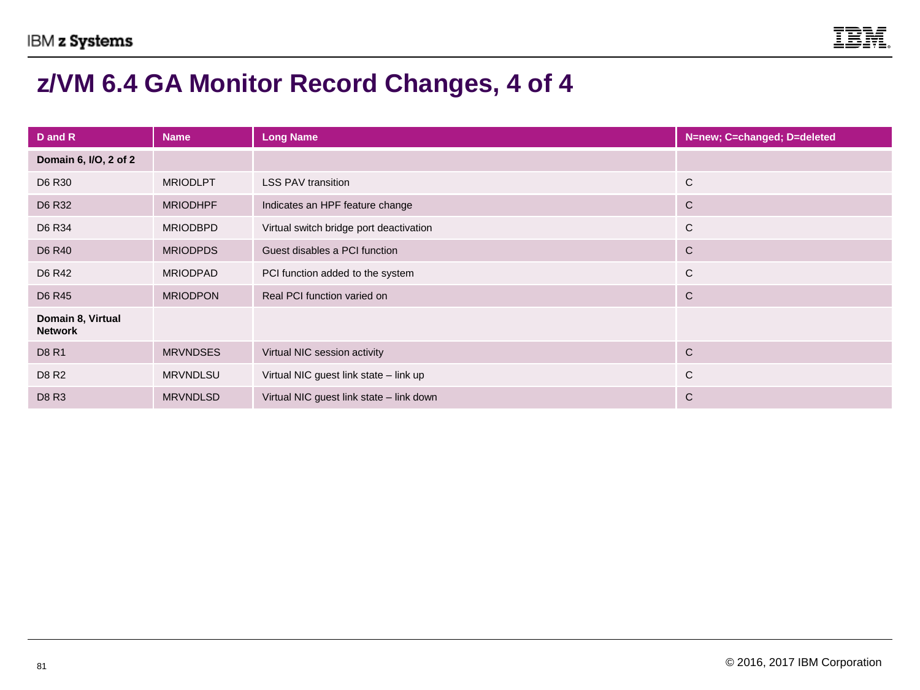# z/VM 6.4 GA Monitor Record Changes, 4 of 4

| D and R | Name | Long Name | N=new; C=changed; D=deleted |
|---|---|---|---|
| **Domain 6, I/O, 2 of 2** | | | |
| D6 R30 | MRIODLPT | LSS PAV transition | C |
| D6 R32 | MRIODHPF | Indicates an HPF feature change | C |
| D6 R34 | MRIODBPD | Virtual switch bridge port deactivation | C |
| D6 R40 | MRIODPDS | Guest disables a PCI function | C |
| D6 R42 | MRIODPAD | PCI function added to the system | C |
| D6 R45 | MRIODPON | Real PCI function varied on | C |
| **Domain 8, Virtual Network** | | | |
| D8 R1 | MRVNDSES | Virtual NIC session activity | C |
| D8 R2 | MRVNDLSU | Virtual NIC guest link state – link up | C |
| D8 R3 | MRVNDLSD | Virtual NIC guest link state – link down | C |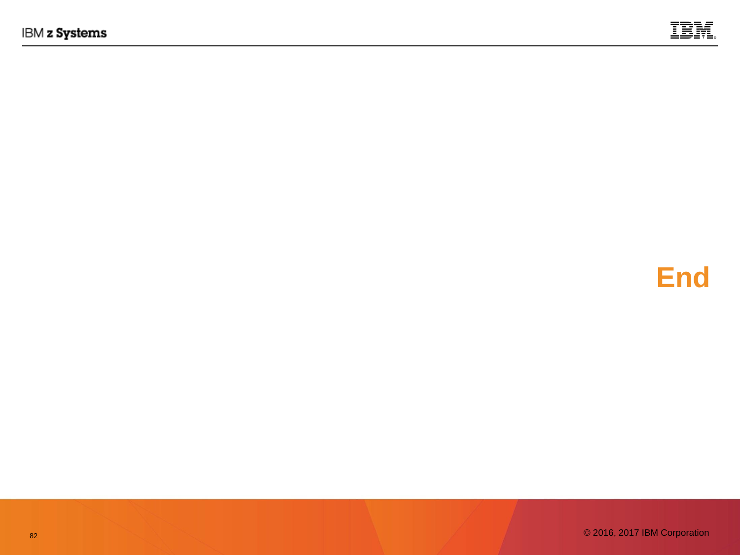# End